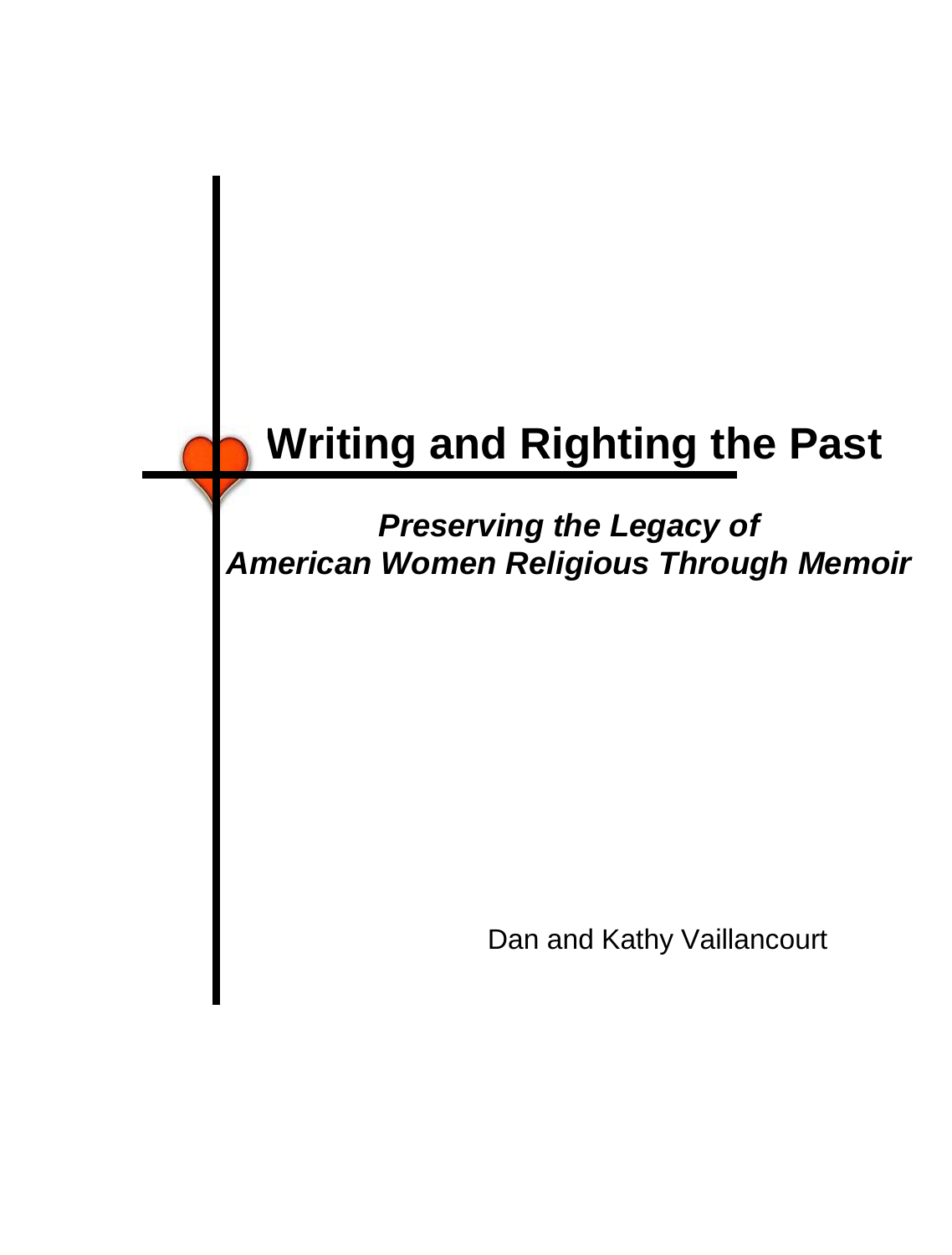# Writing and Righting the Past

***Preserving the Legacy of American Women Religious Through Memoir***

Dan and Kathy Vaillancourt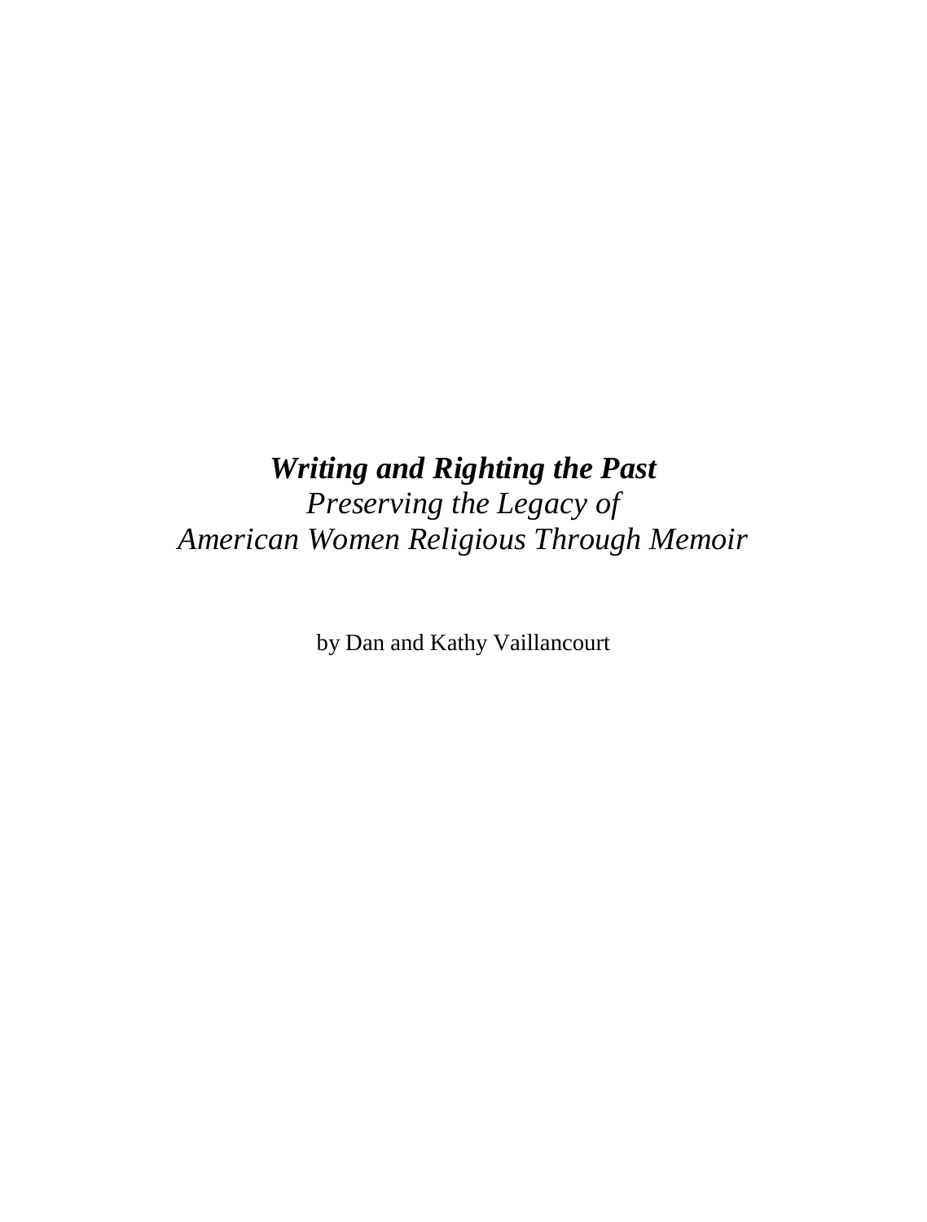# ***Writing and Righting the Past***

*Preserving the Legacy of*
*American Women Religious Through Memoir*

by Dan and Kathy Vaillancourt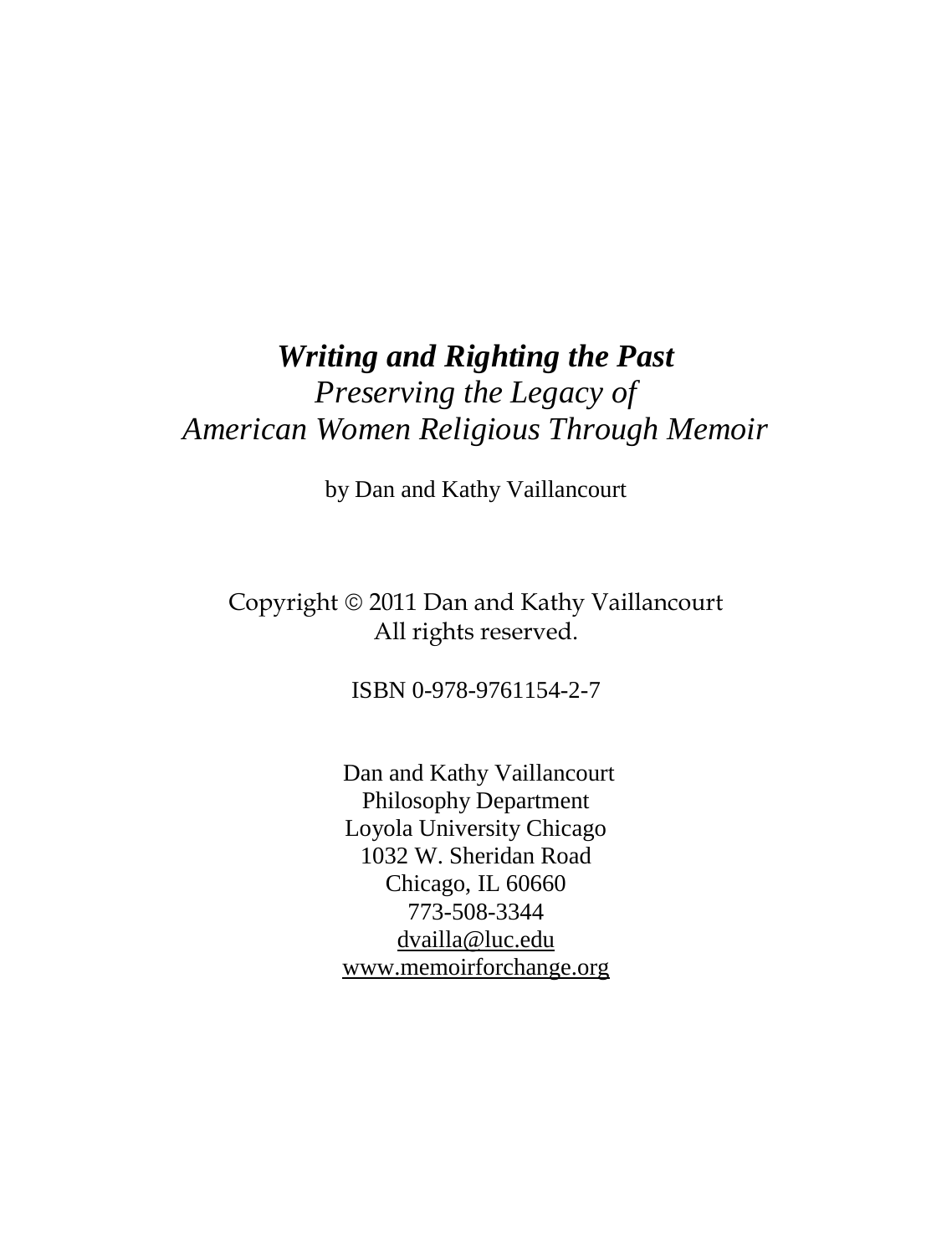# ***Writing and Righting the Past***

*Preserving the Legacy of*
*American Women Religious Through Memoir*

by Dan and Kathy Vaillancourt

Copyright © 2011 Dan and Kathy Vaillancourt
All rights reserved.

ISBN 0-978-9761154-2-7

Dan and Kathy Vaillancourt
Philosophy Department
Loyola University Chicago
1032 W. Sheridan Road
Chicago, IL 60660
773-508-3344
dvailla@luc.edu
www.memoirforchange.org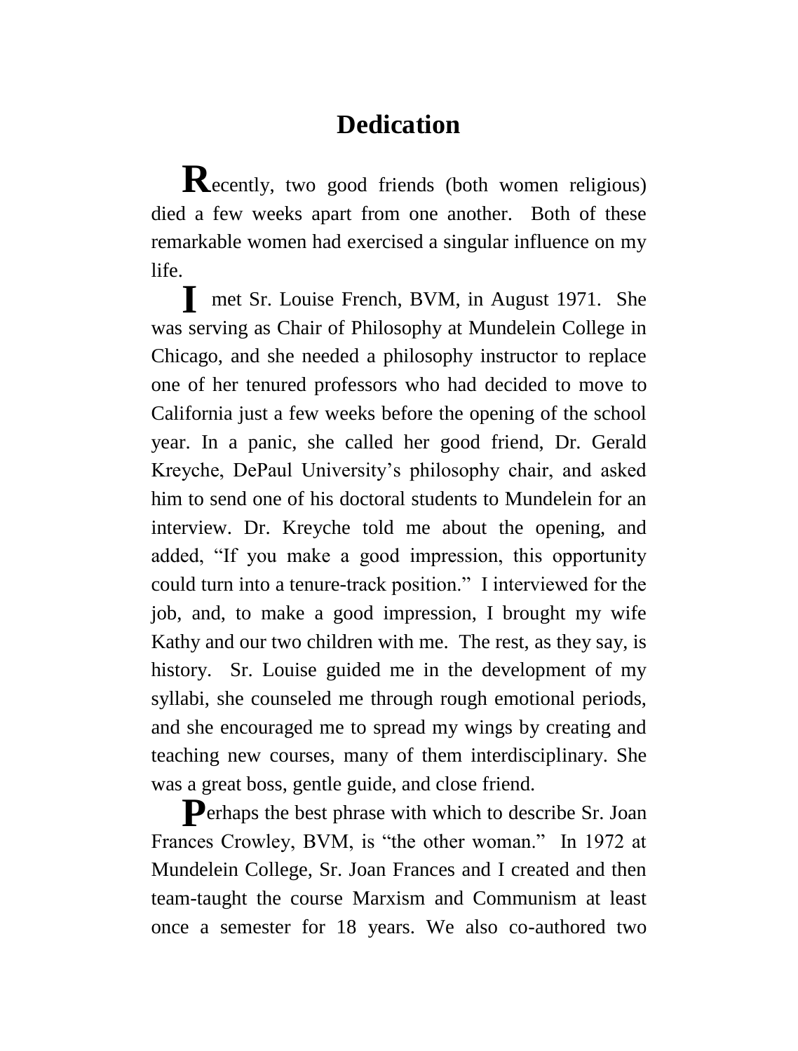# Dedication

Recently, two good friends (both women religious) died a few weeks apart from one another. Both of these remarkable women had exercised a singular influence on my life.

I met Sr. Louise French, BVM, in August 1971. She was serving as Chair of Philosophy at Mundelein College in Chicago, and she needed a philosophy instructor to replace one of her tenured professors who had decided to move to California just a few weeks before the opening of the school year. In a panic, she called her good friend, Dr. Gerald Kreyche, DePaul University's philosophy chair, and asked him to send one of his doctoral students to Mundelein for an interview. Dr. Kreyche told me about the opening, and added, "If you make a good impression, this opportunity could turn into a tenure-track position." I interviewed for the job, and, to make a good impression, I brought my wife Kathy and our two children with me. The rest, as they say, is history. Sr. Louise guided me in the development of my syllabi, she counseled me through rough emotional periods, and she encouraged me to spread my wings by creating and teaching new courses, many of them interdisciplinary. She was a great boss, gentle guide, and close friend.

Perhaps the best phrase with which to describe Sr. Joan Frances Crowley, BVM, is "the other woman." In 1972 at Mundelein College, Sr. Joan Frances and I created and then team-taught the course Marxism and Communism at least once a semester for 18 years. We also co-authored two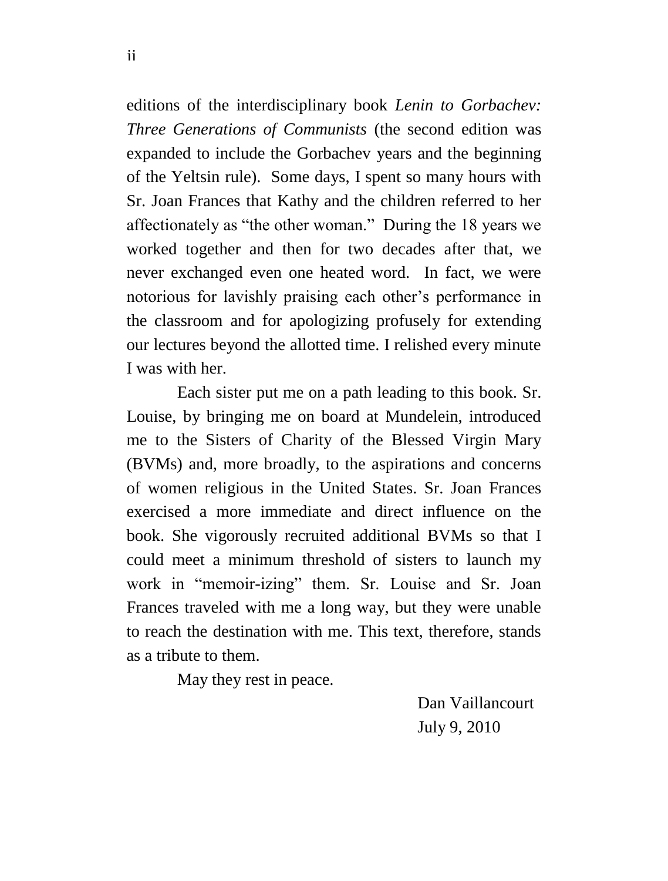editions of the interdisciplinary book *Lenin to Gorbachev: Three Generations of Communists* (the second edition was expanded to include the Gorbachev years and the beginning of the Yeltsin rule). Some days, I spent so many hours with Sr. Joan Frances that Kathy and the children referred to her affectionately as "the other woman." During the 18 years we worked together and then for two decades after that, we never exchanged even one heated word. In fact, we were notorious for lavishly praising each other's performance in the classroom and for apologizing profusely for extending our lectures beyond the allotted time. I relished every minute I was with her.

Each sister put me on a path leading to this book. Sr. Louise, by bringing me on board at Mundelein, introduced me to the Sisters of Charity of the Blessed Virgin Mary (BVMs) and, more broadly, to the aspirations and concerns of women religious in the United States. Sr. Joan Frances exercised a more immediate and direct influence on the book. She vigorously recruited additional BVMs so that I could meet a minimum threshold of sisters to launch my work in "memoir-izing" them. Sr. Louise and Sr. Joan Frances traveled with me a long way, but they were unable to reach the destination with me. This text, therefore, stands as a tribute to them.

May they rest in peace.

Dan Vaillancourt
July 9, 2010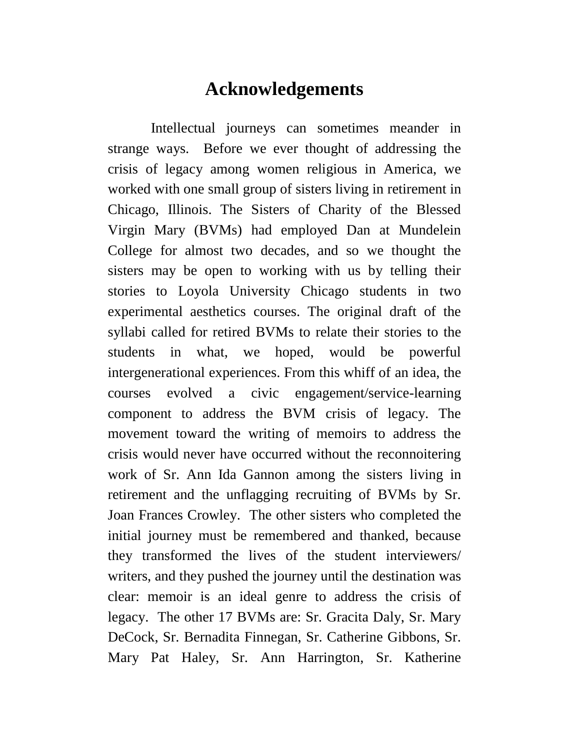# Acknowledgements

Intellectual journeys can sometimes meander in strange ways. Before we ever thought of addressing the crisis of legacy among women religious in America, we worked with one small group of sisters living in retirement in Chicago, Illinois. The Sisters of Charity of the Blessed Virgin Mary (BVMs) had employed Dan at Mundelein College for almost two decades, and so we thought the sisters may be open to working with us by telling their stories to Loyola University Chicago students in two experimental aesthetics courses. The original draft of the syllabi called for retired BVMs to relate their stories to the students in what, we hoped, would be powerful intergenerational experiences. From this whiff of an idea, the courses evolved a civic engagement/service-learning component to address the BVM crisis of legacy. The movement toward the writing of memoirs to address the crisis would never have occurred without the reconnoitering work of Sr. Ann Ida Gannon among the sisters living in retirement and the unflagging recruiting of BVMs by Sr. Joan Frances Crowley. The other sisters who completed the initial journey must be remembered and thanked, because they transformed the lives of the student interviewers/ writers, and they pushed the journey until the destination was clear: memoir is an ideal genre to address the crisis of legacy. The other 17 BVMs are: Sr. Gracita Daly, Sr. Mary DeCock, Sr. Bernadita Finnegan, Sr. Catherine Gibbons, Sr. Mary Pat Haley, Sr. Ann Harrington, Sr. Katherine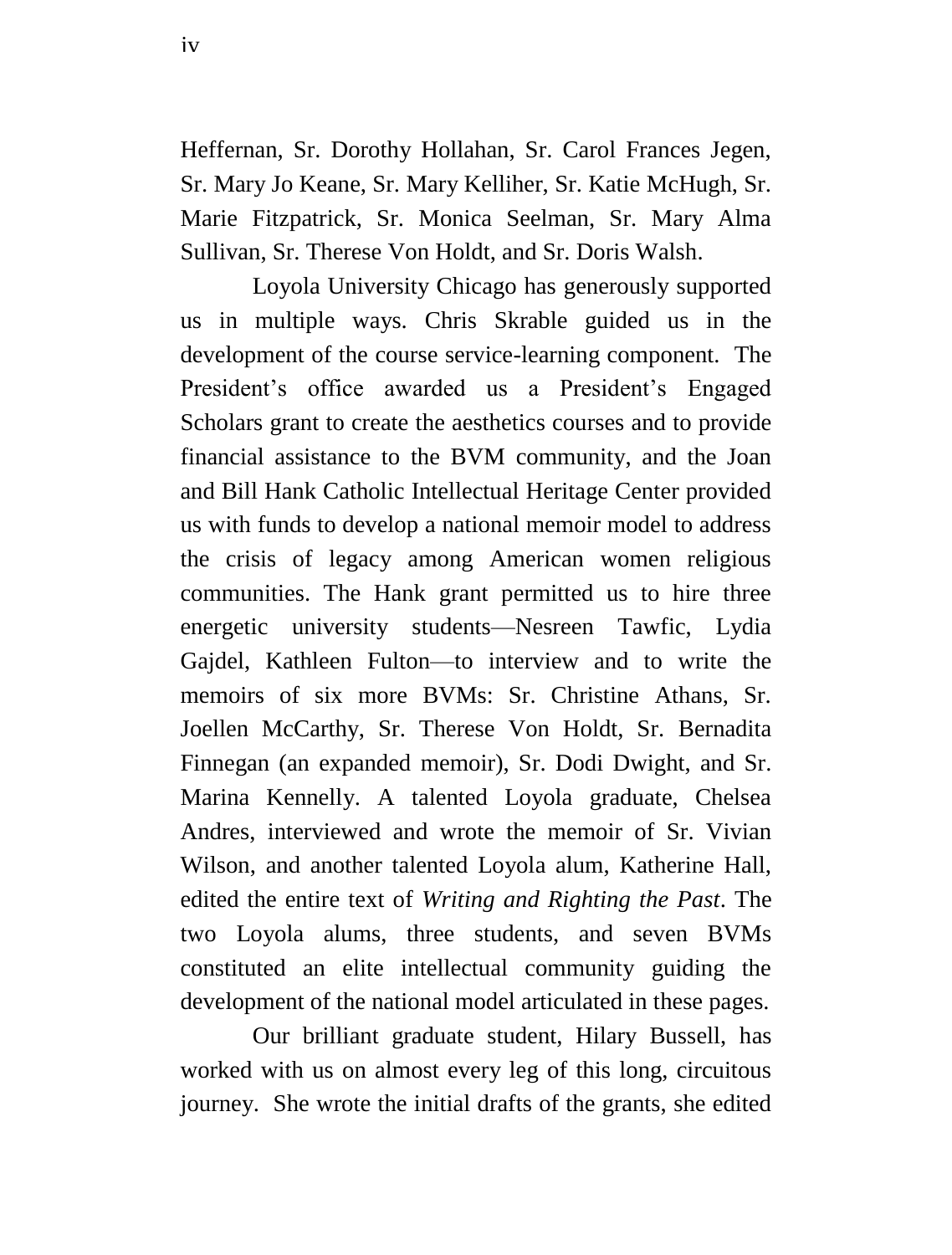Heffernan, Sr. Dorothy Hollahan, Sr. Carol Frances Jegen, Sr. Mary Jo Keane, Sr. Mary Kelliher, Sr. Katie McHugh, Sr. Marie Fitzpatrick, Sr. Monica Seelman, Sr. Mary Alma Sullivan, Sr. Therese Von Holdt, and Sr. Doris Walsh.

Loyola University Chicago has generously supported us in multiple ways. Chris Skrable guided us in the development of the course service-learning component. The President's office awarded us a President's Engaged Scholars grant to create the aesthetics courses and to provide financial assistance to the BVM community, and the Joan and Bill Hank Catholic Intellectual Heritage Center provided us with funds to develop a national memoir model to address the crisis of legacy among American women religious communities. The Hank grant permitted us to hire three energetic university students—Nesreen Tawfic, Lydia Gajdel, Kathleen Fulton—to interview and to write the memoirs of six more BVMs: Sr. Christine Athans, Sr. Joellen McCarthy, Sr. Therese Von Holdt, Sr. Bernadita Finnegan (an expanded memoir), Sr. Dodi Dwight, and Sr. Marina Kennelly. A talented Loyola graduate, Chelsea Andres, interviewed and wrote the memoir of Sr. Vivian Wilson, and another talented Loyola alum, Katherine Hall, edited the entire text of *Writing and Righting the Past*. The two Loyola alums, three students, and seven BVMs constituted an elite intellectual community guiding the development of the national model articulated in these pages.

Our brilliant graduate student, Hilary Bussell, has worked with us on almost every leg of this long, circuitous journey. She wrote the initial drafts of the grants, she edited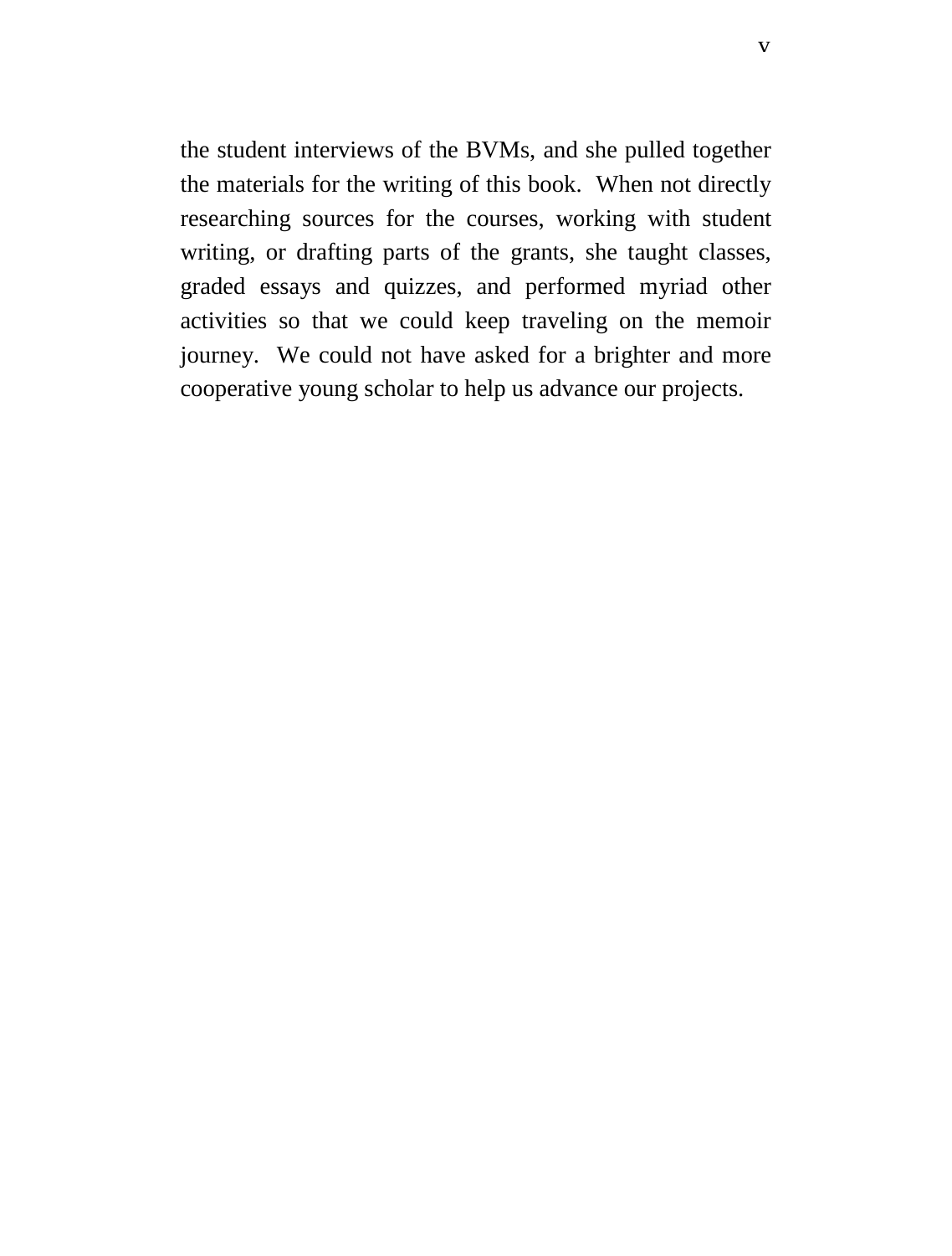the student interviews of the BVMs, and she pulled together the materials for the writing of this book. When not directly researching sources for the courses, working with student writing, or drafting parts of the grants, she taught classes, graded essays and quizzes, and performed myriad other activities so that we could keep traveling on the memoir journey. We could not have asked for a brighter and more cooperative young scholar to help us advance our projects.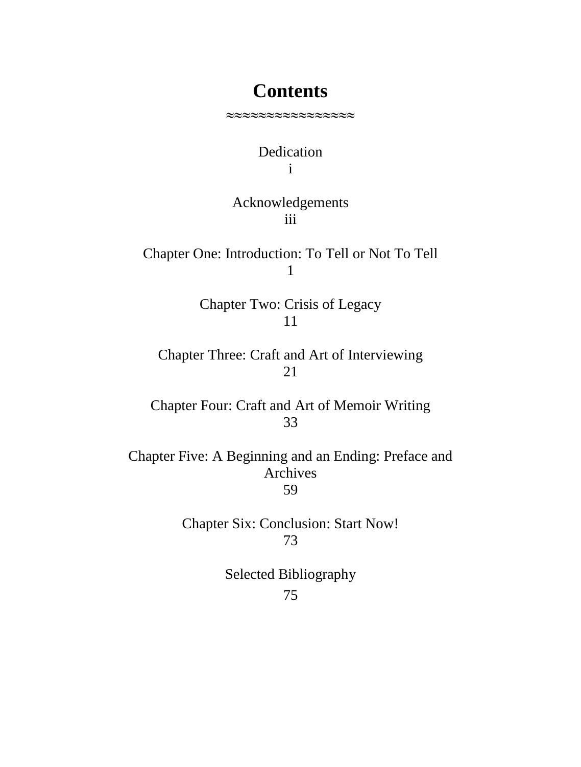# Contents

≈≈≈≈≈≈≈≈≈≈≈≈≈≈≈

Dedication
i

Acknowledgements
iii

Chapter One: Introduction: To Tell or Not To Tell
1

Chapter Two: Crisis of Legacy
11

Chapter Three: Craft and Art of Interviewing
21

Chapter Four: Craft and Art of Memoir Writing
33

Chapter Five: A Beginning and an Ending: Preface and Archives
59

Chapter Six: Conclusion: Start Now!
73

Selected Bibliography
75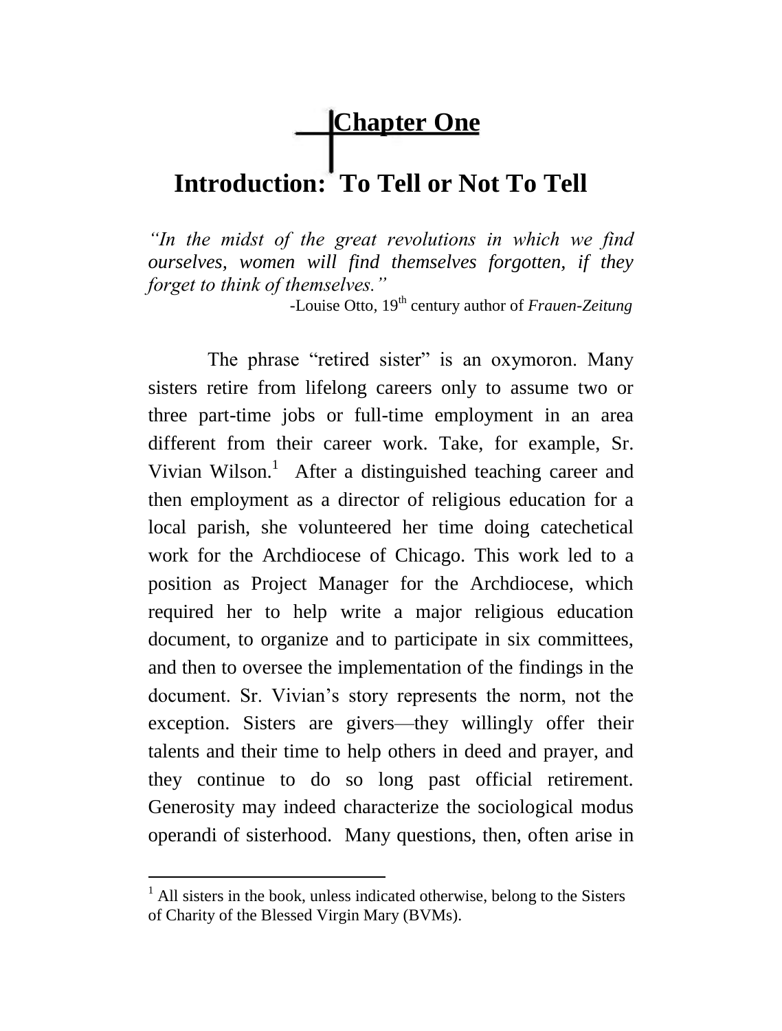# Chapter One

## Introduction: To Tell or Not To Tell

*"In the midst of the great revolutions in which we find ourselves, women will find themselves forgotten, if they forget to think of themselves."*

-Louise Otto, 19th century author of *Frauen-Zeitung*

The phrase "retired sister" is an oxymoron. Many sisters retire from lifelong careers only to assume two or three part-time jobs or full-time employment in an area different from their career work. Take, for example, Sr. Vivian Wilson.[1] After a distinguished teaching career and then employment as a director of religious education for a local parish, she volunteered her time doing catechetical work for the Archdiocese of Chicago. This work led to a position as Project Manager for the Archdiocese, which required her to help write a major religious education document, to organize and to participate in six committees, and then to oversee the implementation of the findings in the document. Sr. Vivian's story represents the norm, not the exception. Sisters are givers—they willingly offer their talents and their time to help others in deed and prayer, and they continue to do so long past official retirement. Generosity may indeed characterize the sociological modus operandi of sisterhood. Many questions, then, often arise in

[1] All sisters in the book, unless indicated otherwise, belong to the Sisters of Charity of the Blessed Virgin Mary (BVMs).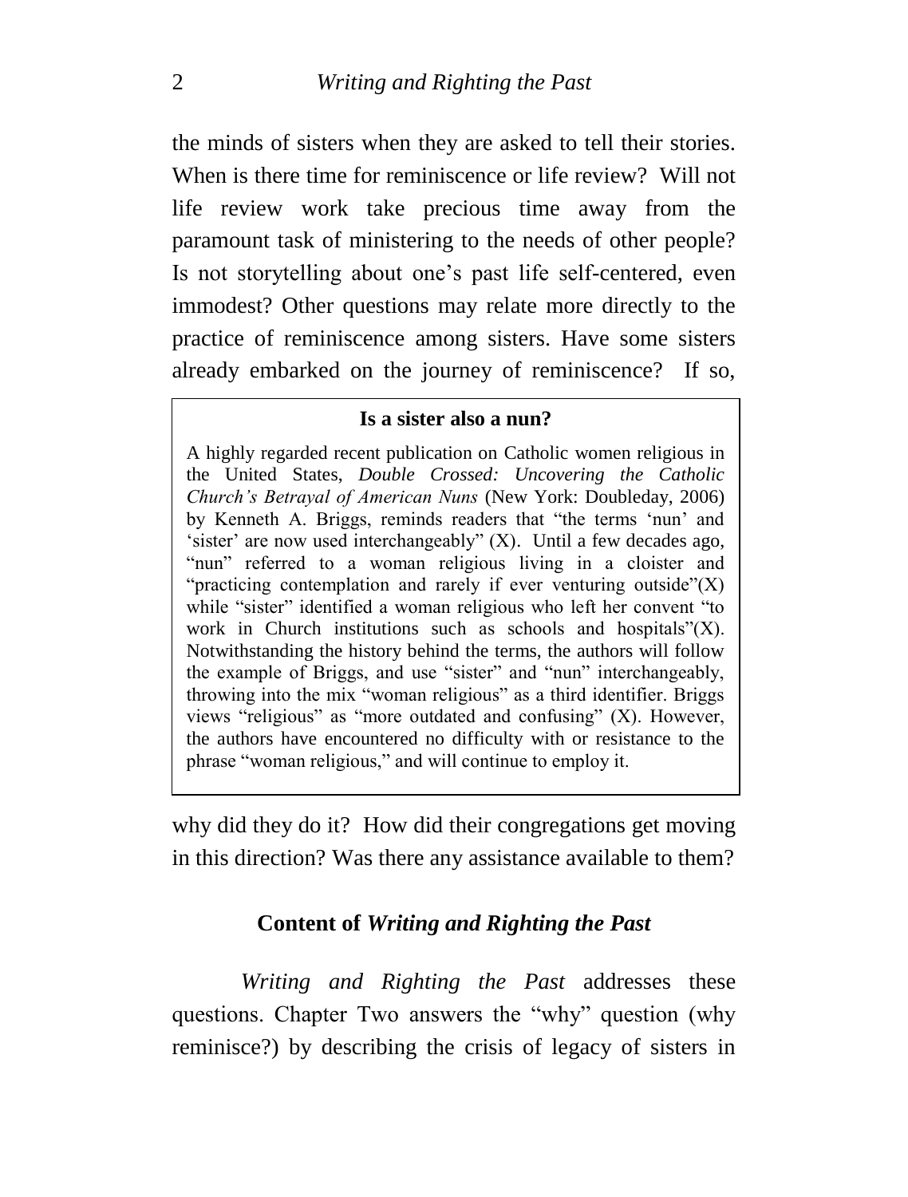the minds of sisters when they are asked to tell their stories. When is there time for reminiscence or life review? Will not life review work take precious time away from the paramount task of ministering to the needs of other people? Is not storytelling about one's past life self-centered, even immodest? Other questions may relate more directly to the practice of reminiscence among sisters. Have some sisters already embarked on the journey of reminiscence? If so, why did they do it? How did their congregations get moving in this direction? Was there any assistance available to them?

> **Is a sister also a nun?**
>
> A highly regarded recent publication on Catholic women religious in the United States, *Double Crossed: Uncovering the Catholic Church's Betrayal of American Nuns* (New York: Doubleday, 2006) by Kenneth A. Briggs, reminds readers that "the terms 'nun' and 'sister' are now used interchangeably" (X). Until a few decades ago, "nun" referred to a woman religious living in a cloister and "practicing contemplation and rarely if ever venturing outside"(X) while "sister" identified a woman religious who left her convent "to work in Church institutions such as schools and hospitals"(X). Notwithstanding the history behind the terms, the authors will follow the example of Briggs, and use "sister" and "nun" interchangeably, throwing into the mix "woman religious" as a third identifier. Briggs views "religious" as "more outdated and confusing" (X). However, the authors have encountered no difficulty with or resistance to the phrase "woman religious," and will continue to employ it.

## Content of *Writing and Righting the Past*

*Writing and Righting the Past* addresses these questions. Chapter Two answers the "why" question (why reminisce?) by describing the crisis of legacy of sisters in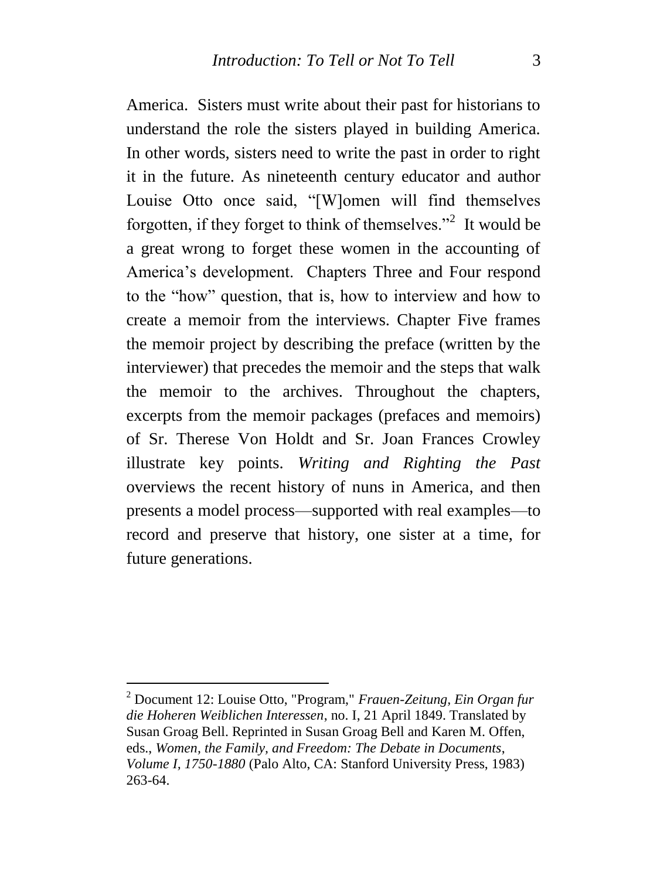America. Sisters must write about their past for historians to understand the role the sisters played in building America. In other words, sisters need to write the past in order to right it in the future. As nineteenth century educator and author Louise Otto once said, "[W]omen will find themselves forgotten, if they forget to think of themselves."[2] It would be a great wrong to forget these women in the accounting of America's development. Chapters Three and Four respond to the "how" question, that is, how to interview and how to create a memoir from the interviews. Chapter Five frames the memoir project by describing the preface (written by the interviewer) that precedes the memoir and the steps that walk the memoir to the archives. Throughout the chapters, excerpts from the memoir packages (prefaces and memoirs) of Sr. Therese Von Holdt and Sr. Joan Frances Crowley illustrate key points. *Writing and Righting the Past* overviews the recent history of nuns in America, and then presents a model process—supported with real examples—to record and preserve that history, one sister at a time, for future generations.

---

[2] Document 12: Louise Otto, "Program," *Frauen-Zeitung, Ein Organ fur die Hoheren Weiblichen Interessen*, no. I, 21 April 1849. Translated by Susan Groag Bell. Reprinted in Susan Groag Bell and Karen M. Offen, eds., *Women, the Family, and Freedom: The Debate in Documents, Volume I, 1750-1880* (Palo Alto, CA: Stanford University Press, 1983) 263-64.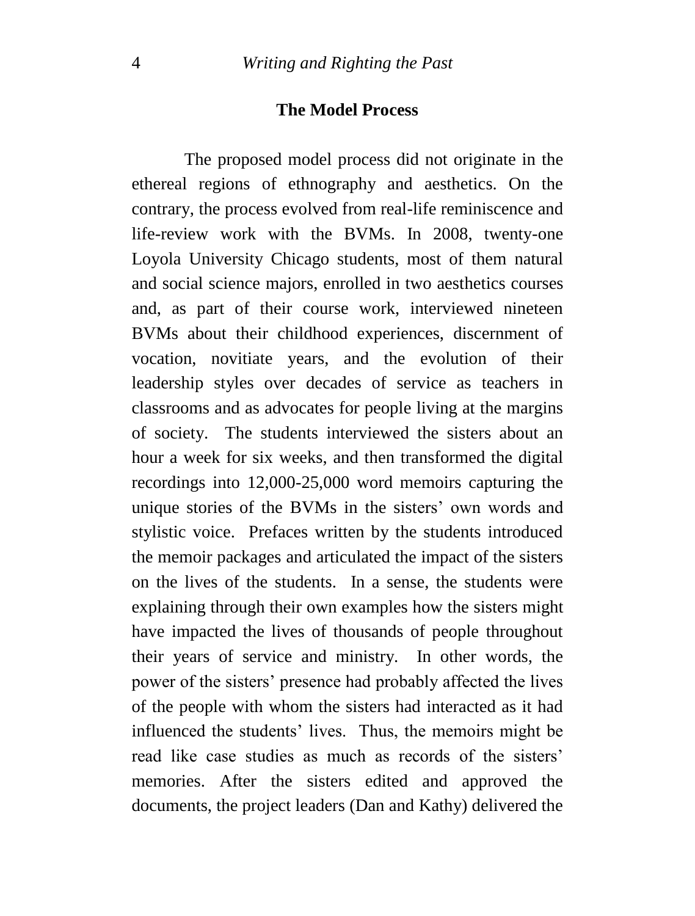## The Model Process

The proposed model process did not originate in the ethereal regions of ethnography and aesthetics. On the contrary, the process evolved from real-life reminiscence and life-review work with the BVMs. In 2008, twenty-one Loyola University Chicago students, most of them natural and social science majors, enrolled in two aesthetics courses and, as part of their course work, interviewed nineteen BVMs about their childhood experiences, discernment of vocation, novitiate years, and the evolution of their leadership styles over decades of service as teachers in classrooms and as advocates for people living at the margins of society. The students interviewed the sisters about an hour a week for six weeks, and then transformed the digital recordings into 12,000-25,000 word memoirs capturing the unique stories of the BVMs in the sisters' own words and stylistic voice. Prefaces written by the students introduced the memoir packages and articulated the impact of the sisters on the lives of the students. In a sense, the students were explaining through their own examples how the sisters might have impacted the lives of thousands of people throughout their years of service and ministry. In other words, the power of the sisters' presence had probably affected the lives of the people with whom the sisters had interacted as it had influenced the students' lives. Thus, the memoirs might be read like case studies as much as records of the sisters' memories. After the sisters edited and approved the documents, the project leaders (Dan and Kathy) delivered the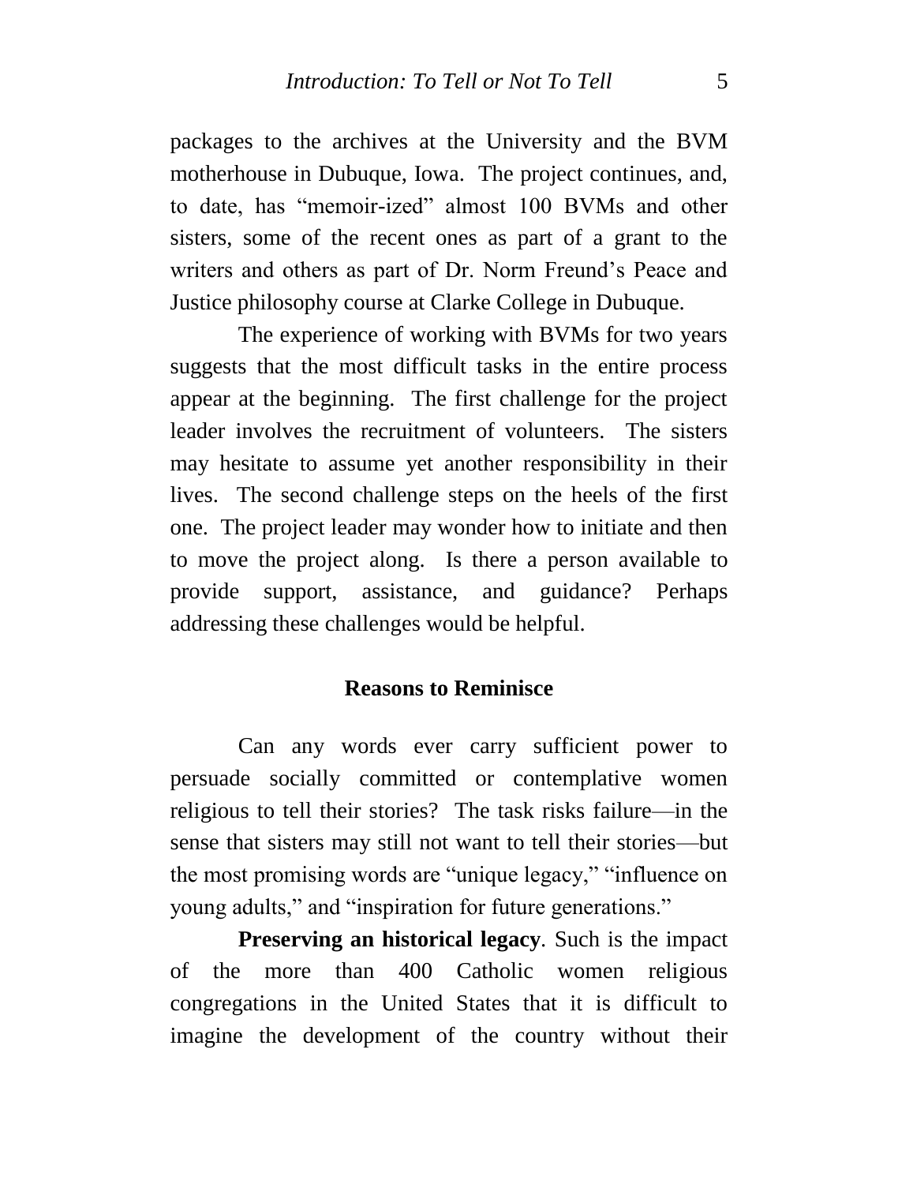packages to the archives at the University and the BVM motherhouse in Dubuque, Iowa. The project continues, and, to date, has "memoir-ized" almost 100 BVMs and other sisters, some of the recent ones as part of a grant to the writers and others as part of Dr. Norm Freund's Peace and Justice philosophy course at Clarke College in Dubuque.

The experience of working with BVMs for two years suggests that the most difficult tasks in the entire process appear at the beginning. The first challenge for the project leader involves the recruitment of volunteers. The sisters may hesitate to assume yet another responsibility in their lives. The second challenge steps on the heels of the first one. The project leader may wonder how to initiate and then to move the project along. Is there a person available to provide support, assistance, and guidance? Perhaps addressing these challenges would be helpful.

## Reasons to Reminisce

Can any words ever carry sufficient power to persuade socially committed or contemplative women religious to tell their stories? The task risks failure—in the sense that sisters may still not want to tell their stories—but the most promising words are "unique legacy," "influence on young adults," and "inspiration for future generations."

**Preserving an historical legacy**. Such is the impact of the more than 400 Catholic women religious congregations in the United States that it is difficult to imagine the development of the country without their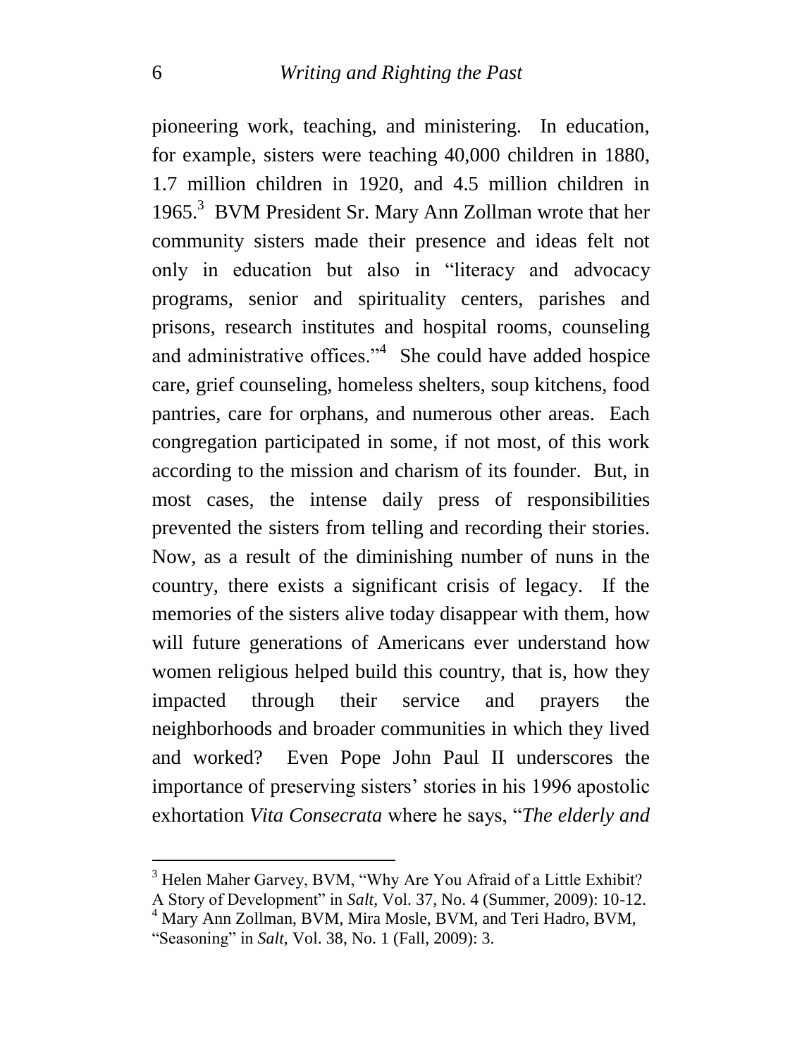pioneering work, teaching, and ministering. In education, for example, sisters were teaching 40,000 children in 1880, 1.7 million children in 1920, and 4.5 million children in 1965.[3] BVM President Sr. Mary Ann Zollman wrote that her community sisters made their presence and ideas felt not only in education but also in "literacy and advocacy programs, senior and spirituality centers, parishes and prisons, research institutes and hospital rooms, counseling and administrative offices."[4] She could have added hospice care, grief counseling, homeless shelters, soup kitchens, food pantries, care for orphans, and numerous other areas. Each congregation participated in some, if not most, of this work according to the mission and charism of its founder. But, in most cases, the intense daily press of responsibilities prevented the sisters from telling and recording their stories. Now, as a result of the diminishing number of nuns in the country, there exists a significant crisis of legacy. If the memories of the sisters alive today disappear with them, how will future generations of Americans ever understand how women religious helped build this country, that is, how they impacted through their service and prayers the neighborhoods and broader communities in which they lived and worked? Even Pope John Paul II underscores the importance of preserving sisters' stories in his 1996 apostolic exhortation *Vita Consecrata* where he says, "*The elderly and*

---

[3] Helen Maher Garvey, BVM, "Why Are You Afraid of a Little Exhibit? A Story of Development" in *Salt*, Vol. 37, No. 4 (Summer, 2009): 10-12.

[4] Mary Ann Zollman, BVM, Mira Mosle, BVM, and Teri Hadro, BVM, "Seasoning" in *Salt*, Vol. 38, No. 1 (Fall, 2009): 3.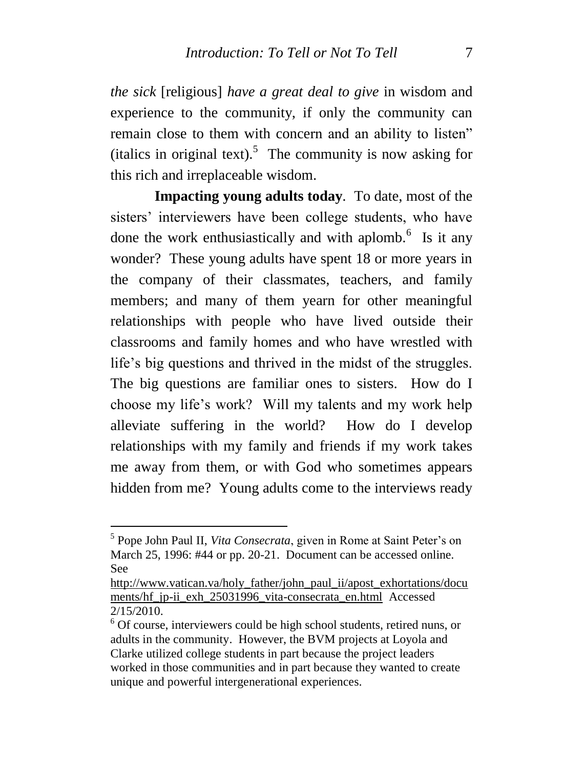*the sick* [religious] *have a great deal to give* in wisdom and experience to the community, if only the community can remain close to them with concern and an ability to listen" (italics in original text).[5] The community is now asking for this rich and irreplaceable wisdom.

**Impacting young adults today**. To date, most of the sisters' interviewers have been college students, who have done the work enthusiastically and with aplomb.[6] Is it any wonder? These young adults have spent 18 or more years in the company of their classmates, teachers, and family members; and many of them yearn for other meaningful relationships with people who have lived outside their classrooms and family homes and who have wrestled with life's big questions and thrived in the midst of the struggles. The big questions are familiar ones to sisters. How do I choose my life's work? Will my talents and my work help alleviate suffering in the world? How do I develop relationships with my family and friends if my work takes me away from them, or with God who sometimes appears hidden from me? Young adults come to the interviews ready

---

[5] Pope John Paul II, *Vita Consecrata*, given in Rome at Saint Peter's on March 25, 1996: #44 or pp. 20-21. Document can be accessed online. See http://www.vatican.va/holy_father/john_paul_ii/apost_exhortations/documents/hf_jp-ii_exh_25031996_vita-consecrata_en.html Accessed 2/15/2010.

[6] Of course, interviewers could be high school students, retired nuns, or adults in the community. However, the BVM projects at Loyola and Clarke utilized college students in part because the project leaders worked in those communities and in part because they wanted to create unique and powerful intergenerational experiences.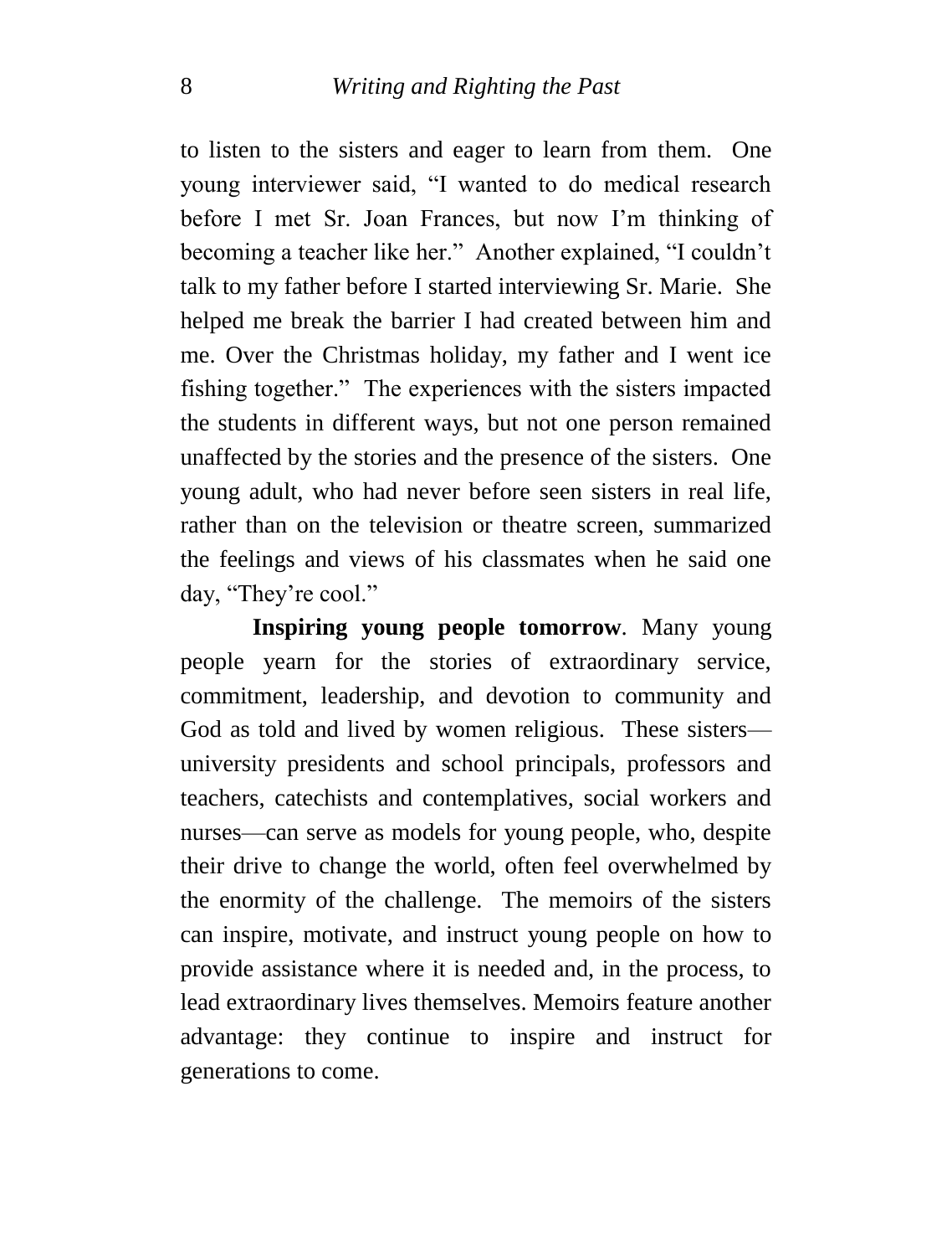to listen to the sisters and eager to learn from them. One young interviewer said, "I wanted to do medical research before I met Sr. Joan Frances, but now I'm thinking of becoming a teacher like her." Another explained, "I couldn't talk to my father before I started interviewing Sr. Marie. She helped me break the barrier I had created between him and me. Over the Christmas holiday, my father and I went ice fishing together." The experiences with the sisters impacted the students in different ways, but not one person remained unaffected by the stories and the presence of the sisters. One young adult, who had never before seen sisters in real life, rather than on the television or theatre screen, summarized the feelings and views of his classmates when he said one day, "They're cool."

**Inspiring young people tomorrow**. Many young people yearn for the stories of extraordinary service, commitment, leadership, and devotion to community and God as told and lived by women religious. These sisters—university presidents and school principals, professors and teachers, catechists and contemplatives, social workers and nurses—can serve as models for young people, who, despite their drive to change the world, often feel overwhelmed by the enormity of the challenge. The memoirs of the sisters can inspire, motivate, and instruct young people on how to provide assistance where it is needed and, in the process, to lead extraordinary lives themselves. Memoirs feature another advantage: they continue to inspire and instruct for generations to come.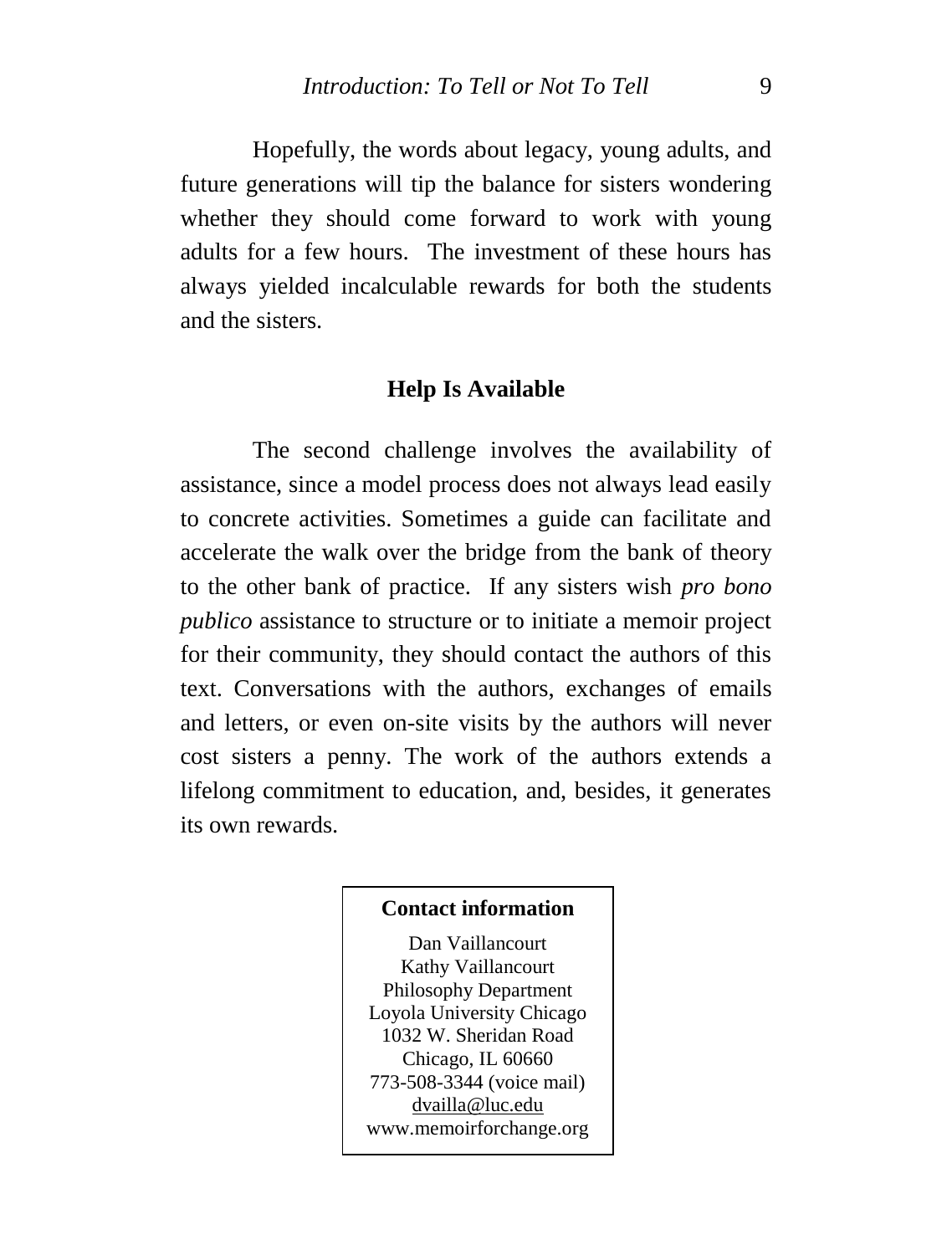Hopefully, the words about legacy, young adults, and future generations will tip the balance for sisters wondering whether they should come forward to work with young adults for a few hours. The investment of these hours has always yielded incalculable rewards for both the students and the sisters.

## Help Is Available

The second challenge involves the availability of assistance, since a model process does not always lead easily to concrete activities. Sometimes a guide can facilitate and accelerate the walk over the bridge from the bank of theory to the other bank of practice. If any sisters wish *pro bono publico* assistance to structure or to initiate a memoir project for their community, they should contact the authors of this text. Conversations with the authors, exchanges of emails and letters, or even on-site visits by the authors will never cost sisters a penny. The work of the authors extends a lifelong commitment to education, and, besides, it generates its own rewards.

**Contact information**

Dan Vaillancourt
Kathy Vaillancourt
Philosophy Department
Loyola University Chicago
1032 W. Sheridan Road
Chicago, IL 60660
773-508-3344 (voice mail)
dvailla@luc.edu
www.memoirforchange.org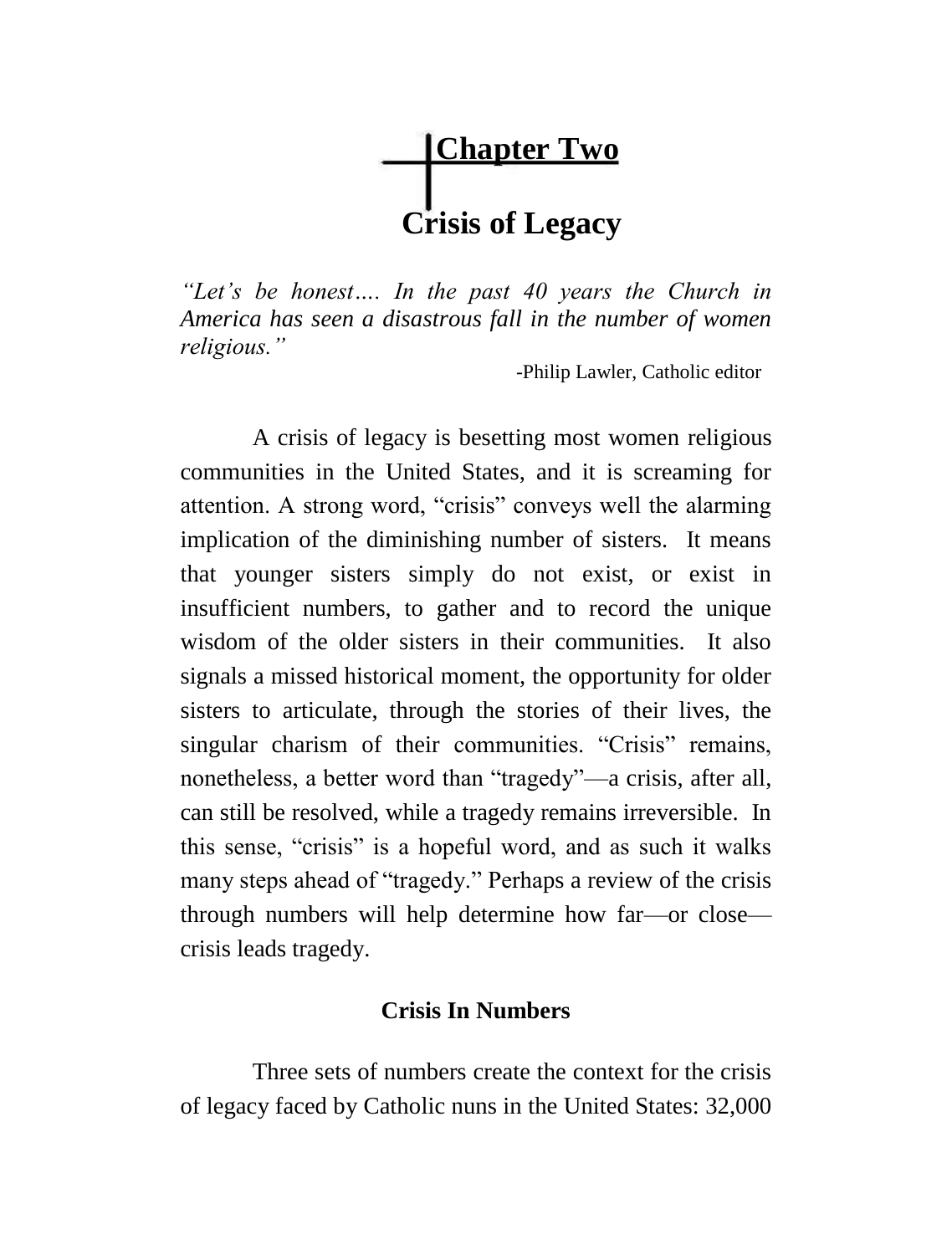# Chapter Two

# Crisis of Legacy

*"Let's be honest…. In the past 40 years the Church in America has seen a disastrous fall in the number of women religious."*

-Philip Lawler, Catholic editor

A crisis of legacy is besetting most women religious communities in the United States, and it is screaming for attention. A strong word, "crisis" conveys well the alarming implication of the diminishing number of sisters. It means that younger sisters simply do not exist, or exist in insufficient numbers, to gather and to record the unique wisdom of the older sisters in their communities. It also signals a missed historical moment, the opportunity for older sisters to articulate, through the stories of their lives, the singular charism of their communities. "Crisis" remains, nonetheless, a better word than "tragedy"—a crisis, after all, can still be resolved, while a tragedy remains irreversible. In this sense, "crisis" is a hopeful word, and as such it walks many steps ahead of "tragedy." Perhaps a review of the crisis through numbers will help determine how far—or close—crisis leads tragedy.

## Crisis In Numbers

Three sets of numbers create the context for the crisis of legacy faced by Catholic nuns in the United States: 32,000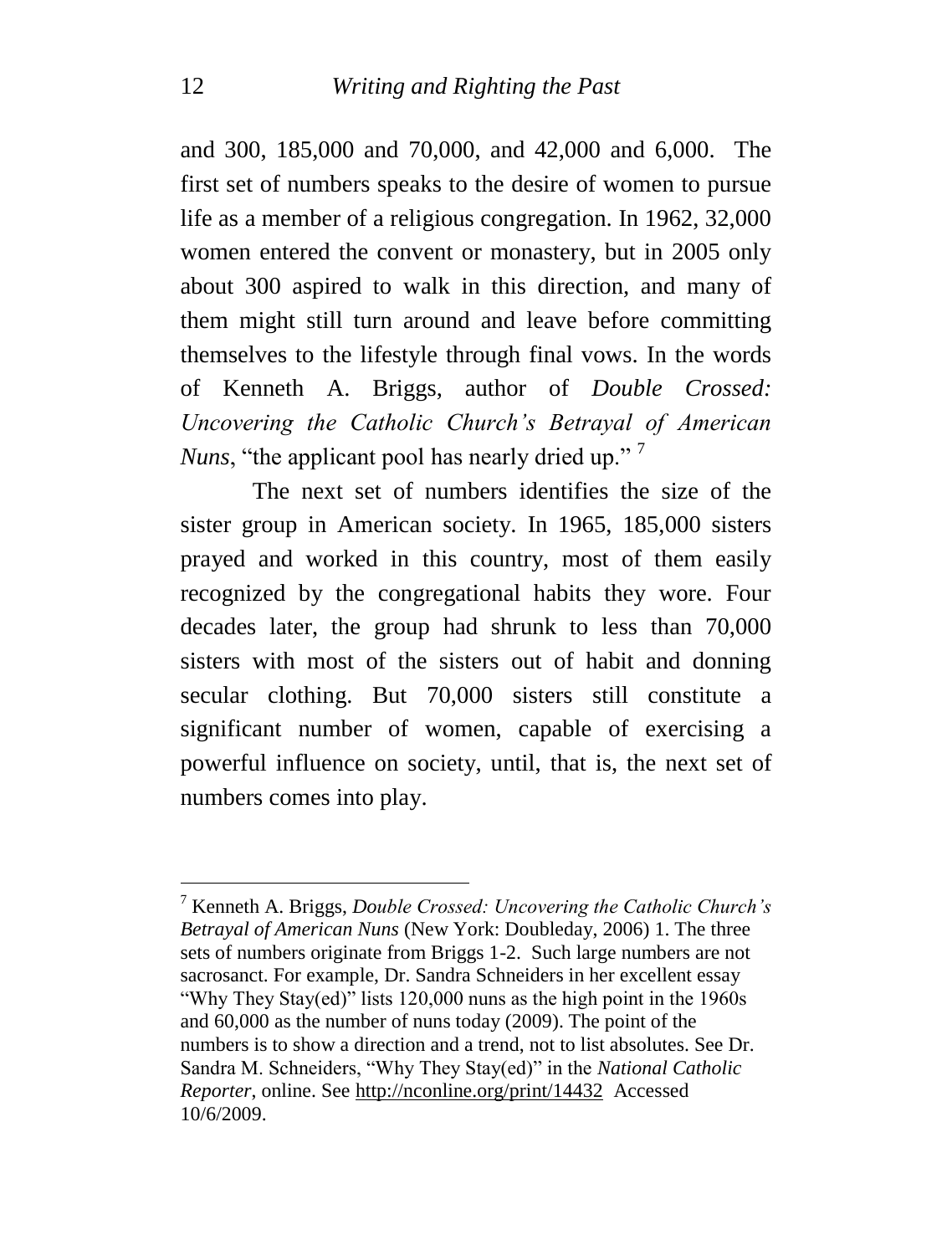and 300, 185,000 and 70,000, and 42,000 and 6,000. The first set of numbers speaks to the desire of women to pursue life as a member of a religious congregation. In 1962, 32,000 women entered the convent or monastery, but in 2005 only about 300 aspired to walk in this direction, and many of them might still turn around and leave before committing themselves to the lifestyle through final vows. In the words of Kenneth A. Briggs, author of *Double Crossed: Uncovering the Catholic Church's Betrayal of American Nuns*, "the applicant pool has nearly dried up." [7]

The next set of numbers identifies the size of the sister group in American society. In 1965, 185,000 sisters prayed and worked in this country, most of them easily recognized by the congregational habits they wore. Four decades later, the group had shrunk to less than 70,000 sisters with most of the sisters out of habit and donning secular clothing. But 70,000 sisters still constitute a significant number of women, capable of exercising a powerful influence on society, until, that is, the next set of numbers comes into play.

---

[7] Kenneth A. Briggs, *Double Crossed: Uncovering the Catholic Church's Betrayal of American Nuns* (New York: Doubleday, 2006) 1. The three sets of numbers originate from Briggs 1-2. Such large numbers are not sacrosanct. For example, Dr. Sandra Schneiders in her excellent essay "Why They Stay(ed)" lists 120,000 nuns as the high point in the 1960s and 60,000 as the number of nuns today (2009). The point of the numbers is to show a direction and a trend, not to list absolutes. See Dr. Sandra M. Schneiders, "Why They Stay(ed)" in the *National Catholic Reporter*, online. See http://nconline.org/print/14432 Accessed 10/6/2009.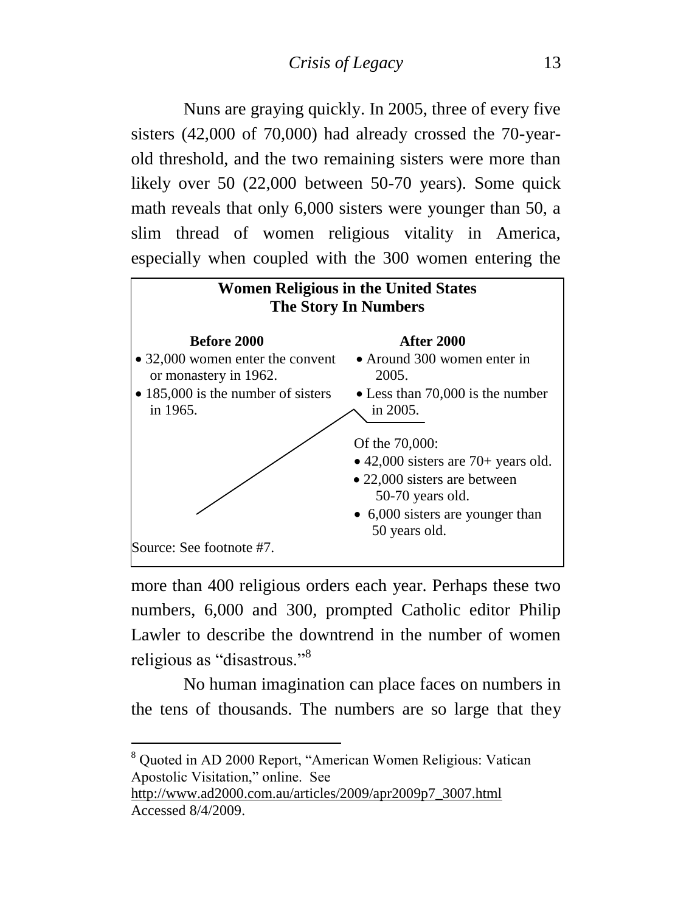Nuns are graying quickly. In 2005, three of every five sisters (42,000 of 70,000) had already crossed the 70-year-old threshold, and the two remaining sisters were more than likely over 50 (22,000 between 50-70 years). Some quick math reveals that only 6,000 sisters were younger than 50, a slim thread of women religious vitality in America, especially when coupled with the 300 women entering the more than 400 religious orders each year. Perhaps these two numbers, 6,000 and 300, prompted Catholic editor Philip Lawler to describe the downtrend in the number of women religious as "disastrous."[8]

> **Women Religious in the United States**
> **The Story In Numbers**
>
> **Before 2000**
> - 32,000 women enter the convent or monastery in 1962.
> - 185,000 is the number of sisters in 1965.
>
> **After 2000**
> - Around 300 women enter in 2005.
> - Less than 70,000 is the number in 2005.
>
> Of the 70,000:
> - 42,000 sisters are 70+ years old.
> - 22,000 sisters are between 50-70 years old.
> - 6,000 sisters are younger than 50 years old.
>
> Source: See footnote #7.

No human imagination can place faces on numbers in the tens of thousands. The numbers are so large that they

---

[8] Quoted in AD 2000 Report, "American Women Religious: Vatican Apostolic Visitation," online. See http://www.ad2000.com.au/articles/2009/apr2009p7_3007.html Accessed 8/4/2009.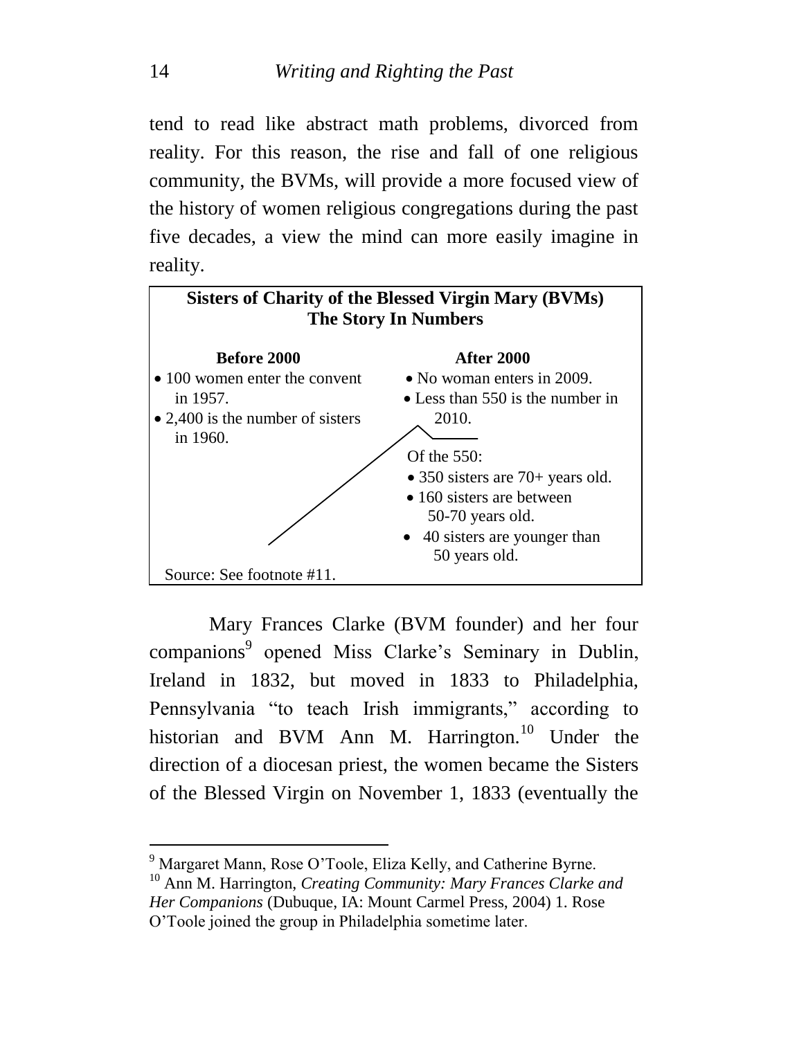tend to read like abstract math problems, divorced from reality. For this reason, the rise and fall of one religious community, the BVMs, will provide a more focused view of the history of women religious congregations during the past five decades, a view the mind can more easily imagine in reality.

**Sisters of Charity of the Blessed Virgin Mary (BVMs)**
**The Story In Numbers**

**Before 2000**

- 100 women enter the convent in 1957.
- 2,400 is the number of sisters in 1960.

**After 2000**

- No woman enters in 2009.
- Less than 550 is the number in 2010.

Of the 550:

- 350 sisters are 70+ years old.
- 160 sisters are between 50-70 years old.
- 40 sisters are younger than 50 years old.

Source: See footnote #11.

Mary Frances Clarke (BVM founder) and her four companions[9] opened Miss Clarke's Seminary in Dublin, Ireland in 1832, but moved in 1833 to Philadelphia, Pennsylvania "to teach Irish immigrants," according to historian and BVM Ann M. Harrington.[10] Under the direction of a diocesan priest, the women became the Sisters of the Blessed Virgin on November 1, 1833 (eventually the

---

[9] Margaret Mann, Rose O'Toole, Eliza Kelly, and Catherine Byrne.

[10] Ann M. Harrington, *Creating Community: Mary Frances Clarke and Her Companions* (Dubuque, IA: Mount Carmel Press, 2004) 1. Rose O'Toole joined the group in Philadelphia sometime later.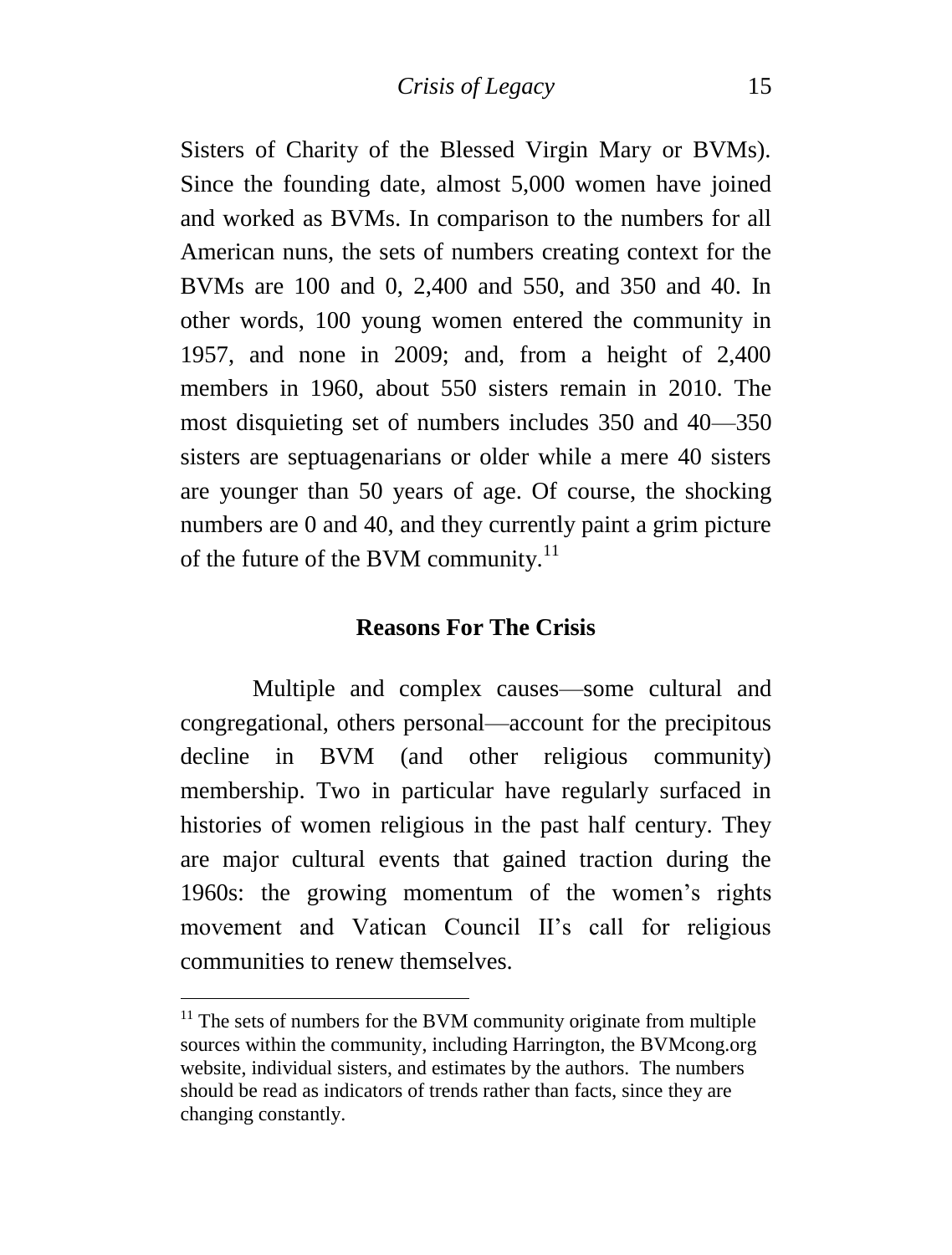Sisters of Charity of the Blessed Virgin Mary or BVMs). Since the founding date, almost 5,000 women have joined and worked as BVMs. In comparison to the numbers for all American nuns, the sets of numbers creating context for the BVMs are 100 and 0, 2,400 and 550, and 350 and 40. In other words, 100 young women entered the community in 1957, and none in 2009; and, from a height of 2,400 members in 1960, about 550 sisters remain in 2010. The most disquieting set of numbers includes 350 and 40—350 sisters are septuagenarians or older while a mere 40 sisters are younger than 50 years of age. Of course, the shocking numbers are 0 and 40, and they currently paint a grim picture of the future of the BVM community.[11]

## Reasons For The Crisis

Multiple and complex causes—some cultural and congregational, others personal—account for the precipitous decline in BVM (and other religious community) membership. Two in particular have regularly surfaced in histories of women religious in the past half century. They are major cultural events that gained traction during the 1960s: the growing momentum of the women's rights movement and Vatican Council II's call for religious communities to renew themselves.

---

[11] The sets of numbers for the BVM community originate from multiple sources within the community, including Harrington, the BVMcong.org website, individual sisters, and estimates by the authors. The numbers should be read as indicators of trends rather than facts, since they are changing constantly.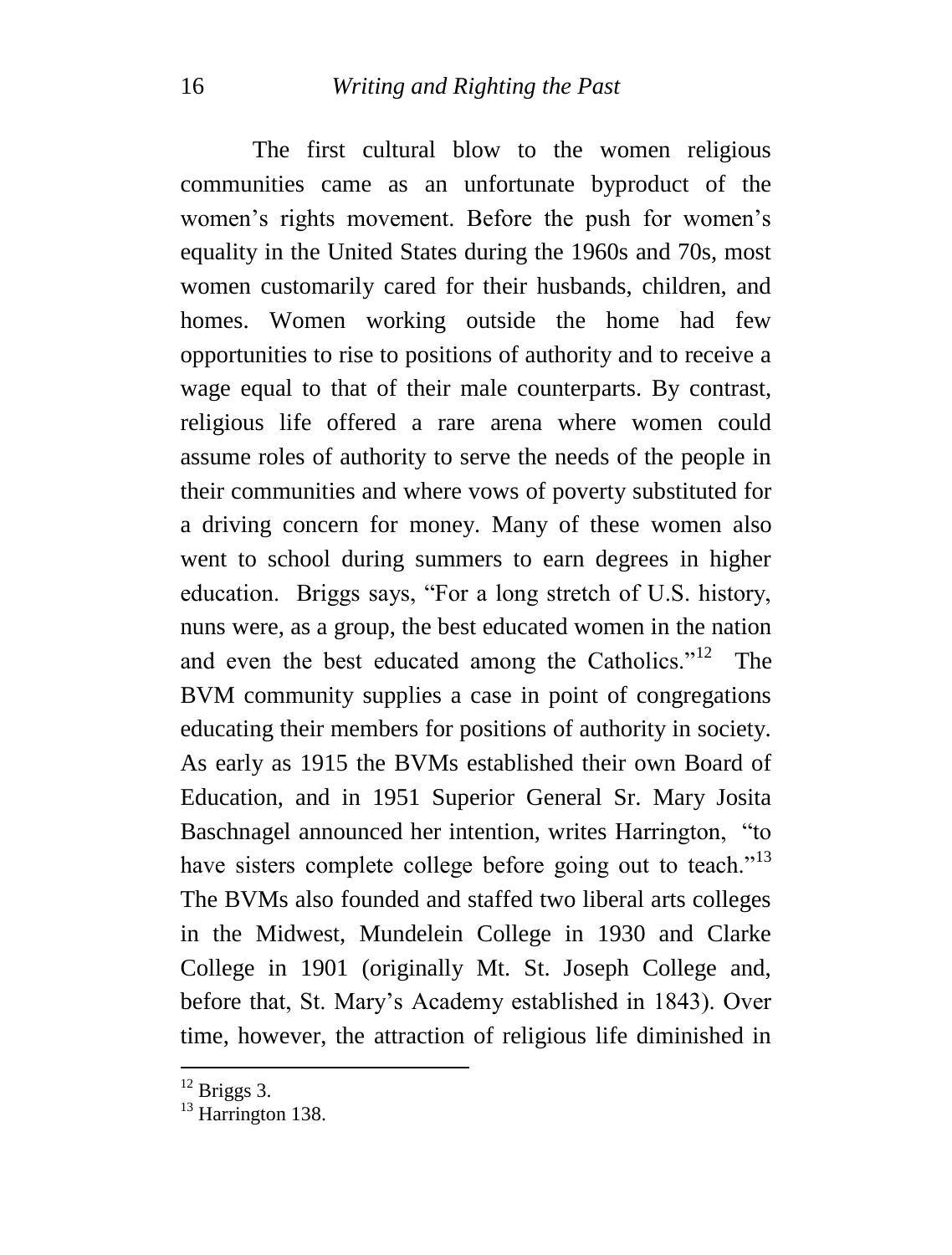The first cultural blow to the women religious communities came as an unfortunate byproduct of the women's rights movement. Before the push for women's equality in the United States during the 1960s and 70s, most women customarily cared for their husbands, children, and homes. Women working outside the home had few opportunities to rise to positions of authority and to receive a wage equal to that of their male counterparts. By contrast, religious life offered a rare arena where women could assume roles of authority to serve the needs of the people in their communities and where vows of poverty substituted for a driving concern for money. Many of these women also went to school during summers to earn degrees in higher education. Briggs says, "For a long stretch of U.S. history, nuns were, as a group, the best educated women in the nation and even the best educated among the Catholics."[12] The BVM community supplies a case in point of congregations educating their members for positions of authority in society. As early as 1915 the BVMs established their own Board of Education, and in 1951 Superior General Sr. Mary Josita Baschnagel announced her intention, writes Harrington, "to have sisters complete college before going out to teach."[13] The BVMs also founded and staffed two liberal arts colleges in the Midwest, Mundelein College in 1930 and Clarke College in 1901 (originally Mt. St. Joseph College and, before that, St. Mary's Academy established in 1843). Over time, however, the attraction of religious life diminished in

---

[12] Briggs 3.

[13] Harrington 138.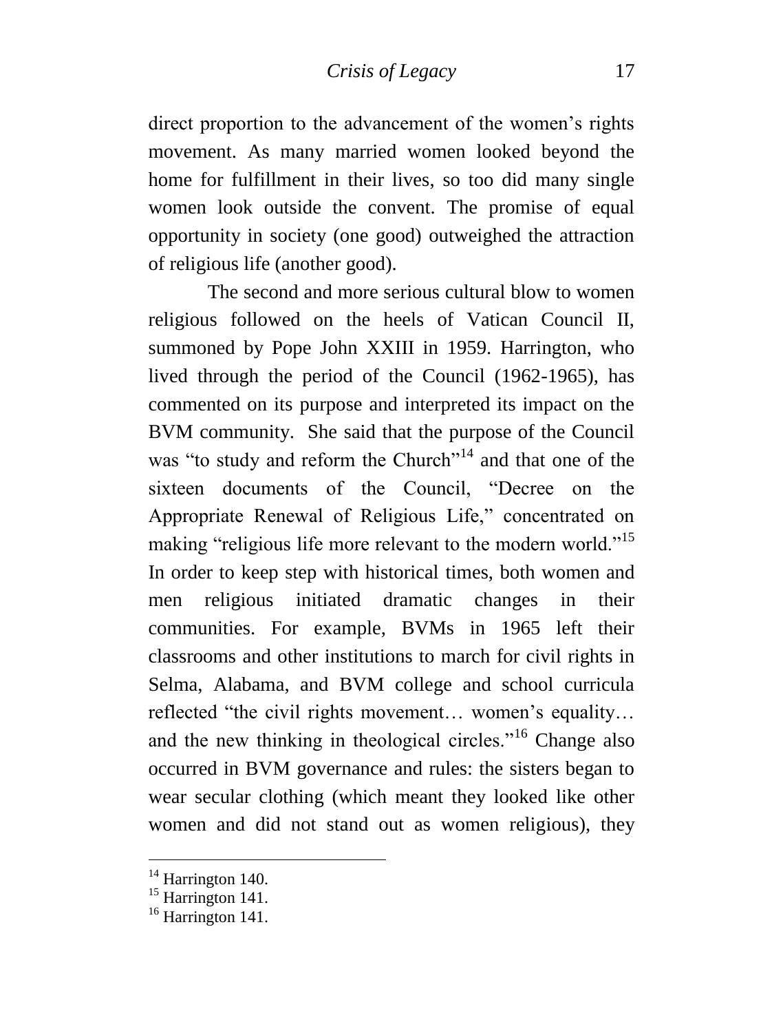direct proportion to the advancement of the women's rights movement. As many married women looked beyond the home for fulfillment in their lives, so too did many single women look outside the convent. The promise of equal opportunity in society (one good) outweighed the attraction of religious life (another good).

The second and more serious cultural blow to women religious followed on the heels of Vatican Council II, summoned by Pope John XXIII in 1959. Harrington, who lived through the period of the Council (1962-1965), has commented on its purpose and interpreted its impact on the BVM community. She said that the purpose of the Council was "to study and reform the Church"[14] and that one of the sixteen documents of the Council, "Decree on the Appropriate Renewal of Religious Life," concentrated on making "religious life more relevant to the modern world."[15] In order to keep step with historical times, both women and men religious initiated dramatic changes in their communities. For example, BVMs in 1965 left their classrooms and other institutions to march for civil rights in Selma, Alabama, and BVM college and school curricula reflected "the civil rights movement… women's equality… and the new thinking in theological circles."[16] Change also occurred in BVM governance and rules: the sisters began to wear secular clothing (which meant they looked like other women and did not stand out as women religious), they

---

[14] Harrington 140.
[15] Harrington 141.
[16] Harrington 141.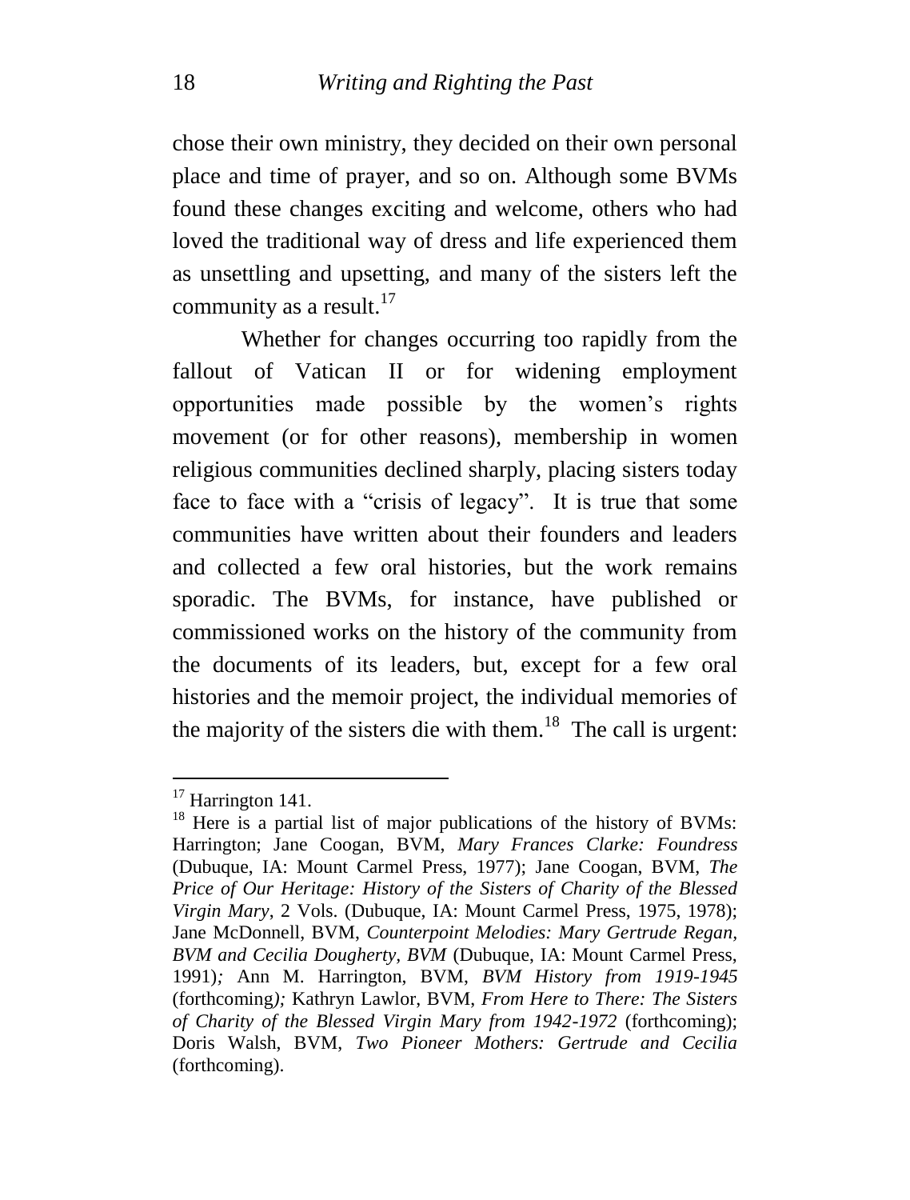chose their own ministry, they decided on their own personal place and time of prayer, and so on. Although some BVMs found these changes exciting and welcome, others who had loved the traditional way of dress and life experienced them as unsettling and upsetting, and many of the sisters left the community as a result.[17]

Whether for changes occurring too rapidly from the fallout of Vatican II or for widening employment opportunities made possible by the women's rights movement (or for other reasons), membership in women religious communities declined sharply, placing sisters today face to face with a "crisis of legacy". It is true that some communities have written about their founders and leaders and collected a few oral histories, but the work remains sporadic. The BVMs, for instance, have published or commissioned works on the history of the community from the documents of its leaders, but, except for a few oral histories and the memoir project, the individual memories of the majority of the sisters die with them.[18] The call is urgent:

---

[17] Harrington 141.

[18] Here is a partial list of major publications of the history of BVMs: Harrington; Jane Coogan, BVM, *Mary Frances Clarke: Foundress* (Dubuque, IA: Mount Carmel Press, 1977); Jane Coogan, BVM, *The Price of Our Heritage: History of the Sisters of Charity of the Blessed Virgin Mary*, 2 Vols. (Dubuque, IA: Mount Carmel Press, 1975, 1978); Jane McDonnell, BVM, *Counterpoint Melodies: Mary Gertrude Regan, BVM and Cecilia Dougherty, BVM* (Dubuque, IA: Mount Carmel Press, 1991); Ann M. Harrington, BVM, *BVM History from 1919-1945* (forthcoming); Kathryn Lawlor, BVM, *From Here to There: The Sisters of Charity of the Blessed Virgin Mary from 1942-1972* (forthcoming); Doris Walsh, BVM, *Two Pioneer Mothers: Gertrude and Cecilia* (forthcoming).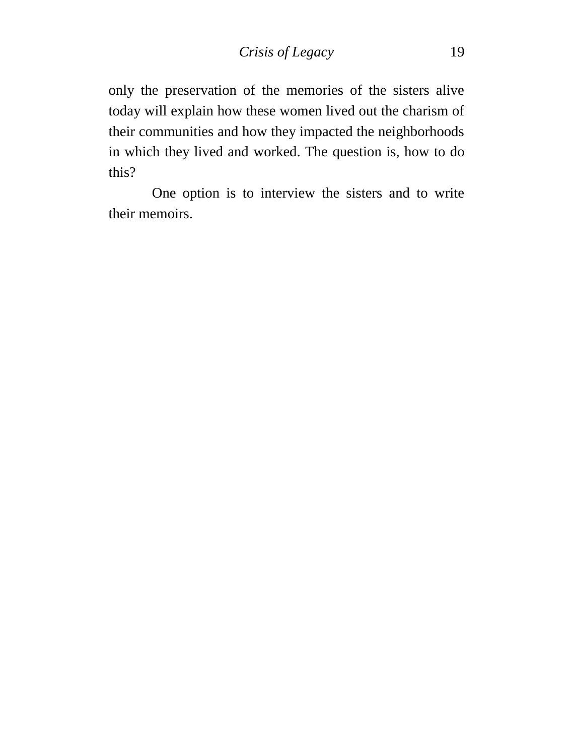only the preservation of the memories of the sisters alive today will explain how these women lived out the charism of their communities and how they impacted the neighborhoods in which they lived and worked. The question is, how to do this?

One option is to interview the sisters and to write their memoirs.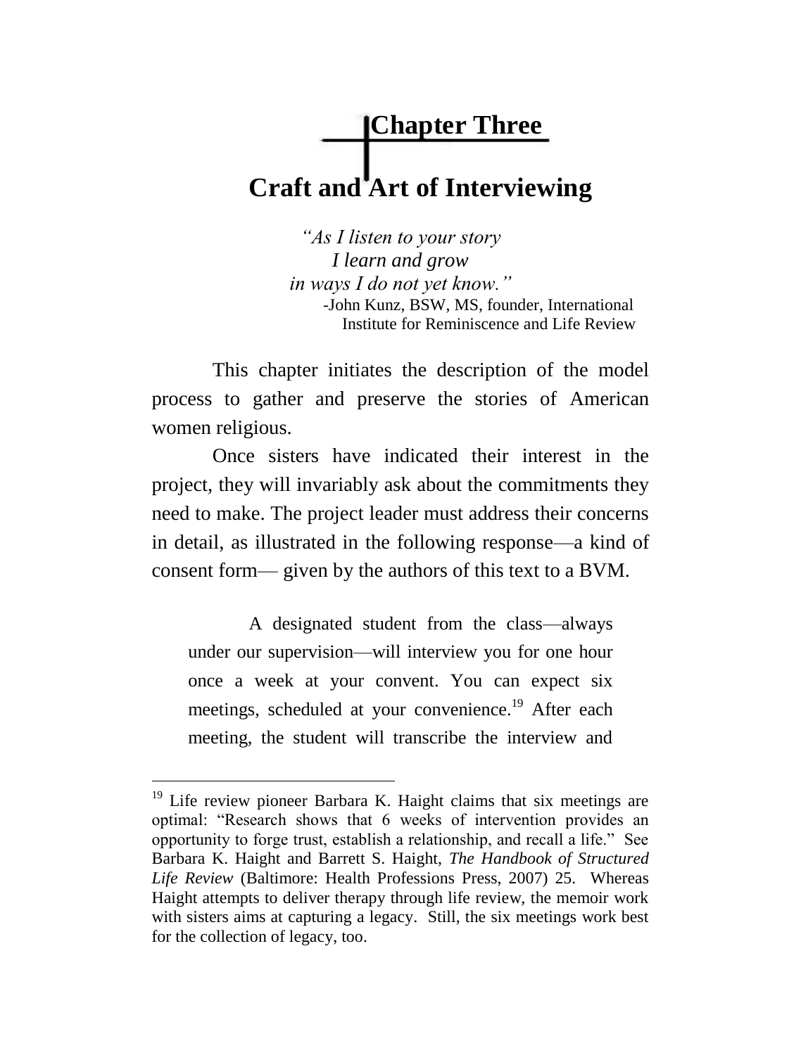# Chapter Three

## Craft and Art of Interviewing

> *"As I listen to your story*
> *I learn and grow*
> *in ways I do not yet know."*
>
> -John Kunz, BSW, MS, founder, International Institute for Reminiscence and Life Review

This chapter initiates the description of the model process to gather and preserve the stories of American women religious.

Once sisters have indicated their interest in the project, they will invariably ask about the commitments they need to make. The project leader must address their concerns in detail, as illustrated in the following response—a kind of consent form— given by the authors of this text to a BVM.

> A designated student from the class—always under our supervision—will interview you for one hour once a week at your convent. You can expect six meetings, scheduled at your convenience.[19] After each meeting, the student will transcribe the interview and

---

[19] Life review pioneer Barbara K. Haight claims that six meetings are optimal: "Research shows that 6 weeks of intervention provides an opportunity to forge trust, establish a relationship, and recall a life." See Barbara K. Haight and Barrett S. Haight, *The Handbook of Structured Life Review* (Baltimore: Health Professions Press, 2007) 25. Whereas Haight attempts to deliver therapy through life review, the memoir work with sisters aims at capturing a legacy. Still, the six meetings work best for the collection of legacy, too.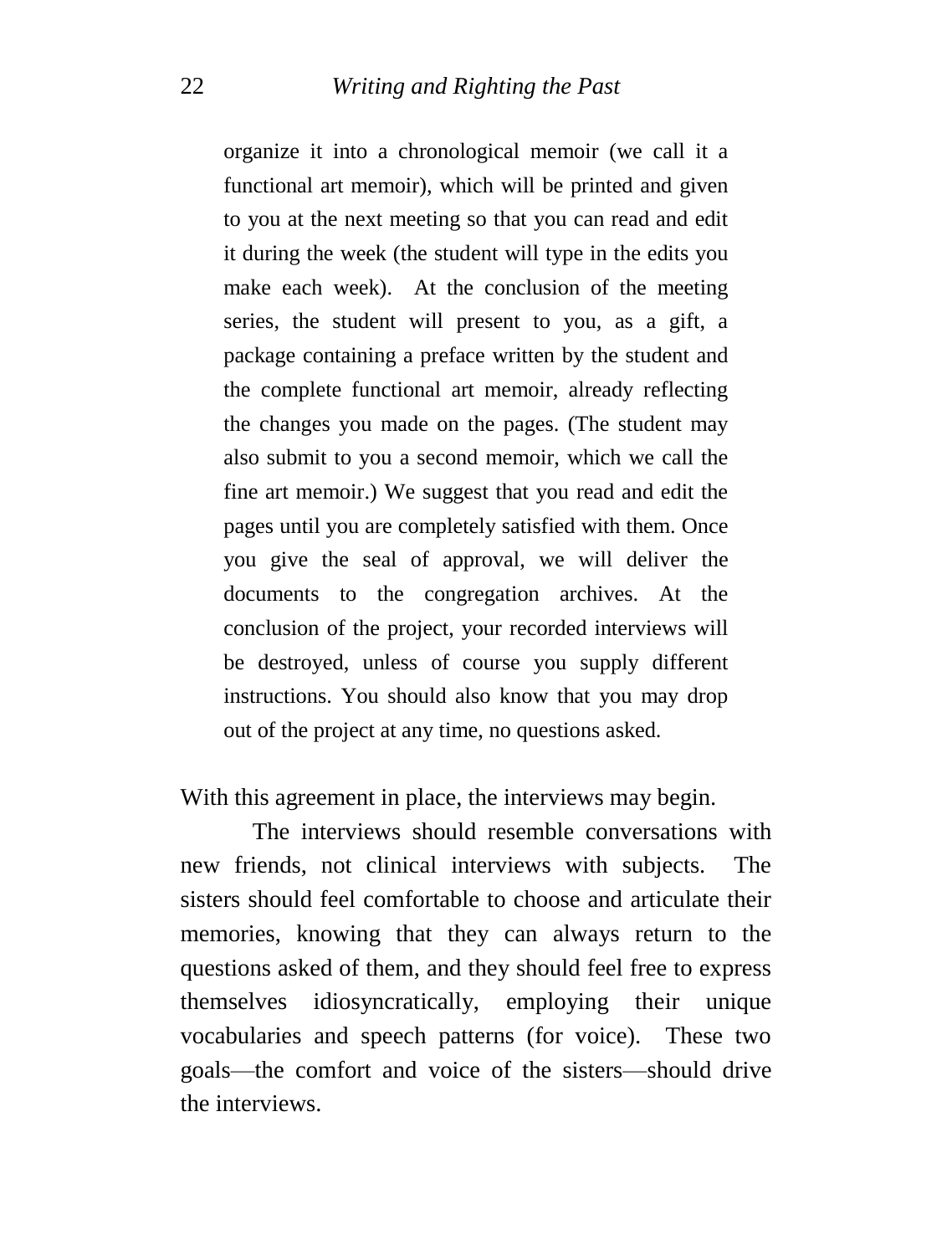> organize it into a chronological memoir (we call it a functional art memoir), which will be printed and given to you at the next meeting so that you can read and edit it during the week (the student will type in the edits you make each week). At the conclusion of the meeting series, the student will present to you, as a gift, a package containing a preface written by the student and the complete functional art memoir, already reflecting the changes you made on the pages. (The student may also submit to you a second memoir, which we call the fine art memoir.) We suggest that you read and edit the pages until you are completely satisfied with them. Once you give the seal of approval, we will deliver the documents to the congregation archives. At the conclusion of the project, your recorded interviews will be destroyed, unless of course you supply different instructions. You should also know that you may drop out of the project at any time, no questions asked.

With this agreement in place, the interviews may begin.

The interviews should resemble conversations with new friends, not clinical interviews with subjects. The sisters should feel comfortable to choose and articulate their memories, knowing that they can always return to the questions asked of them, and they should feel free to express themselves idiosyncratically, employing their unique vocabularies and speech patterns (for voice). These two goals—the comfort and voice of the sisters—should drive the interviews.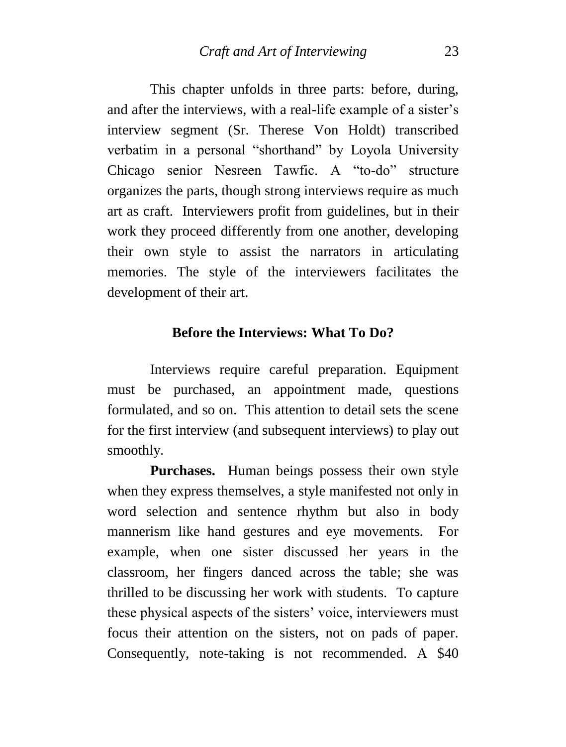This chapter unfolds in three parts: before, during, and after the interviews, with a real-life example of a sister's interview segment (Sr. Therese Von Holdt) transcribed verbatim in a personal "shorthand" by Loyola University Chicago senior Nesreen Tawfic. A "to-do" structure organizes the parts, though strong interviews require as much art as craft. Interviewers profit from guidelines, but in their work they proceed differently from one another, developing their own style to assist the narrators in articulating memories. The style of the interviewers facilitates the development of their art.

### Before the Interviews: What To Do?

Interviews require careful preparation. Equipment must be purchased, an appointment made, questions formulated, and so on. This attention to detail sets the scene for the first interview (and subsequent interviews) to play out smoothly.

**Purchases.** Human beings possess their own style when they express themselves, a style manifested not only in word selection and sentence rhythm but also in body mannerism like hand gestures and eye movements. For example, when one sister discussed her years in the classroom, her fingers danced across the table; she was thrilled to be discussing her work with students. To capture these physical aspects of the sisters' voice, interviewers must focus their attention on the sisters, not on pads of paper. Consequently, note-taking is not recommended. A $40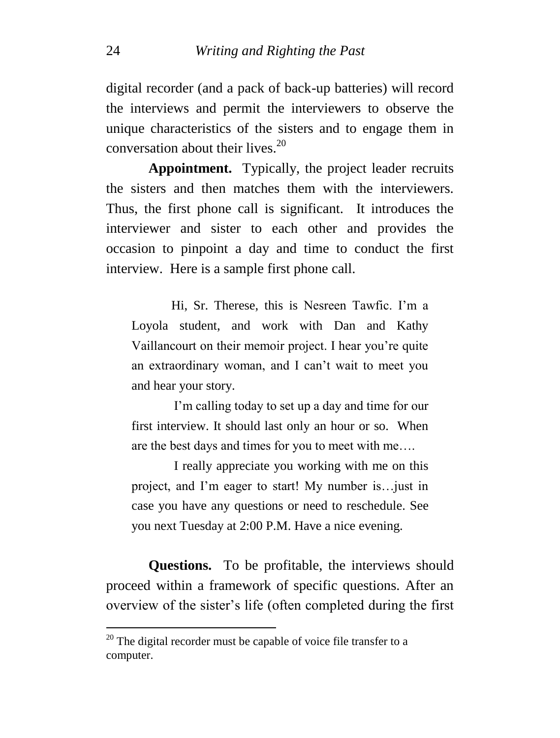digital recorder (and a pack of back-up batteries) will record the interviews and permit the interviewers to observe the unique characteristics of the sisters and to engage them in conversation about their lives.[20]

**Appointment.** Typically, the project leader recruits the sisters and then matches them with the interviewers. Thus, the first phone call is significant. It introduces the interviewer and sister to each other and provides the occasion to pinpoint a day and time to conduct the first interview. Here is a sample first phone call.

> Hi, Sr. Therese, this is Nesreen Tawfic. I'm a Loyola student, and work with Dan and Kathy Vaillancourt on their memoir project. I hear you're quite an extraordinary woman, and I can't wait to meet you and hear your story.
>
> I'm calling today to set up a day and time for our first interview. It should last only an hour or so. When are the best days and times for you to meet with me….
>
> I really appreciate you working with me on this project, and I'm eager to start! My number is…just in case you have any questions or need to reschedule. See you next Tuesday at 2:00 P.M. Have a nice evening.

**Questions.** To be profitable, the interviews should proceed within a framework of specific questions. After an overview of the sister's life (often completed during the first

---

[20] The digital recorder must be capable of voice file transfer to a computer.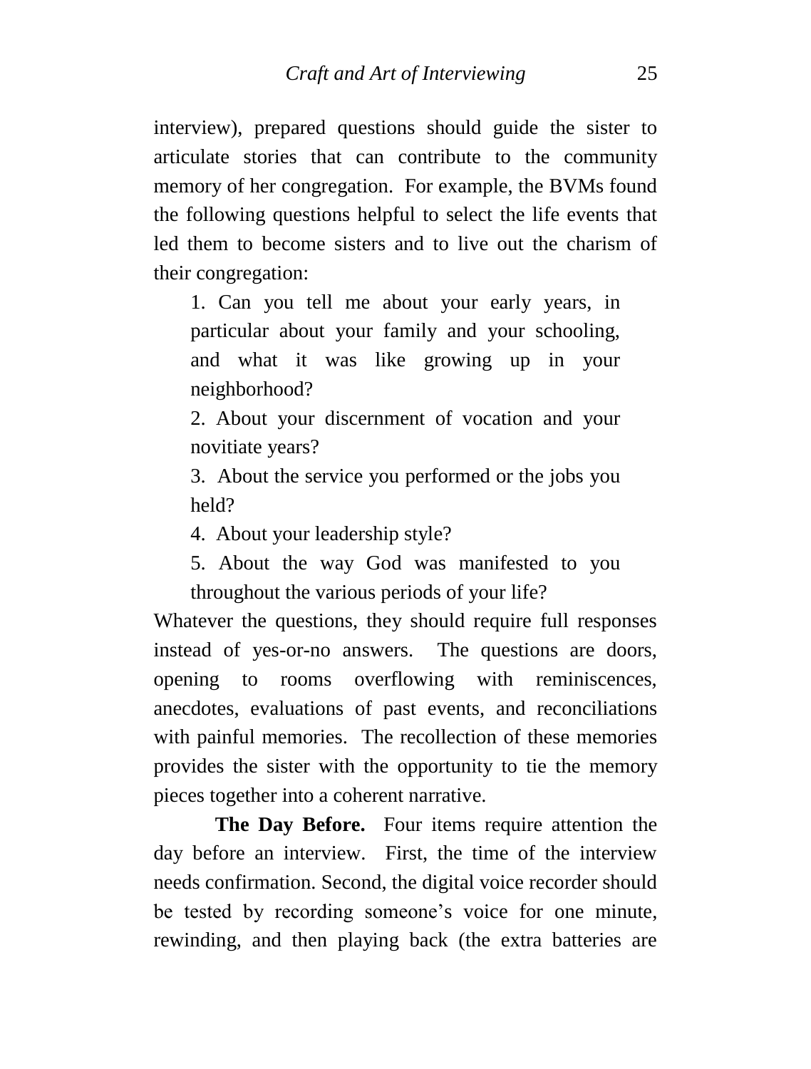interview), prepared questions should guide the sister to articulate stories that can contribute to the community memory of her congregation. For example, the BVMs found the following questions helpful to select the life events that led them to become sisters and to live out the charism of their congregation:

> 1. Can you tell me about your early years, in particular about your family and your schooling, and what it was like growing up in your neighborhood?
>
> 2. About your discernment of vocation and your novitiate years?
>
> 3. About the service you performed or the jobs you held?
>
> 4. About your leadership style?
>
> 5. About the way God was manifested to you throughout the various periods of your life?

Whatever the questions, they should require full responses instead of yes-or-no answers. The questions are doors, opening to rooms overflowing with reminiscences, anecdotes, evaluations of past events, and reconciliations with painful memories. The recollection of these memories provides the sister with the opportunity to tie the memory pieces together into a coherent narrative.

**The Day Before.** Four items require attention the day before an interview. First, the time of the interview needs confirmation. Second, the digital voice recorder should be tested by recording someone's voice for one minute, rewinding, and then playing back (the extra batteries are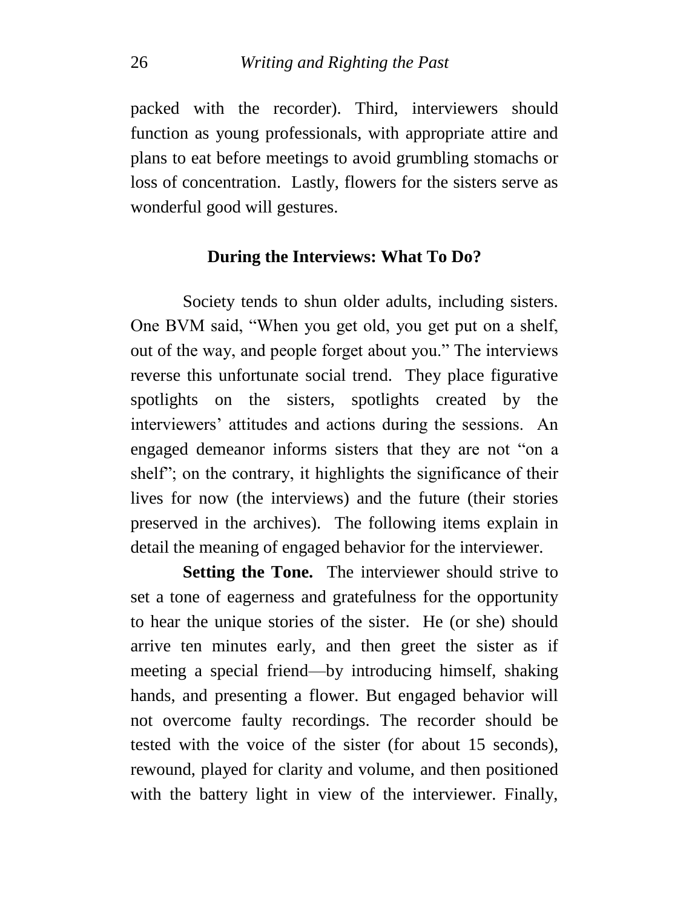packed with the recorder). Third, interviewers should function as young professionals, with appropriate attire and plans to eat before meetings to avoid grumbling stomachs or loss of concentration.  Lastly, flowers for the sisters serve as wonderful good will gestures.

## During the Interviews: What To Do?

Society tends to shun older adults, including sisters. One BVM said, “When you get old, you get put on a shelf, out of the way, and people forget about you.” The interviews reverse this unfortunate social trend.  They place figurative spotlights on the sisters, spotlights created by the interviewers’ attitudes and actions during the sessions.  An engaged demeanor informs sisters that they are not “on a shelf”; on the contrary, it highlights the significance of their lives for now (the interviews) and the future (their stories preserved in the archives).  The following items explain in detail the meaning of engaged behavior for the interviewer.

**Setting the Tone.** The interviewer should strive to set a tone of eagerness and gratefulness for the opportunity to hear the unique stories of the sister.  He (or she) should arrive ten minutes early, and then greet the sister as if meeting a special friend—by introducing himself, shaking hands, and presenting a flower. But engaged behavior will not overcome faulty recordings. The recorder should be tested with the voice of the sister (for about 15 seconds), rewound, played for clarity and volume, and then positioned with the battery light in view of the interviewer. Finally,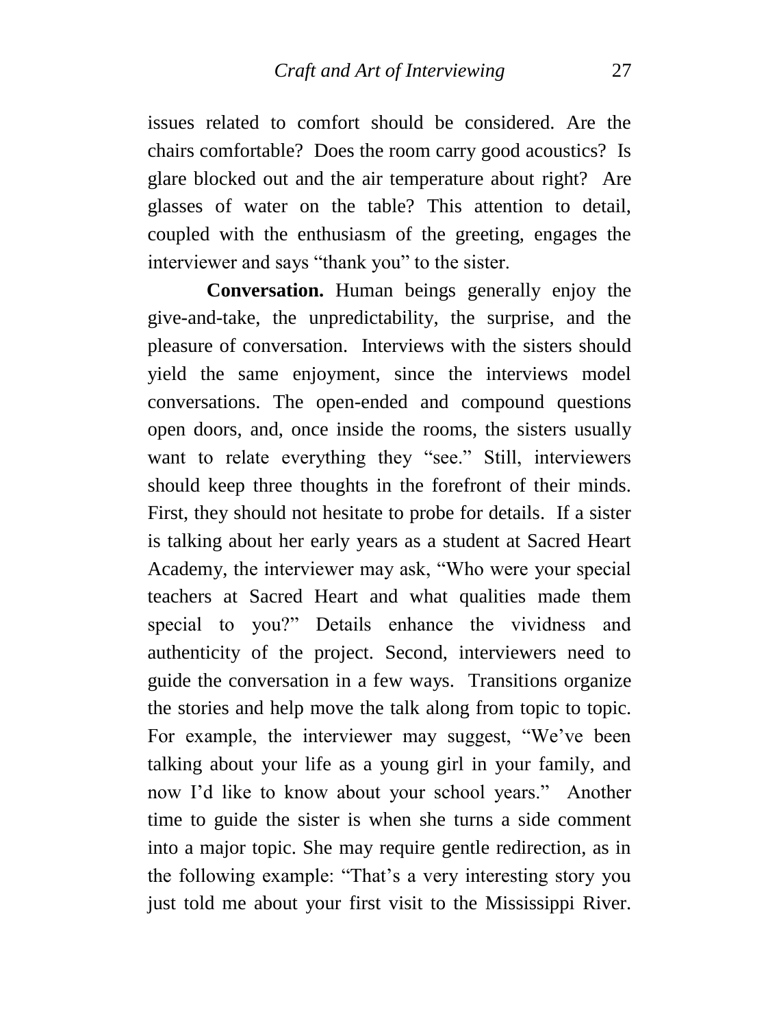issues related to comfort should be considered. Are the chairs comfortable? Does the room carry good acoustics? Is glare blocked out and the air temperature about right? Are glasses of water on the table? This attention to detail, coupled with the enthusiasm of the greeting, engages the interviewer and says "thank you" to the sister.

**Conversation.** Human beings generally enjoy the give-and-take, the unpredictability, the surprise, and the pleasure of conversation. Interviews with the sisters should yield the same enjoyment, since the interviews model conversations. The open-ended and compound questions open doors, and, once inside the rooms, the sisters usually want to relate everything they "see." Still, interviewers should keep three thoughts in the forefront of their minds. First, they should not hesitate to probe for details. If a sister is talking about her early years as a student at Sacred Heart Academy, the interviewer may ask, "Who were your special teachers at Sacred Heart and what qualities made them special to you?" Details enhance the vividness and authenticity of the project. Second, interviewers need to guide the conversation in a few ways. Transitions organize the stories and help move the talk along from topic to topic. For example, the interviewer may suggest, "We've been talking about your life as a young girl in your family, and now I'd like to know about your school years." Another time to guide the sister is when she turns a side comment into a major topic. She may require gentle redirection, as in the following example: "That's a very interesting story you just told me about your first visit to the Mississippi River.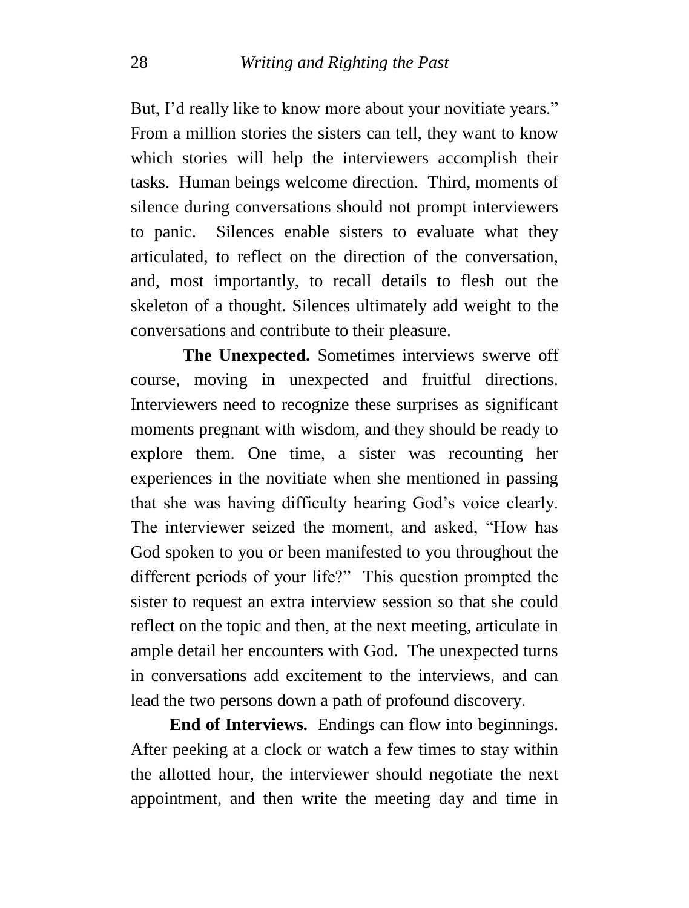But, I'd really like to know more about your novitiate years." From a million stories the sisters can tell, they want to know which stories will help the interviewers accomplish their tasks. Human beings welcome direction. Third, moments of silence during conversations should not prompt interviewers to panic. Silences enable sisters to evaluate what they articulated, to reflect on the direction of the conversation, and, most importantly, to recall details to flesh out the skeleton of a thought. Silences ultimately add weight to the conversations and contribute to their pleasure.

**The Unexpected.** Sometimes interviews swerve off course, moving in unexpected and fruitful directions. Interviewers need to recognize these surprises as significant moments pregnant with wisdom, and they should be ready to explore them. One time, a sister was recounting her experiences in the novitiate when she mentioned in passing that she was having difficulty hearing God's voice clearly. The interviewer seized the moment, and asked, "How has God spoken to you or been manifested to you throughout the different periods of your life?" This question prompted the sister to request an extra interview session so that she could reflect on the topic and then, at the next meeting, articulate in ample detail her encounters with God. The unexpected turns in conversations add excitement to the interviews, and can lead the two persons down a path of profound discovery.

**End of Interviews.** Endings can flow into beginnings. After peeking at a clock or watch a few times to stay within the allotted hour, the interviewer should negotiate the next appointment, and then write the meeting day and time in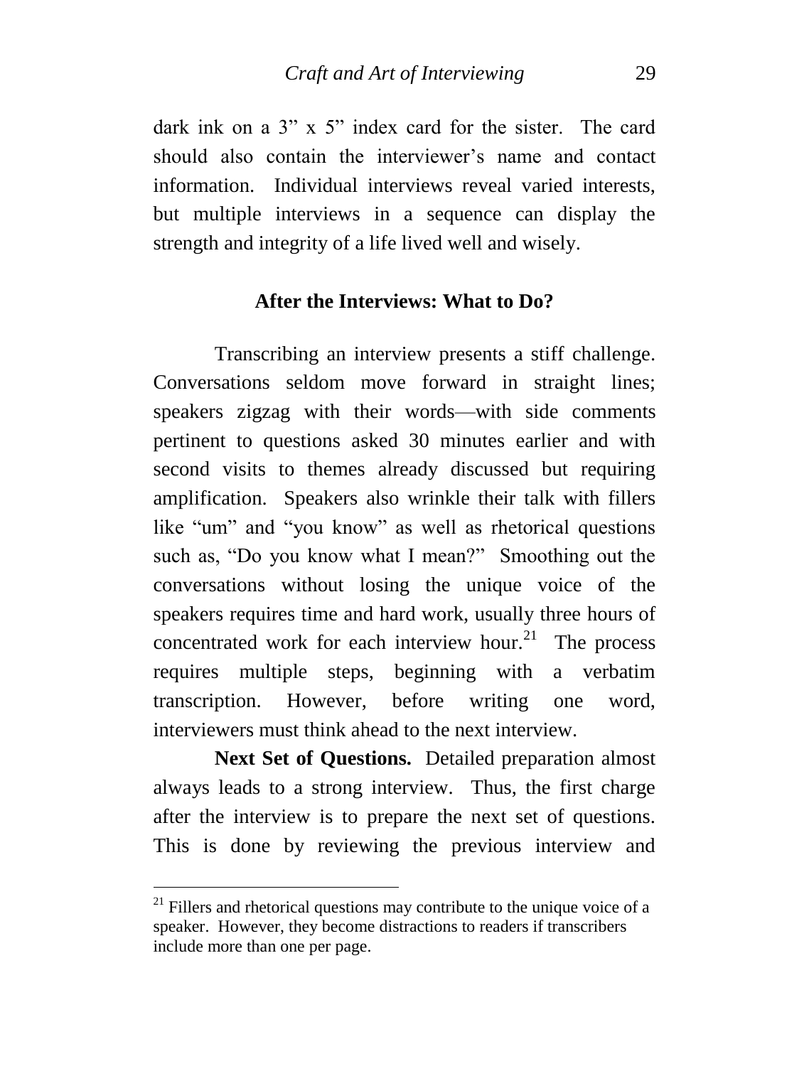dark ink on a 3" x 5" index card for the sister. The card should also contain the interviewer's name and contact information. Individual interviews reveal varied interests, but multiple interviews in a sequence can display the strength and integrity of a life lived well and wisely.

## After the Interviews: What to Do?

Transcribing an interview presents a stiff challenge. Conversations seldom move forward in straight lines; speakers zigzag with their words—with side comments pertinent to questions asked 30 minutes earlier and with second visits to themes already discussed but requiring amplification. Speakers also wrinkle their talk with fillers like "um" and "you know" as well as rhetorical questions such as, "Do you know what I mean?" Smoothing out the conversations without losing the unique voice of the speakers requires time and hard work, usually three hours of concentrated work for each interview hour.[21] The process requires multiple steps, beginning with a verbatim transcription. However, before writing one word, interviewers must think ahead to the next interview.

**Next Set of Questions.** Detailed preparation almost always leads to a strong interview. Thus, the first charge after the interview is to prepare the next set of questions. This is done by reviewing the previous interview and

[21] Fillers and rhetorical questions may contribute to the unique voice of a speaker. However, they become distractions to readers if transcribers include more than one per page.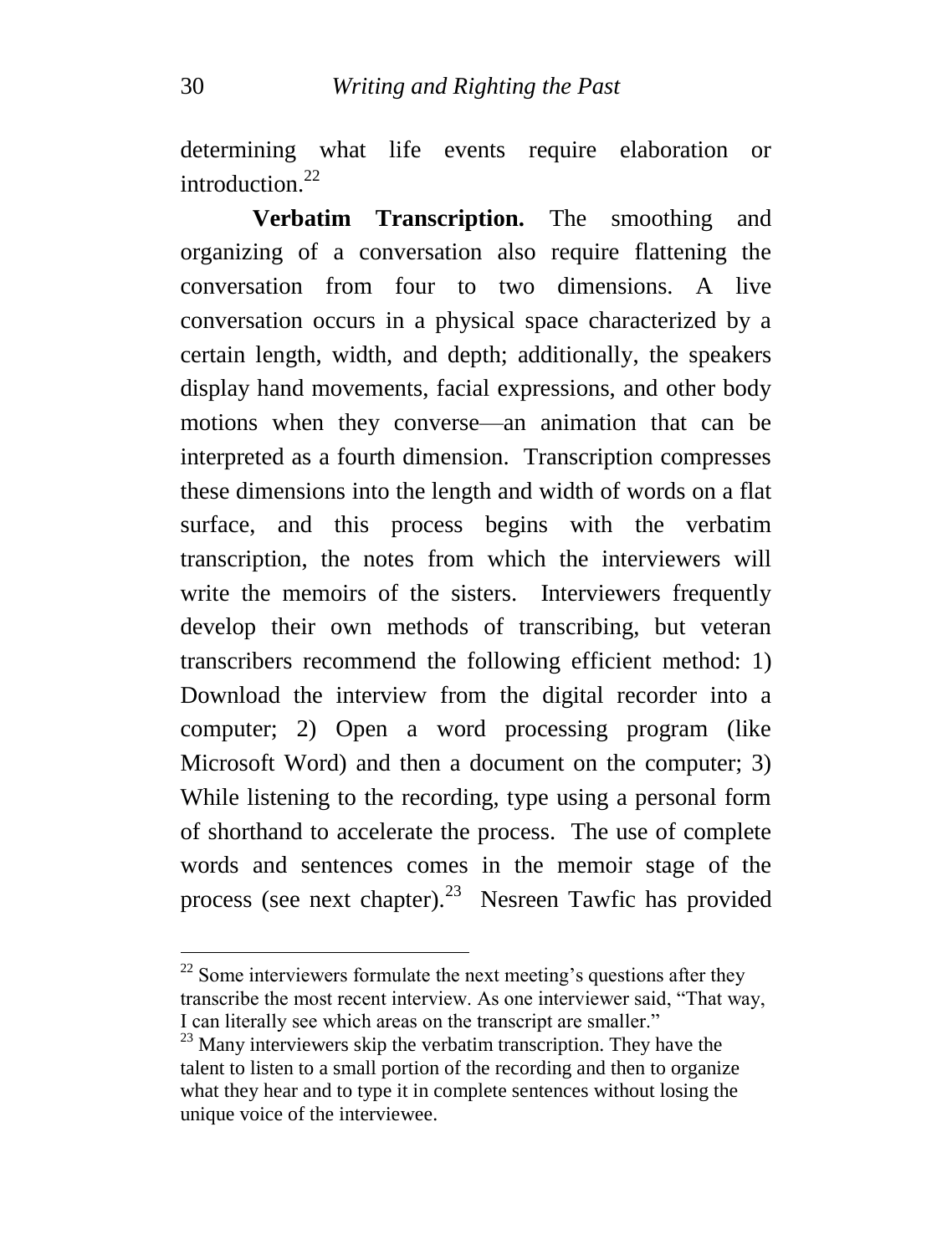determining what life events require elaboration or introduction.[22]

**Verbatim Transcription.** The smoothing and organizing of a conversation also require flattening the conversation from four to two dimensions. A live conversation occurs in a physical space characterized by a certain length, width, and depth; additionally, the speakers display hand movements, facial expressions, and other body motions when they converse—an animation that can be interpreted as a fourth dimension. Transcription compresses these dimensions into the length and width of words on a flat surface, and this process begins with the verbatim transcription, the notes from which the interviewers will write the memoirs of the sisters. Interviewers frequently develop their own methods of transcribing, but veteran transcribers recommend the following efficient method: 1) Download the interview from the digital recorder into a computer; 2) Open a word processing program (like Microsoft Word) and then a document on the computer; 3) While listening to the recording, type using a personal form of shorthand to accelerate the process. The use of complete words and sentences comes in the memoir stage of the process (see next chapter).[23] Nesreen Tawfic has provided

---

[22] Some interviewers formulate the next meeting's questions after they transcribe the most recent interview. As one interviewer said, "That way, I can literally see which areas on the transcript are smaller."

[23] Many interviewers skip the verbatim transcription. They have the talent to listen to a small portion of the recording and then to organize what they hear and to type it in complete sentences without losing the unique voice of the interviewee.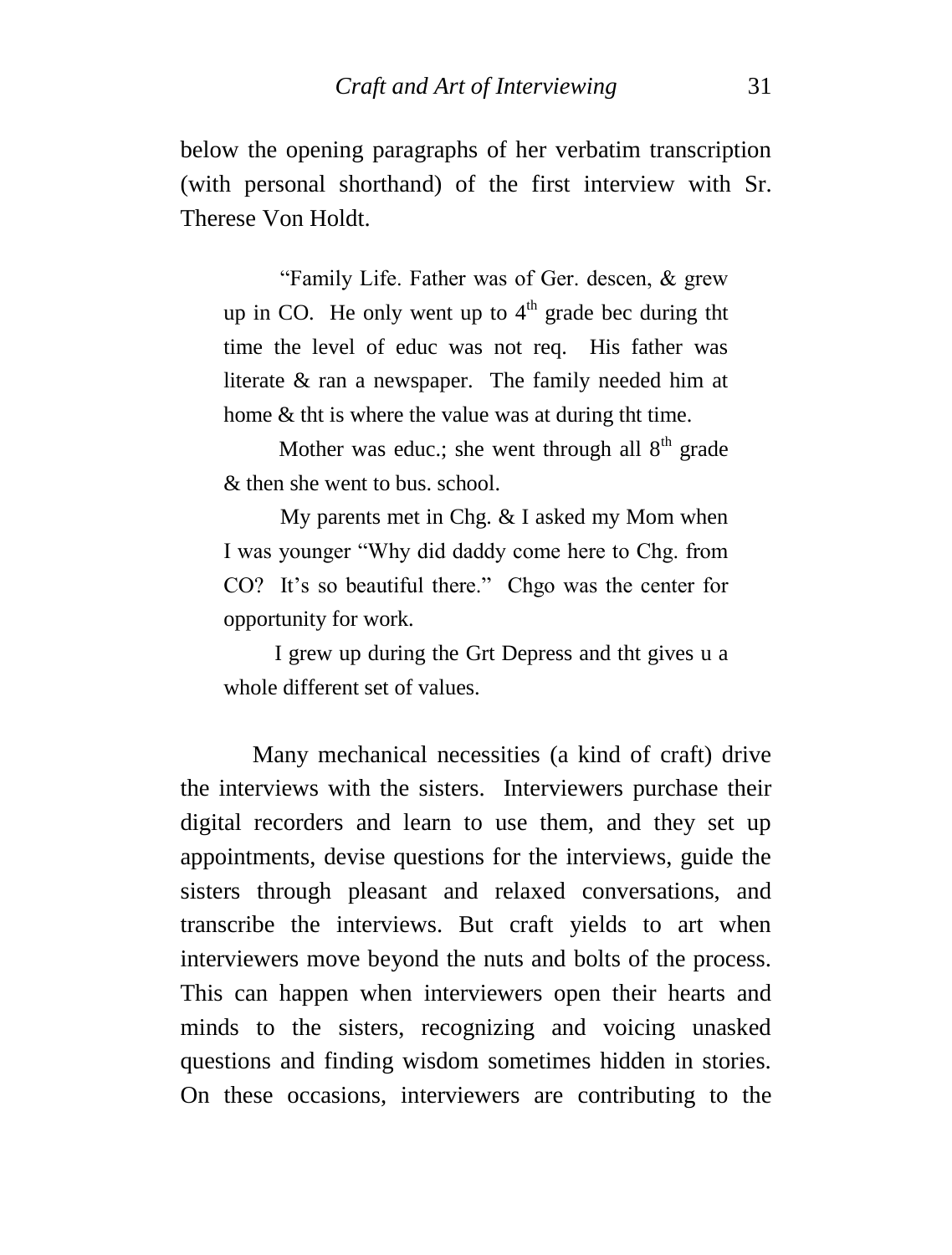below the opening paragraphs of her verbatim transcription (with personal shorthand) of the first interview with Sr. Therese Von Holdt.

> "Family Life. Father was of Ger. descen, & grew up in CO. He only went up to 4th grade bec during tht time the level of educ was not req. His father was literate & ran a newspaper. The family needed him at home & tht is where the value was at during tht time.
>
> Mother was educ.; she went through all 8th grade & then she went to bus. school.
>
> My parents met in Chg. & I asked my Mom when I was younger "Why did daddy come here to Chg. from CO? It's so beautiful there." Chgo was the center for opportunity for work.
>
> I grew up during the Grt Depress and tht gives u a whole different set of values.

Many mechanical necessities (a kind of craft) drive the interviews with the sisters. Interviewers purchase their digital recorders and learn to use them, and they set up appointments, devise questions for the interviews, guide the sisters through pleasant and relaxed conversations, and transcribe the interviews. But craft yields to art when interviewers move beyond the nuts and bolts of the process. This can happen when interviewers open their hearts and minds to the sisters, recognizing and voicing unasked questions and finding wisdom sometimes hidden in stories. On these occasions, interviewers are contributing to the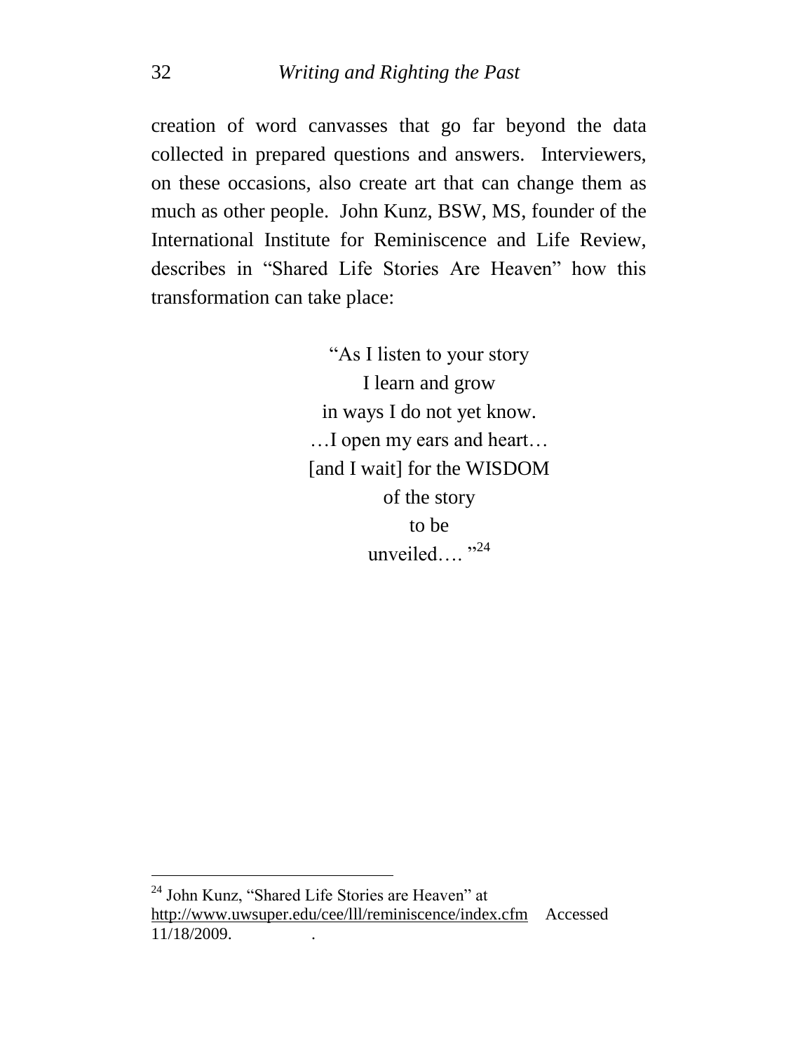creation of word canvasses that go far beyond the data collected in prepared questions and answers. Interviewers, on these occasions, also create art that can change them as much as other people. John Kunz, BSW, MS, founder of the International Institute for Reminiscence and Life Review, describes in "Shared Life Stories Are Heaven" how this transformation can take place:

> "As I listen to your story  
> I learn and grow  
> in ways I do not yet know.  
> …I open my ears and heart…  
> [and I wait] for the WISDOM  
> of the story  
> to be  
> unveiled…. "[24]

---

[24] John Kunz, "Shared Life Stories are Heaven" at http://www.uwsuper.edu/cee/lll/reminiscence/index.cfm Accessed 11/18/2009.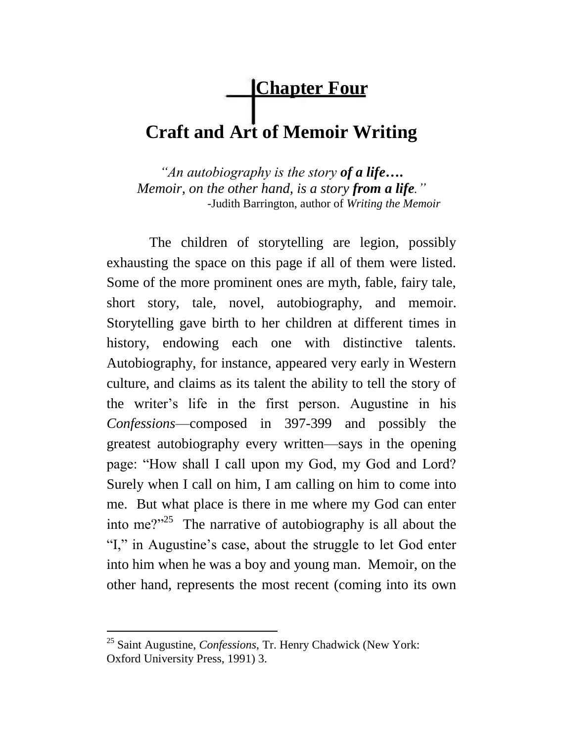# Chapter Four

# Craft and Art of Memoir Writing

*"An autobiography is the story **of a life….***
*Memoir, on the other hand, is a story **from a life**."*
-Judith Barrington, author of *Writing the Memoir*

The children of storytelling are legion, possibly exhausting the space on this page if all of them were listed. Some of the more prominent ones are myth, fable, fairy tale, short story, tale, novel, autobiography, and memoir. Storytelling gave birth to her children at different times in history, endowing each one with distinctive talents. Autobiography, for instance, appeared very early in Western culture, and claims as its talent the ability to tell the story of the writer's life in the first person. Augustine in his *Confessions*—composed in 397-399 and possibly the greatest autobiography every written—says in the opening page: "How shall I call upon my God, my God and Lord? Surely when I call on him, I am calling on him to come into me. But what place is there in me where my God can enter into me?"[25] The narrative of autobiography is all about the "I," in Augustine's case, about the struggle to let God enter into him when he was a boy and young man. Memoir, on the other hand, represents the most recent (coming into its own

[25] Saint Augustine, *Confessions*, Tr. Henry Chadwick (New York: Oxford University Press, 1991) 3.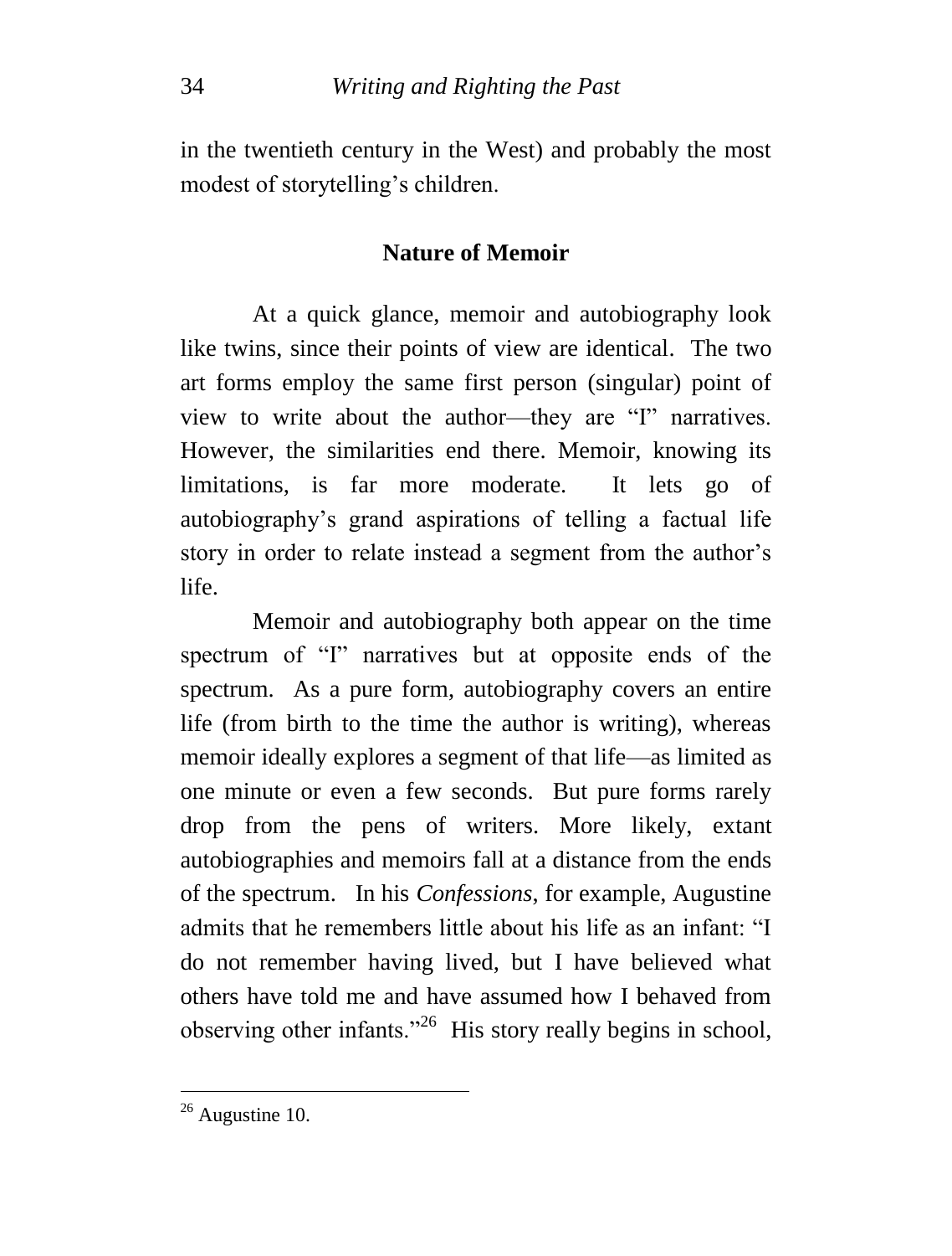in the twentieth century in the West) and probably the most modest of storytelling's children.

## Nature of Memoir

At a quick glance, memoir and autobiography look like twins, since their points of view are identical. The two art forms employ the same first person (singular) point of view to write about the author—they are "I" narratives. However, the similarities end there. Memoir, knowing its limitations, is far more moderate. It lets go of autobiography's grand aspirations of telling a factual life story in order to relate instead a segment from the author's life.

Memoir and autobiography both appear on the time spectrum of "I" narratives but at opposite ends of the spectrum. As a pure form, autobiography covers an entire life (from birth to the time the author is writing), whereas memoir ideally explores a segment of that life—as limited as one minute or even a few seconds. But pure forms rarely drop from the pens of writers. More likely, extant autobiographies and memoirs fall at a distance from the ends of the spectrum. In his *Confessions*, for example, Augustine admits that he remembers little about his life as an infant: "I do not remember having lived, but I have believed what others have told me and have assumed how I behaved from observing other infants."[26] His story really begins in school,

---

[26] Augustine 10.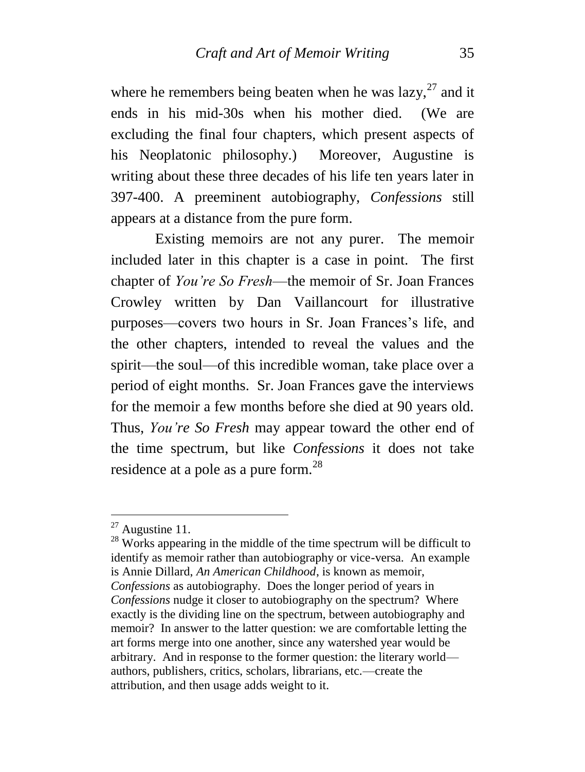where he remembers being beaten when he was lazy,[27] and it ends in his mid-30s when his mother died. (We are excluding the final four chapters, which present aspects of his Neoplatonic philosophy.) Moreover, Augustine is writing about these three decades of his life ten years later in 397-400. A preeminent autobiography, *Confessions* still appears at a distance from the pure form.

Existing memoirs are not any purer. The memoir included later in this chapter is a case in point. The first chapter of *You're So Fresh*—the memoir of Sr. Joan Frances Crowley written by Dan Vaillancourt for illustrative purposes—covers two hours in Sr. Joan Frances's life, and the other chapters, intended to reveal the values and the spirit—the soul—of this incredible woman, take place over a period of eight months. Sr. Joan Frances gave the interviews for the memoir a few months before she died at 90 years old. Thus, *You're So Fresh* may appear toward the other end of the time spectrum, but like *Confessions* it does not take residence at a pole as a pure form.[28]

---

[27] Augustine 11.

[28] Works appearing in the middle of the time spectrum will be difficult to identify as memoir rather than autobiography or vice-versa. An example is Annie Dillard, *An American Childhood*, is known as memoir, *Confessions* as autobiography. Does the longer period of years in *Confessions* nudge it closer to autobiography on the spectrum? Where exactly is the dividing line on the spectrum, between autobiography and memoir? In answer to the latter question: we are comfortable letting the art forms merge into one another, since any watershed year would be arbitrary. And in response to the former question: the literary world—authors, publishers, critics, scholars, librarians, etc.—create the attribution, and then usage adds weight to it.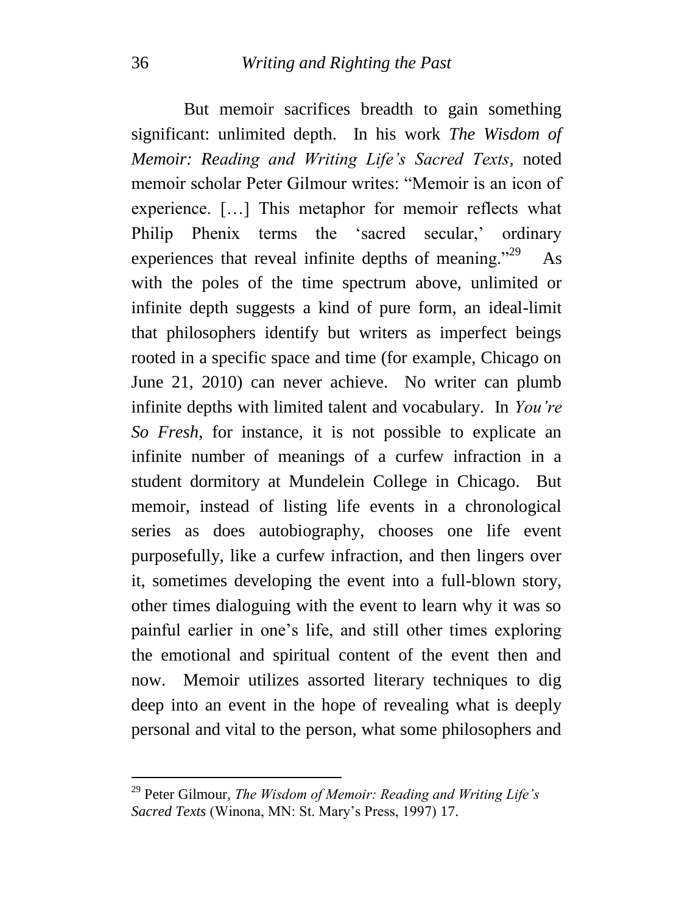But memoir sacrifices breadth to gain something significant: unlimited depth. In his work *The Wisdom of Memoir: Reading and Writing Life's Sacred Texts*, noted memoir scholar Peter Gilmour writes: "Memoir is an icon of experience. […] This metaphor for memoir reflects what Philip Phenix terms the 'sacred secular,' ordinary experiences that reveal infinite depths of meaning."[29] As with the poles of the time spectrum above, unlimited or infinite depth suggests a kind of pure form, an ideal-limit that philosophers identify but writers as imperfect beings rooted in a specific space and time (for example, Chicago on June 21, 2010) can never achieve. No writer can plumb infinite depths with limited talent and vocabulary. In *You're So Fresh*, for instance, it is not possible to explicate an infinite number of meanings of a curfew infraction in a student dormitory at Mundelein College in Chicago. But memoir, instead of listing life events in a chronological series as does autobiography, chooses one life event purposefully, like a curfew infraction, and then lingers over it, sometimes developing the event into a full-blown story, other times dialoguing with the event to learn why it was so painful earlier in one's life, and still other times exploring the emotional and spiritual content of the event then and now. Memoir utilizes assorted literary techniques to dig deep into an event in the hope of revealing what is deeply personal and vital to the person, what some philosophers and

---

[29] Peter Gilmour, *The Wisdom of Memoir: Reading and Writing Life's Sacred Texts* (Winona, MN: St. Mary's Press, 1997) 17.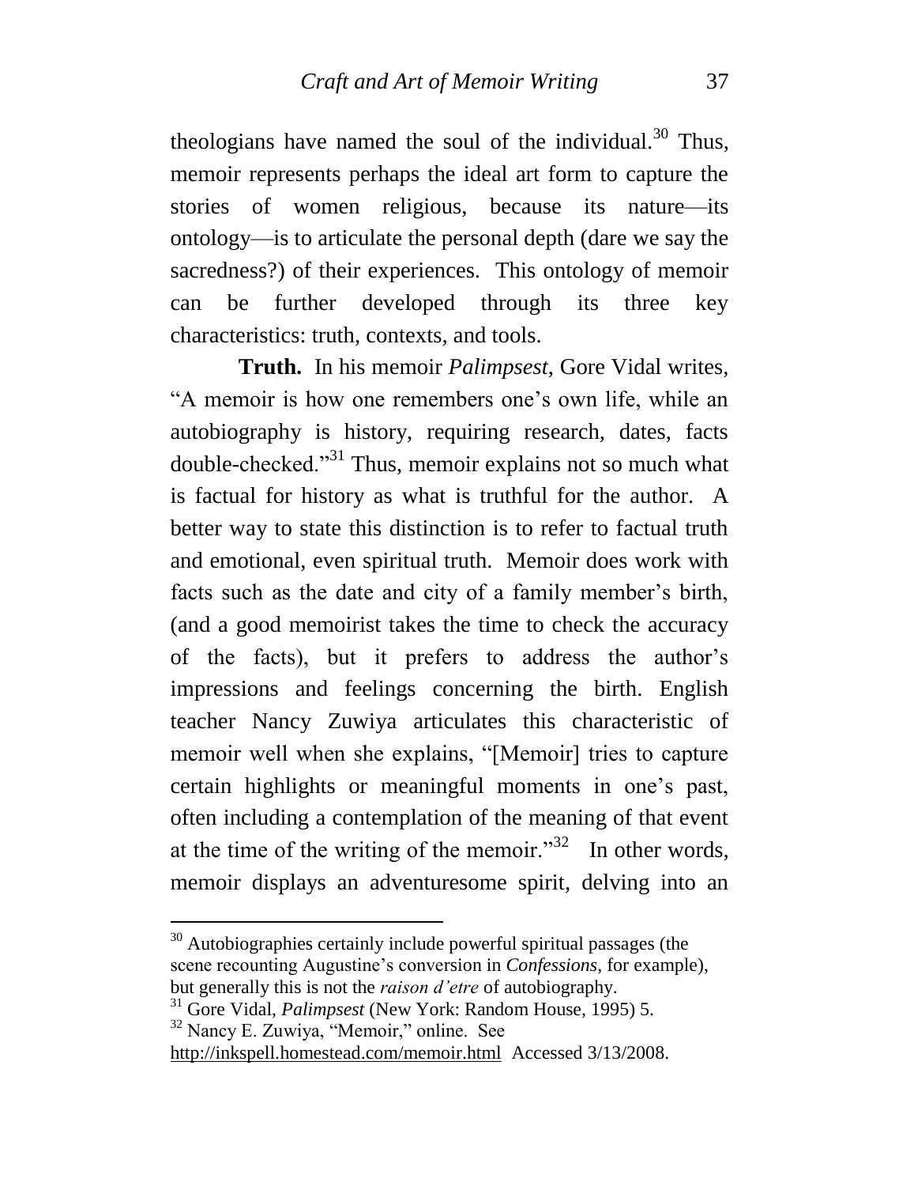theologians have named the soul of the individual.[30] Thus, memoir represents perhaps the ideal art form to capture the stories of women religious, because its nature—its ontology—is to articulate the personal depth (dare we say the sacredness?) of their experiences. This ontology of memoir can be further developed through its three key characteristics: truth, contexts, and tools.

**Truth.** In his memoir *Palimpsest*, Gore Vidal writes, "A memoir is how one remembers one's own life, while an autobiography is history, requiring research, dates, facts double-checked."[31] Thus, memoir explains not so much what is factual for history as what is truthful for the author. A better way to state this distinction is to refer to factual truth and emotional, even spiritual truth. Memoir does work with facts such as the date and city of a family member's birth, (and a good memoirist takes the time to check the accuracy of the facts), but it prefers to address the author's impressions and feelings concerning the birth. English teacher Nancy Zuwiya articulates this characteristic of memoir well when she explains, "[Memoir] tries to capture certain highlights or meaningful moments in one's past, often including a contemplation of the meaning of that event at the time of the writing of the memoir."[32] In other words, memoir displays an adventuresome spirit, delving into an

---

[30] Autobiographies certainly include powerful spiritual passages (the scene recounting Augustine's conversion in *Confessions*, for example), but generally this is not the *raison d'etre* of autobiography.

[31] Gore Vidal, *Palimpsest* (New York: Random House, 1995) 5.

[32] Nancy E. Zuwiya, "Memoir," online. See http://inkspell.homestead.com/memoir.html Accessed 3/13/2008.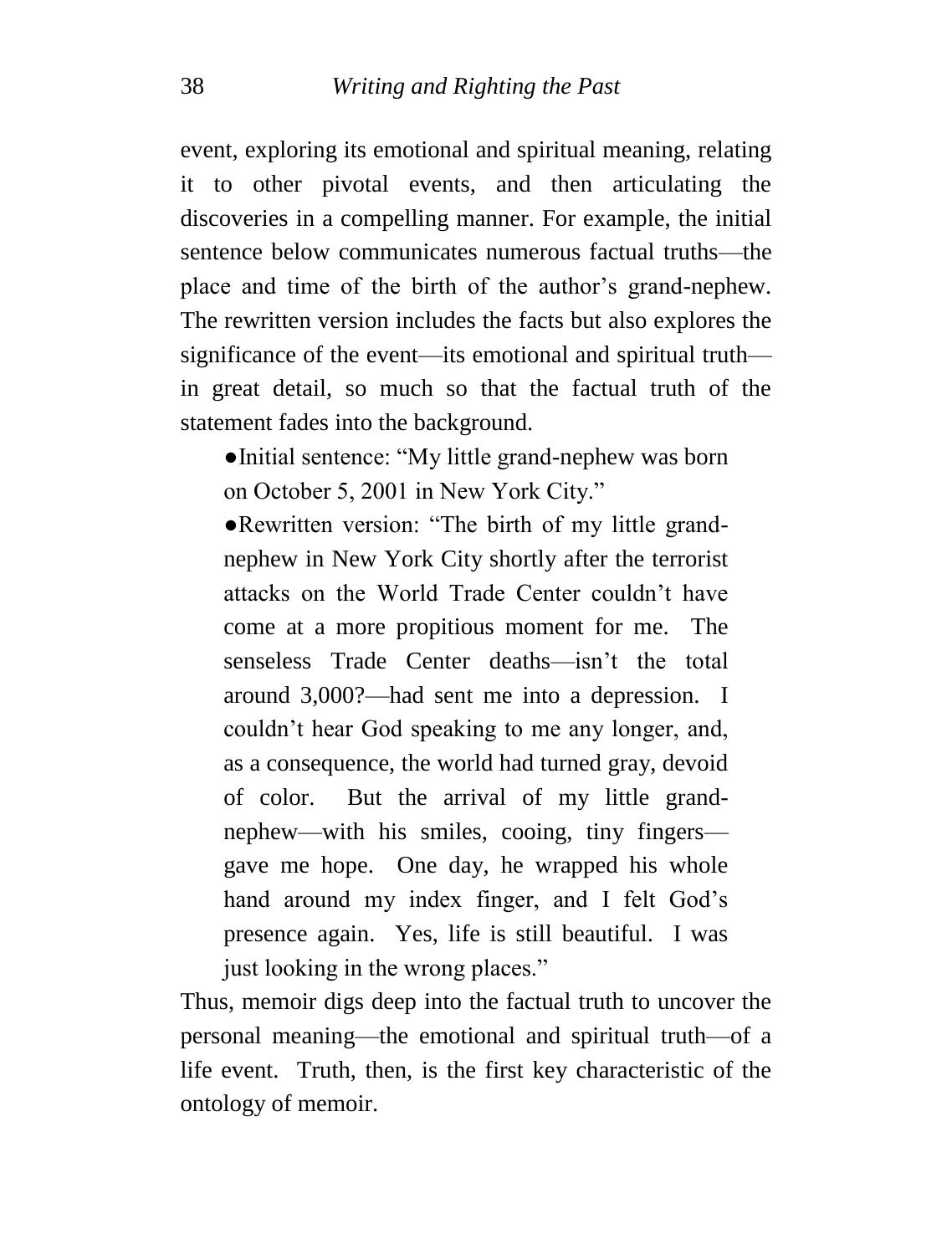event, exploring its emotional and spiritual meaning, relating it to other pivotal events, and then articulating the discoveries in a compelling manner. For example, the initial sentence below communicates numerous factual truths—the place and time of the birth of the author's grand-nephew. The rewritten version includes the facts but also explores the significance of the event—its emotional and spiritual truth—in great detail, so much so that the factual truth of the statement fades into the background.

- Initial sentence: "My little grand-nephew was born on October 5, 2001 in New York City."
- Rewritten version: "The birth of my little grand-nephew in New York City shortly after the terrorist attacks on the World Trade Center couldn't have come at a more propitious moment for me. The senseless Trade Center deaths—isn't the total around 3,000?—had sent me into a depression. I couldn't hear God speaking to me any longer, and, as a consequence, the world had turned gray, devoid of color. But the arrival of my little grand-nephew—with his smiles, cooing, tiny fingers—gave me hope. One day, he wrapped his whole hand around my index finger, and I felt God's presence again. Yes, life is still beautiful. I was just looking in the wrong places."

Thus, memoir digs deep into the factual truth to uncover the personal meaning—the emotional and spiritual truth—of a life event. Truth, then, is the first key characteristic of the ontology of memoir.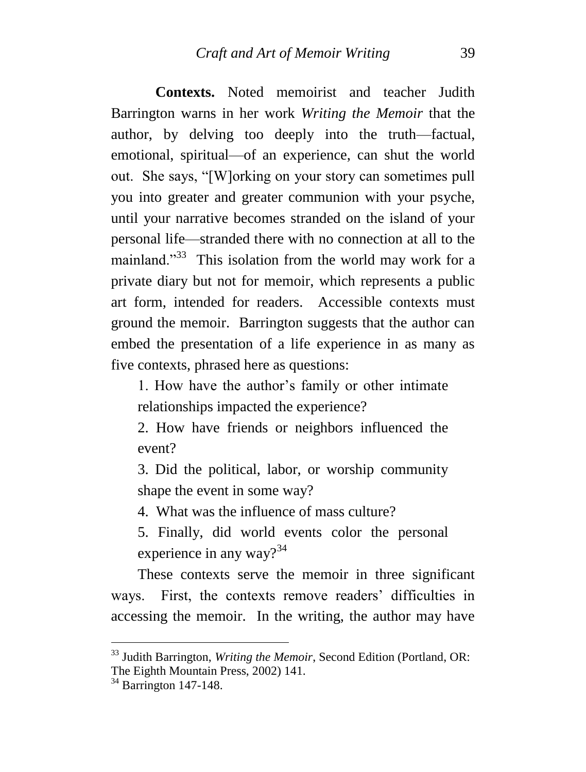**Contexts.** Noted memoirist and teacher Judith Barrington warns in her work *Writing the Memoir* that the author, by delving too deeply into the truth—factual, emotional, spiritual—of an experience, can shut the world out. She says, "[W]orking on your story can sometimes pull you into greater and greater communion with your psyche, until your narrative becomes stranded on the island of your personal life—stranded there with no connection at all to the mainland."[33] This isolation from the world may work for a private diary but not for memoir, which represents a public art form, intended for readers. Accessible contexts must ground the memoir. Barrington suggests that the author can embed the presentation of a life experience in as many as five contexts, phrased here as questions:

1. How have the author's family or other intimate relationships impacted the experience?
2. How have friends or neighbors influenced the event?
3. Did the political, labor, or worship community shape the event in some way?
4. What was the influence of mass culture?
5. Finally, did world events color the personal experience in any way?[34]

These contexts serve the memoir in three significant ways. First, the contexts remove readers' difficulties in accessing the memoir. In the writing, the author may have

---

[33] Judith Barrington, *Writing the Memoir*, Second Edition (Portland, OR: The Eighth Mountain Press, 2002) 141.

[34] Barrington 147-148.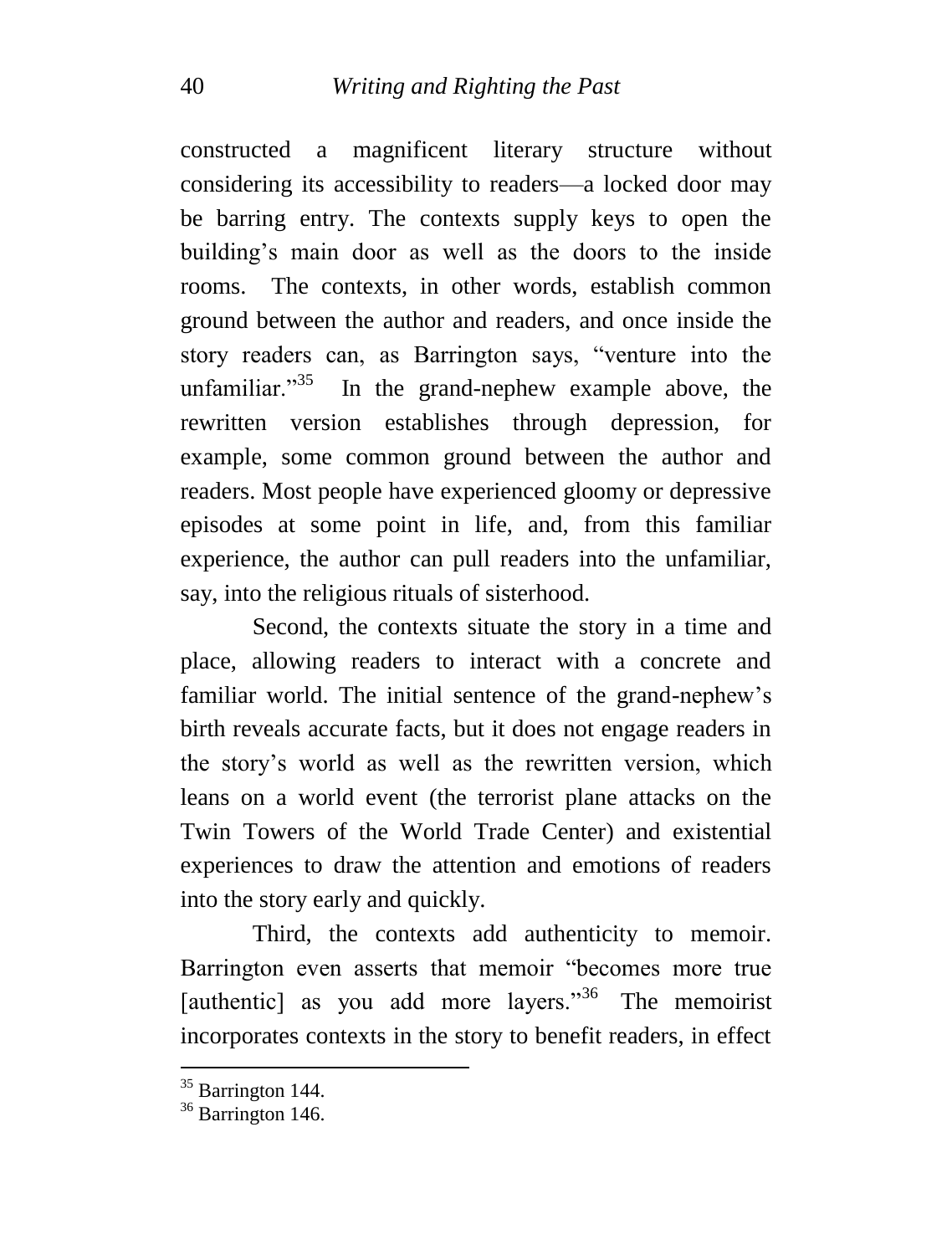constructed a magnificent literary structure without considering its accessibility to readers—a locked door may be barring entry. The contexts supply keys to open the building's main door as well as the doors to the inside rooms. The contexts, in other words, establish common ground between the author and readers, and once inside the story readers can, as Barrington says, "venture into the unfamiliar."[35] In the grand-nephew example above, the rewritten version establishes through depression, for example, some common ground between the author and readers. Most people have experienced gloomy or depressive episodes at some point in life, and, from this familiar experience, the author can pull readers into the unfamiliar, say, into the religious rituals of sisterhood.

Second, the contexts situate the story in a time and place, allowing readers to interact with a concrete and familiar world. The initial sentence of the grand-nephew's birth reveals accurate facts, but it does not engage readers in the story's world as well as the rewritten version, which leans on a world event (the terrorist plane attacks on the Twin Towers of the World Trade Center) and existential experiences to draw the attention and emotions of readers into the story early and quickly.

Third, the contexts add authenticity to memoir. Barrington even asserts that memoir "becomes more true [authentic] as you add more layers."[36] The memoirist incorporates contexts in the story to benefit readers, in effect

---

[35] Barrington 144.

[36] Barrington 146.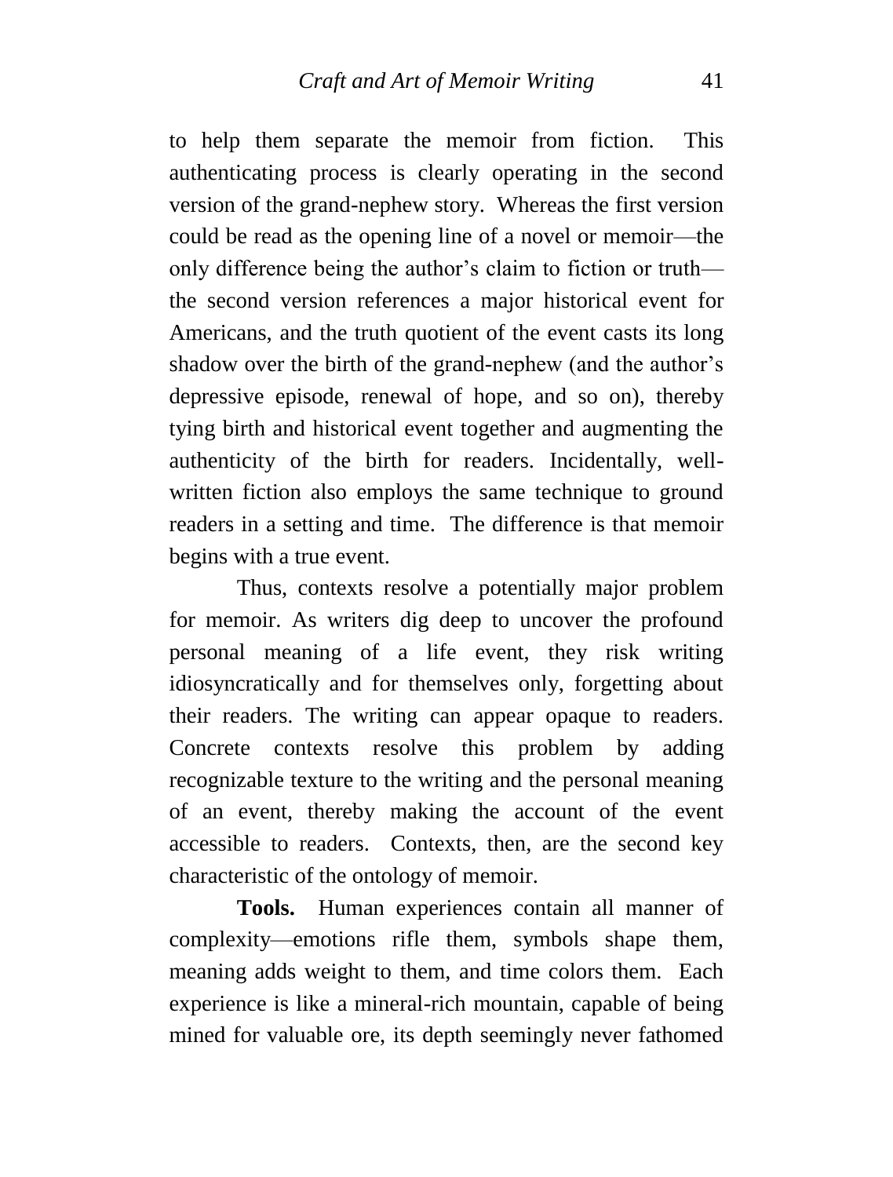to help them separate the memoir from fiction. This authenticating process is clearly operating in the second version of the grand-nephew story. Whereas the first version could be read as the opening line of a novel or memoir—the only difference being the author's claim to fiction or truth—the second version references a major historical event for Americans, and the truth quotient of the event casts its long shadow over the birth of the grand-nephew (and the author's depressive episode, renewal of hope, and so on), thereby tying birth and historical event together and augmenting the authenticity of the birth for readers. Incidentally, well-written fiction also employs the same technique to ground readers in a setting and time. The difference is that memoir begins with a true event.

Thus, contexts resolve a potentially major problem for memoir. As writers dig deep to uncover the profound personal meaning of a life event, they risk writing idiosyncratically and for themselves only, forgetting about their readers. The writing can appear opaque to readers. Concrete contexts resolve this problem by adding recognizable texture to the writing and the personal meaning of an event, thereby making the account of the event accessible to readers. Contexts, then, are the second key characteristic of the ontology of memoir.

**Tools.** Human experiences contain all manner of complexity—emotions rifle them, symbols shape them, meaning adds weight to them, and time colors them. Each experience is like a mineral-rich mountain, capable of being mined for valuable ore, its depth seemingly never fathomed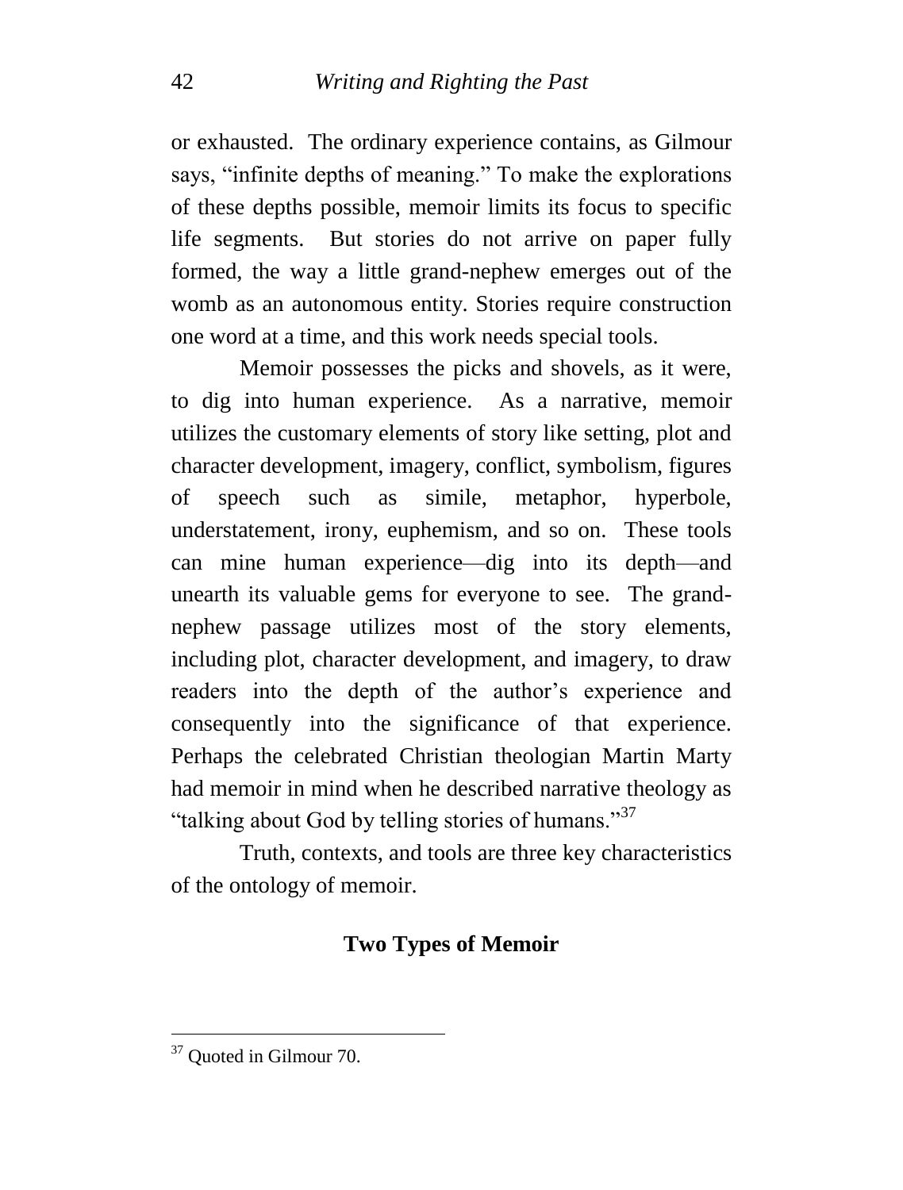or exhausted. The ordinary experience contains, as Gilmour says, "infinite depths of meaning." To make the explorations of these depths possible, memoir limits its focus to specific life segments. But stories do not arrive on paper fully formed, the way a little grand-nephew emerges out of the womb as an autonomous entity. Stories require construction one word at a time, and this work needs special tools.

Memoir possesses the picks and shovels, as it were, to dig into human experience. As a narrative, memoir utilizes the customary elements of story like setting, plot and character development, imagery, conflict, symbolism, figures of speech such as simile, metaphor, hyperbole, understatement, irony, euphemism, and so on. These tools can mine human experience—dig into its depth—and unearth its valuable gems for everyone to see. The grand-nephew passage utilizes most of the story elements, including plot, character development, and imagery, to draw readers into the depth of the author's experience and consequently into the significance of that experience. Perhaps the celebrated Christian theologian Martin Marty had memoir in mind when he described narrative theology as "talking about God by telling stories of humans."[37]

Truth, contexts, and tools are three key characteristics of the ontology of memoir.

## Two Types of Memoir

[37] Quoted in Gilmour 70.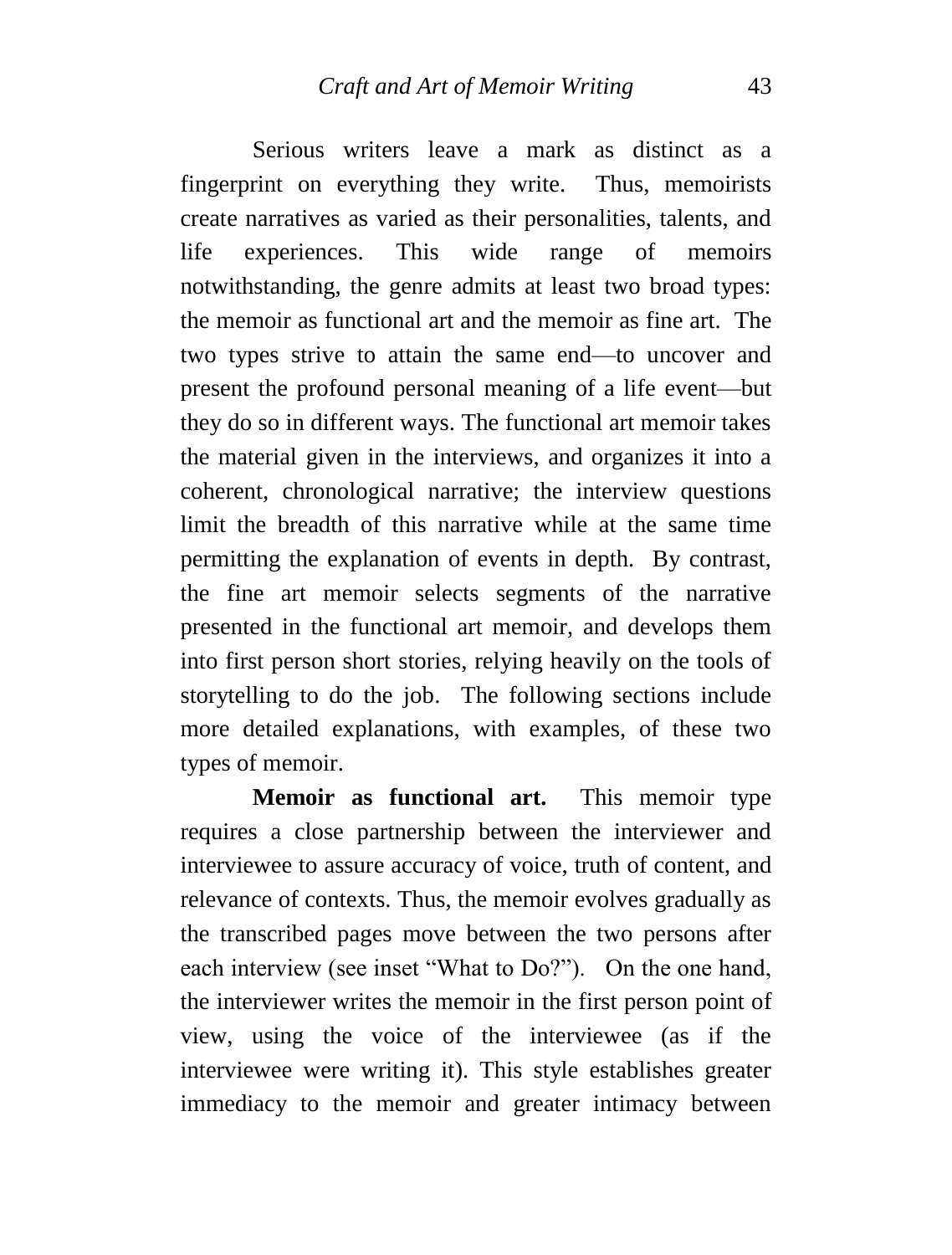Serious writers leave a mark as distinct as a fingerprint on everything they write. Thus, memoirists create narratives as varied as their personalities, talents, and life experiences. This wide range of memoirs notwithstanding, the genre admits at least two broad types: the memoir as functional art and the memoir as fine art. The two types strive to attain the same end—to uncover and present the profound personal meaning of a life event—but they do so in different ways. The functional art memoir takes the material given in the interviews, and organizes it into a coherent, chronological narrative; the interview questions limit the breadth of this narrative while at the same time permitting the explanation of events in depth. By contrast, the fine art memoir selects segments of the narrative presented in the functional art memoir, and develops them into first person short stories, relying heavily on the tools of storytelling to do the job. The following sections include more detailed explanations, with examples, of these two types of memoir.

**Memoir as functional art.** This memoir type requires a close partnership between the interviewer and interviewee to assure accuracy of voice, truth of content, and relevance of contexts. Thus, the memoir evolves gradually as the transcribed pages move between the two persons after each interview (see inset "What to Do?"). On the one hand, the interviewer writes the memoir in the first person point of view, using the voice of the interviewee (as if the interviewee were writing it). This style establishes greater immediacy to the memoir and greater intimacy between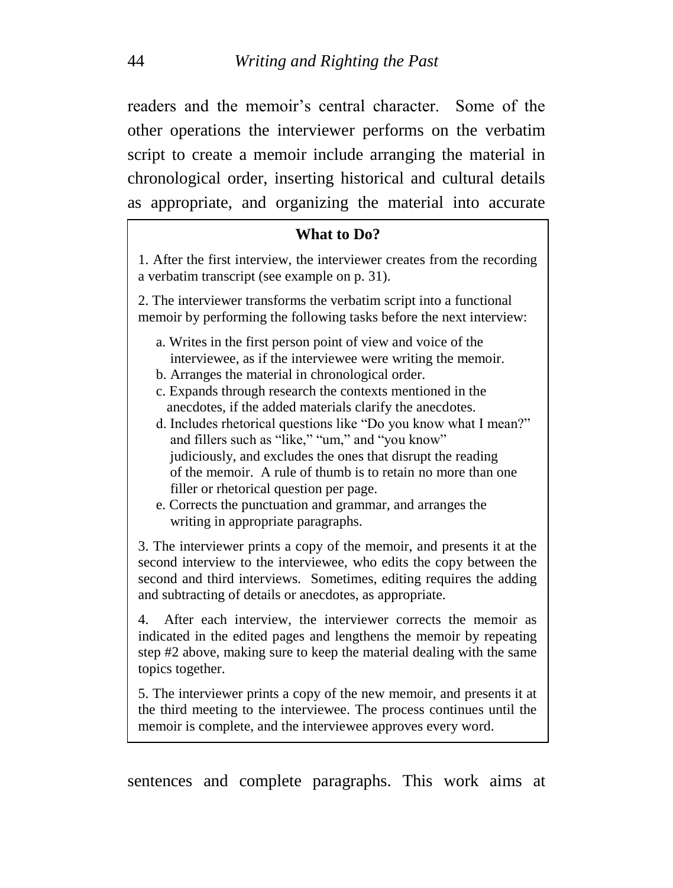readers and the memoir's central character. Some of the other operations the interviewer performs on the verbatim script to create a memoir include arranging the material in chronological order, inserting historical and cultural details as appropriate, and organizing the material into accurate

> **What to Do?**
>
> 1. After the first interview, the interviewer creates from the recording a verbatim transcript (see example on p. 31).
>
> 2. The interviewer transforms the verbatim script into a functional memoir by performing the following tasks before the next interview:
>
>    a. Writes in the first person point of view and voice of the interviewee, as if the interviewee were writing the memoir.
>    b. Arranges the material in chronological order.
>    c. Expands through research the contexts mentioned in the anecdotes, if the added materials clarify the anecdotes.
>    d. Includes rhetorical questions like "Do you know what I mean?" and fillers such as "like," "um," and "you know" judiciously, and excludes the ones that disrupt the reading of the memoir. A rule of thumb is to retain no more than one filler or rhetorical question per page.
>    e. Corrects the punctuation and grammar, and arranges the writing in appropriate paragraphs.
>
> 3. The interviewer prints a copy of the memoir, and presents it at the second interview to the interviewee, who edits the copy between the second and third interviews. Sometimes, editing requires the adding and subtracting of details or anecdotes, as appropriate.
>
> 4. After each interview, the interviewer corrects the memoir as indicated in the edited pages and lengthens the memoir by repeating step #2 above, making sure to keep the material dealing with the same topics together.
>
> 5. The interviewer prints a copy of the new memoir, and presents it at the third meeting to the interviewee. The process continues until the memoir is complete, and the interviewee approves every word.

sentences and complete paragraphs. This work aims at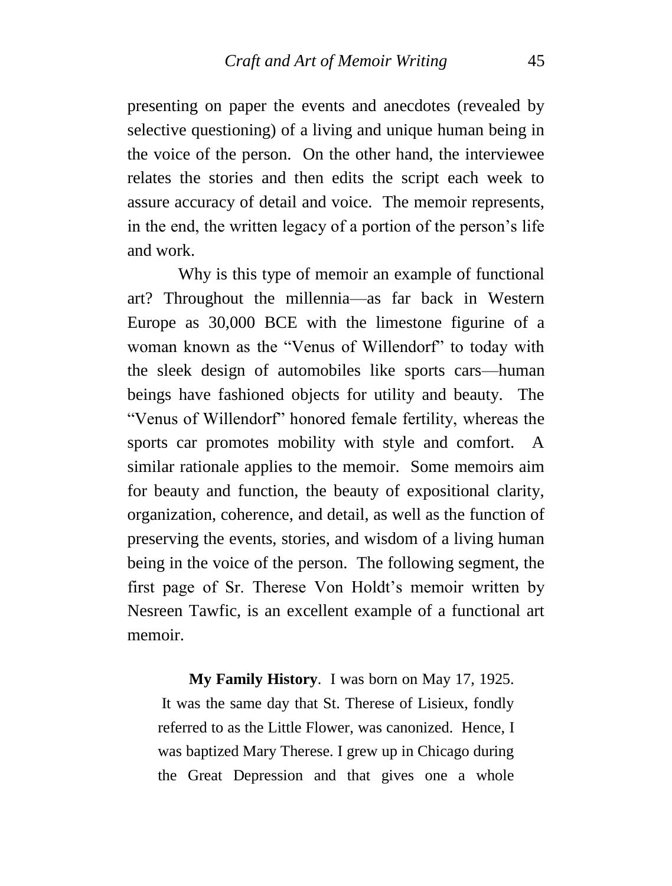presenting on paper the events and anecdotes (revealed by selective questioning) of a living and unique human being in the voice of the person. On the other hand, the interviewee relates the stories and then edits the script each week to assure accuracy of detail and voice. The memoir represents, in the end, the written legacy of a portion of the person's life and work.

Why is this type of memoir an example of functional art? Throughout the millennia—as far back in Western Europe as 30,000 BCE with the limestone figurine of a woman known as the "Venus of Willendorf" to today with the sleek design of automobiles like sports cars—human beings have fashioned objects for utility and beauty. The "Venus of Willendorf" honored female fertility, whereas the sports car promotes mobility with style and comfort. A similar rationale applies to the memoir. Some memoirs aim for beauty and function, the beauty of expositional clarity, organization, coherence, and detail, as well as the function of preserving the events, stories, and wisdom of a living human being in the voice of the person. The following segment, the first page of Sr. Therese Von Holdt's memoir written by Nesreen Tawfic, is an excellent example of a functional art memoir.

> **My Family History**. I was born on May 17, 1925. It was the same day that St. Therese of Lisieux, fondly referred to as the Little Flower, was canonized. Hence, I was baptized Mary Therese. I grew up in Chicago during the Great Depression and that gives one a whole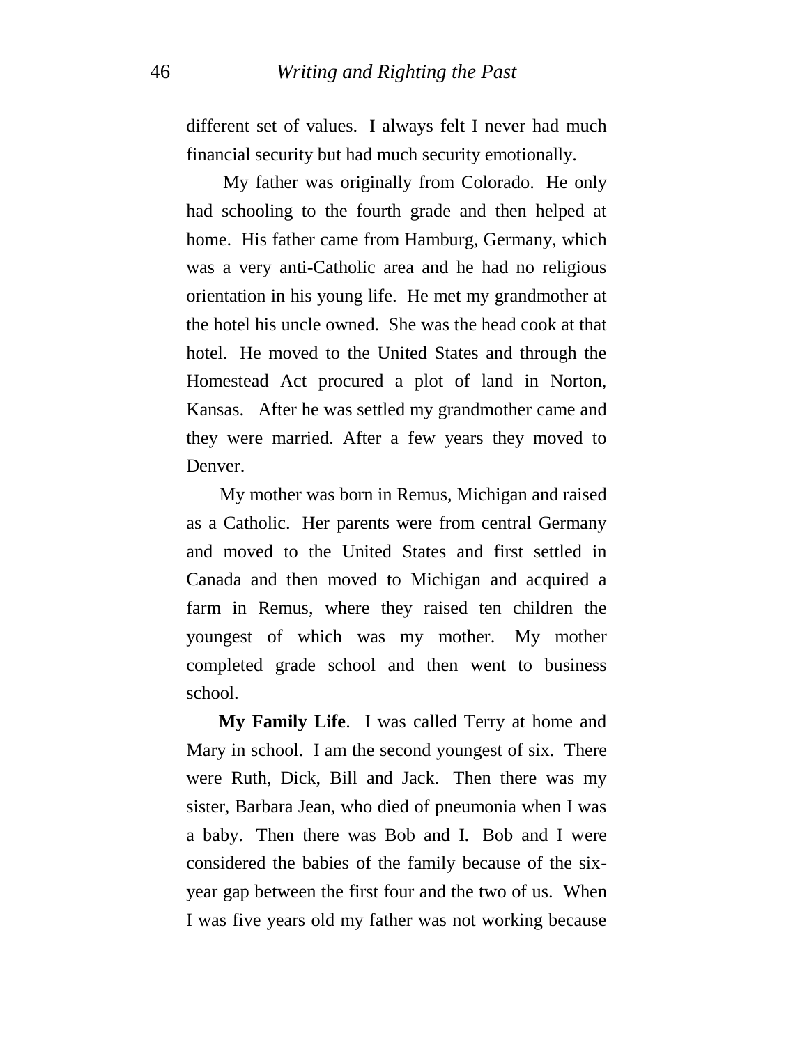different set of values. I always felt I never had much financial security but had much security emotionally.

My father was originally from Colorado. He only had schooling to the fourth grade and then helped at home. His father came from Hamburg, Germany, which was a very anti-Catholic area and he had no religious orientation in his young life. He met my grandmother at the hotel his uncle owned. She was the head cook at that hotel. He moved to the United States and through the Homestead Act procured a plot of land in Norton, Kansas. After he was settled my grandmother came and they were married. After a few years they moved to Denver.

My mother was born in Remus, Michigan and raised as a Catholic. Her parents were from central Germany and moved to the United States and first settled in Canada and then moved to Michigan and acquired a farm in Remus, where they raised ten children the youngest of which was my mother. My mother completed grade school and then went to business school.

**My Family Life**. I was called Terry at home and Mary in school. I am the second youngest of six. There were Ruth, Dick, Bill and Jack. Then there was my sister, Barbara Jean, who died of pneumonia when I was a baby. Then there was Bob and I. Bob and I were considered the babies of the family because of the six-year gap between the first four and the two of us. When I was five years old my father was not working because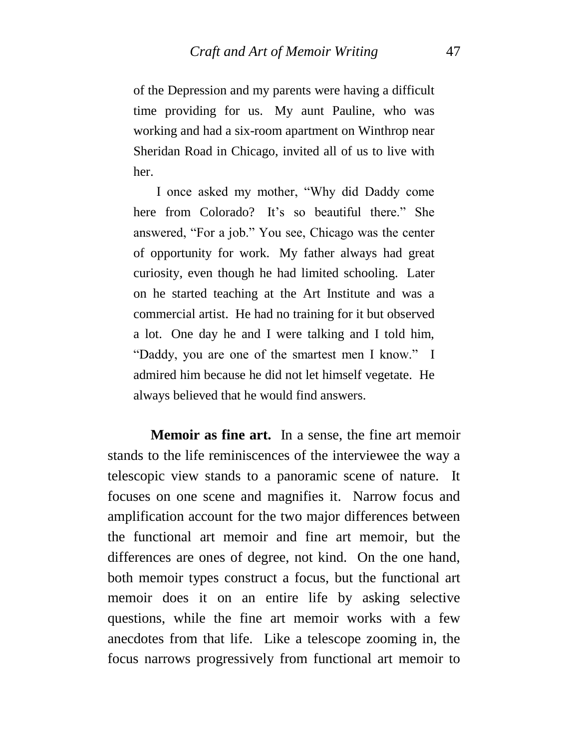of the Depression and my parents were having a difficult time providing for us. My aunt Pauline, who was working and had a six-room apartment on Winthrop near Sheridan Road in Chicago, invited all of us to live with her.

I once asked my mother, "Why did Daddy come here from Colorado? It's so beautiful there." She answered, "For a job." You see, Chicago was the center of opportunity for work. My father always had great curiosity, even though he had limited schooling. Later on he started teaching at the Art Institute and was a commercial artist. He had no training for it but observed a lot. One day he and I were talking and I told him, "Daddy, you are one of the smartest men I know." I admired him because he did not let himself vegetate. He always believed that he would find answers.

**Memoir as fine art.** In a sense, the fine art memoir stands to the life reminiscences of the interviewee the way a telescopic view stands to a panoramic scene of nature. It focuses on one scene and magnifies it. Narrow focus and amplification account for the two major differences between the functional art memoir and fine art memoir, but the differences are ones of degree, not kind. On the one hand, both memoir types construct a focus, but the functional art memoir does it on an entire life by asking selective questions, while the fine art memoir works with a few anecdotes from that life. Like a telescope zooming in, the focus narrows progressively from functional art memoir to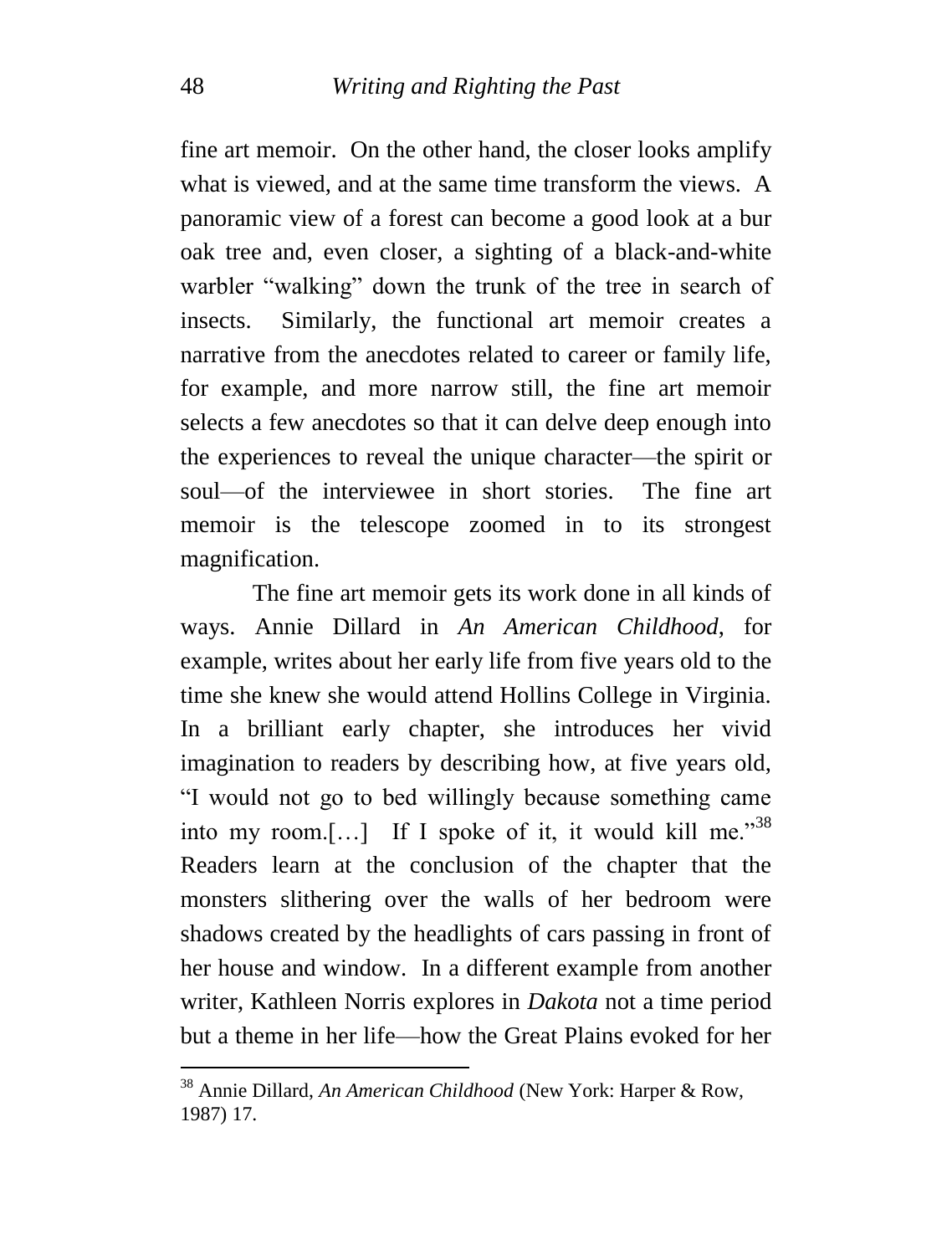fine art memoir. On the other hand, the closer looks amplify what is viewed, and at the same time transform the views. A panoramic view of a forest can become a good look at a bur oak tree and, even closer, a sighting of a black-and-white warbler "walking" down the trunk of the tree in search of insects. Similarly, the functional art memoir creates a narrative from the anecdotes related to career or family life, for example, and more narrow still, the fine art memoir selects a few anecdotes so that it can delve deep enough into the experiences to reveal the unique character—the spirit or soul—of the interviewee in short stories. The fine art memoir is the telescope zoomed in to its strongest magnification.

The fine art memoir gets its work done in all kinds of ways. Annie Dillard in *An American Childhood*, for example, writes about her early life from five years old to the time she knew she would attend Hollins College in Virginia. In a brilliant early chapter, she introduces her vivid imagination to readers by describing how, at five years old, "I would not go to bed willingly because something came into my room.[…] If I spoke of it, it would kill me."[38] Readers learn at the conclusion of the chapter that the monsters slithering over the walls of her bedroom were shadows created by the headlights of cars passing in front of her house and window. In a different example from another writer, Kathleen Norris explores in *Dakota* not a time period but a theme in her life—how the Great Plains evoked for her

---

[38] Annie Dillard, *An American Childhood* (New York: Harper & Row, 1987) 17.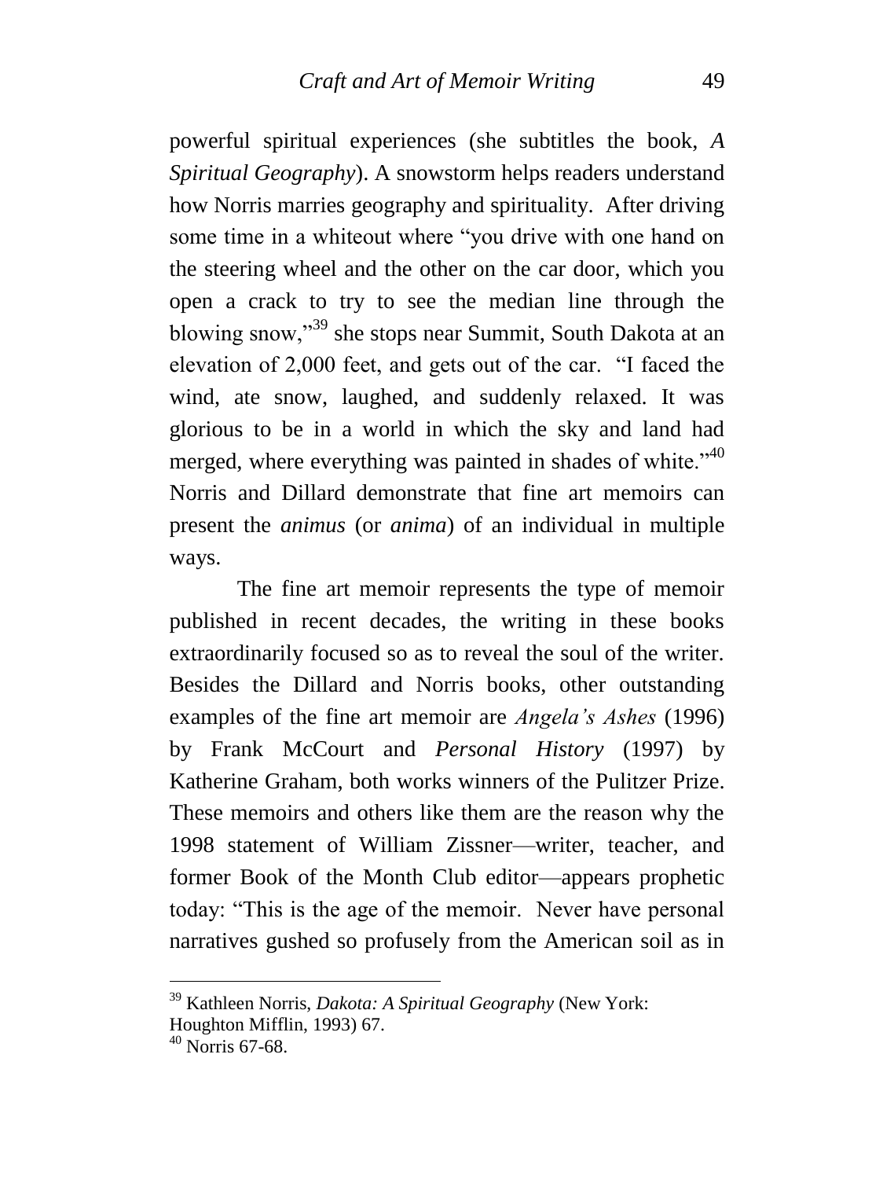powerful spiritual experiences (she subtitles the book, *A Spiritual Geography*). A snowstorm helps readers understand how Norris marries geography and spirituality. After driving some time in a whiteout where "you drive with one hand on the steering wheel and the other on the car door, which you open a crack to try to see the median line through the blowing snow,"[39] she stops near Summit, South Dakota at an elevation of 2,000 feet, and gets out of the car. "I faced the wind, ate snow, laughed, and suddenly relaxed. It was glorious to be in a world in which the sky and land had merged, where everything was painted in shades of white."[40] Norris and Dillard demonstrate that fine art memoirs can present the *animus* (or *anima*) of an individual in multiple ways.

The fine art memoir represents the type of memoir published in recent decades, the writing in these books extraordinarily focused so as to reveal the soul of the writer. Besides the Dillard and Norris books, other outstanding examples of the fine art memoir are *Angela's Ashes* (1996) by Frank McCourt and *Personal History* (1997) by Katherine Graham, both works winners of the Pulitzer Prize. These memoirs and others like them are the reason why the 1998 statement of William Zissner—writer, teacher, and former Book of the Month Club editor—appears prophetic today: "This is the age of the memoir. Never have personal narratives gushed so profusely from the American soil as in

---

[39] Kathleen Norris, *Dakota: A Spiritual Geography* (New York: Houghton Mifflin, 1993) 67.

[40] Norris 67-68.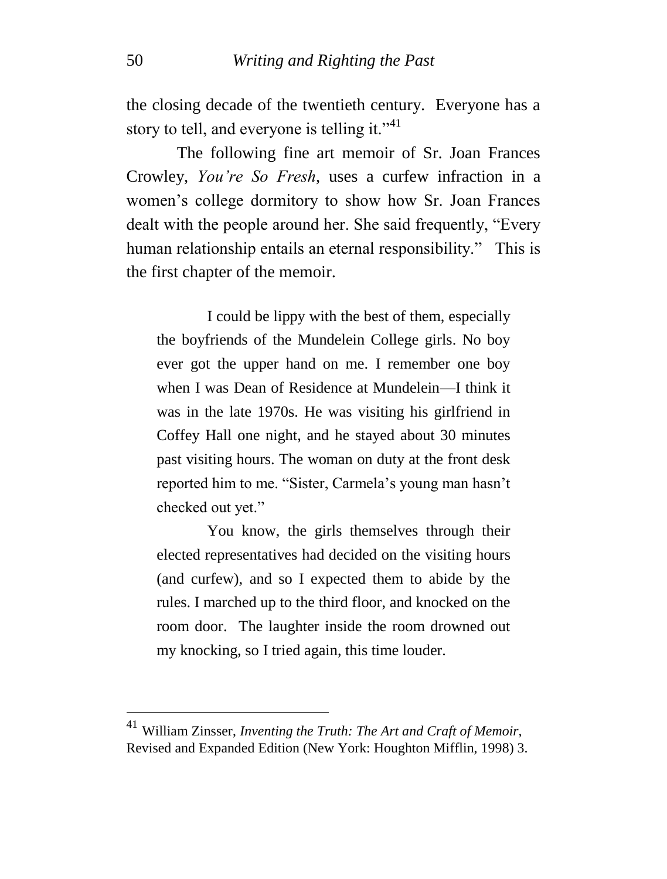the closing decade of the twentieth century. Everyone has a story to tell, and everyone is telling it."[41]

The following fine art memoir of Sr. Joan Frances Crowley, *You're So Fresh*, uses a curfew infraction in a women's college dormitory to show how Sr. Joan Frances dealt with the people around her. She said frequently, "Every human relationship entails an eternal responsibility." This is the first chapter of the memoir.

> I could be lippy with the best of them, especially the boyfriends of the Mundelein College girls. No boy ever got the upper hand on me. I remember one boy when I was Dean of Residence at Mundelein—I think it was in the late 1970s. He was visiting his girlfriend in Coffey Hall one night, and he stayed about 30 minutes past visiting hours. The woman on duty at the front desk reported him to me. "Sister, Carmela's young man hasn't checked out yet."
>
> You know, the girls themselves through their elected representatives had decided on the visiting hours (and curfew), and so I expected them to abide by the rules. I marched up to the third floor, and knocked on the room door. The laughter inside the room drowned out my knocking, so I tried again, this time louder.

---

[41] William Zinsser, *Inventing the Truth: The Art and Craft of Memoir*, Revised and Expanded Edition (New York: Houghton Mifflin, 1998) 3.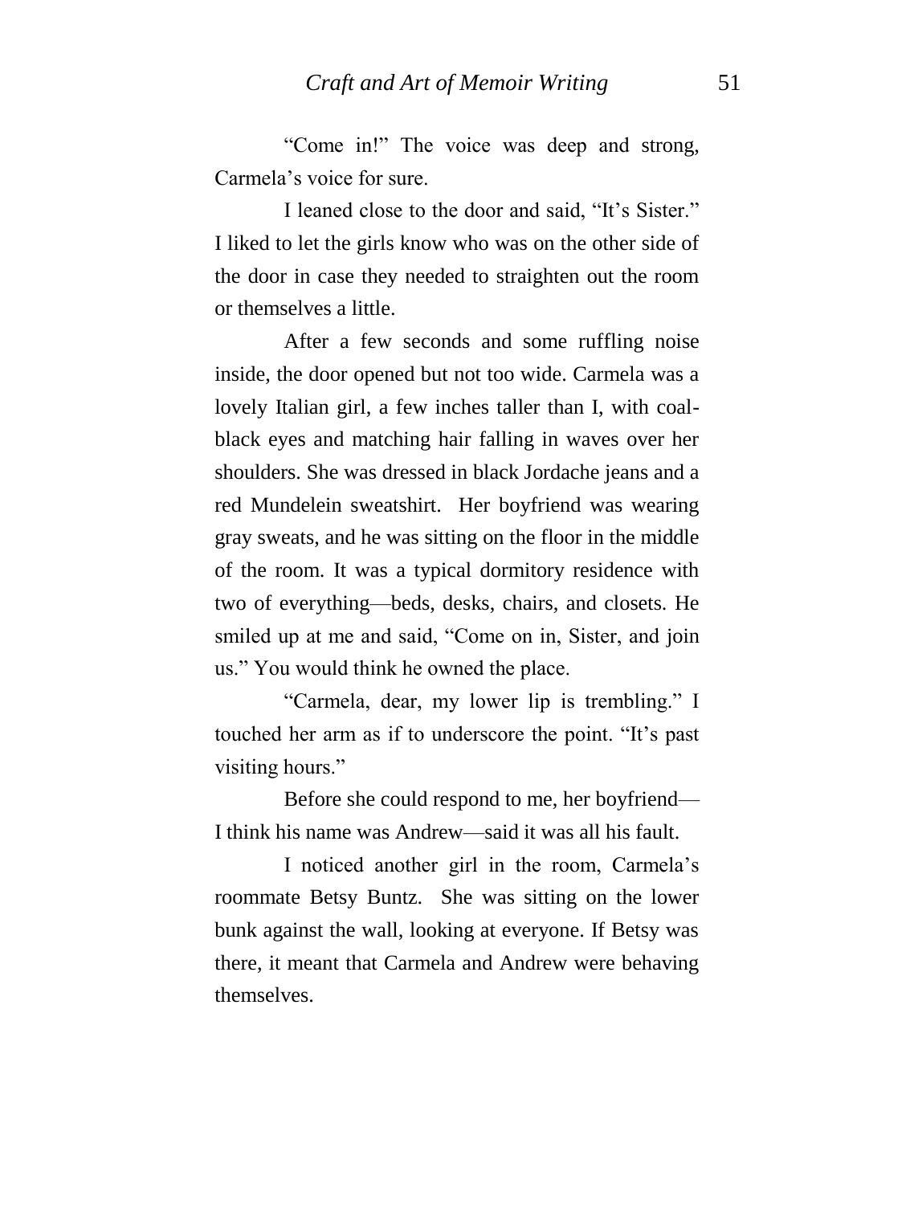"Come in!" The voice was deep and strong, Carmela's voice for sure.

I leaned close to the door and said, "It's Sister." I liked to let the girls know who was on the other side of the door in case they needed to straighten out the room or themselves a little.

After a few seconds and some ruffling noise inside, the door opened but not too wide. Carmela was a lovely Italian girl, a few inches taller than I, with coal-black eyes and matching hair falling in waves over her shoulders. She was dressed in black Jordache jeans and a red Mundelein sweatshirt. Her boyfriend was wearing gray sweats, and he was sitting on the floor in the middle of the room. It was a typical dormitory residence with two of everything—beds, desks, chairs, and closets. He smiled up at me and said, "Come on in, Sister, and join us." You would think he owned the place.

"Carmela, dear, my lower lip is trembling." I touched her arm as if to underscore the point. "It's past visiting hours."

Before she could respond to me, her boyfriend—I think his name was Andrew—said it was all his fault.

I noticed another girl in the room, Carmela's roommate Betsy Buntz. She was sitting on the lower bunk against the wall, looking at everyone. If Betsy was there, it meant that Carmela and Andrew were behaving themselves.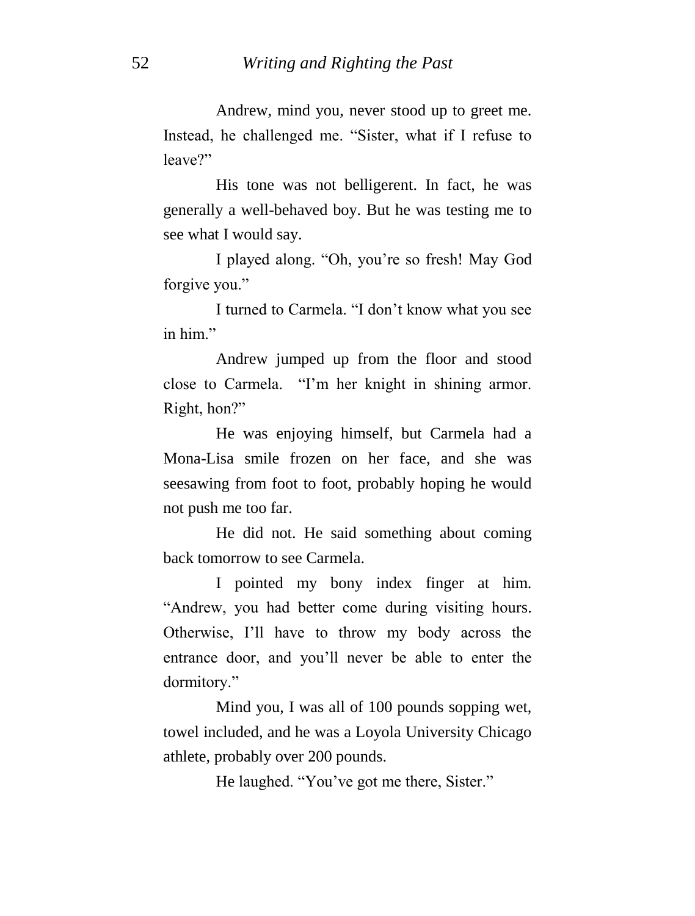Andrew, mind you, never stood up to greet me. Instead, he challenged me. “Sister, what if I refuse to leave?”

His tone was not belligerent. In fact, he was generally a well-behaved boy. But he was testing me to see what I would say.

I played along. “Oh, you’re so fresh! May God forgive you.”

I turned to Carmela. “I don’t know what you see in him.”

Andrew jumped up from the floor and stood close to Carmela. “I’m her knight in shining armor. Right, hon?”

He was enjoying himself, but Carmela had a Mona-Lisa smile frozen on her face, and she was seesawing from foot to foot, probably hoping he would not push me too far.

He did not. He said something about coming back tomorrow to see Carmela.

I pointed my bony index finger at him. “Andrew, you had better come during visiting hours. Otherwise, I’ll have to throw my body across the entrance door, and you’ll never be able to enter the dormitory.”

Mind you, I was all of 100 pounds sopping wet, towel included, and he was a Loyola University Chicago athlete, probably over 200 pounds.

He laughed. “You’ve got me there, Sister.”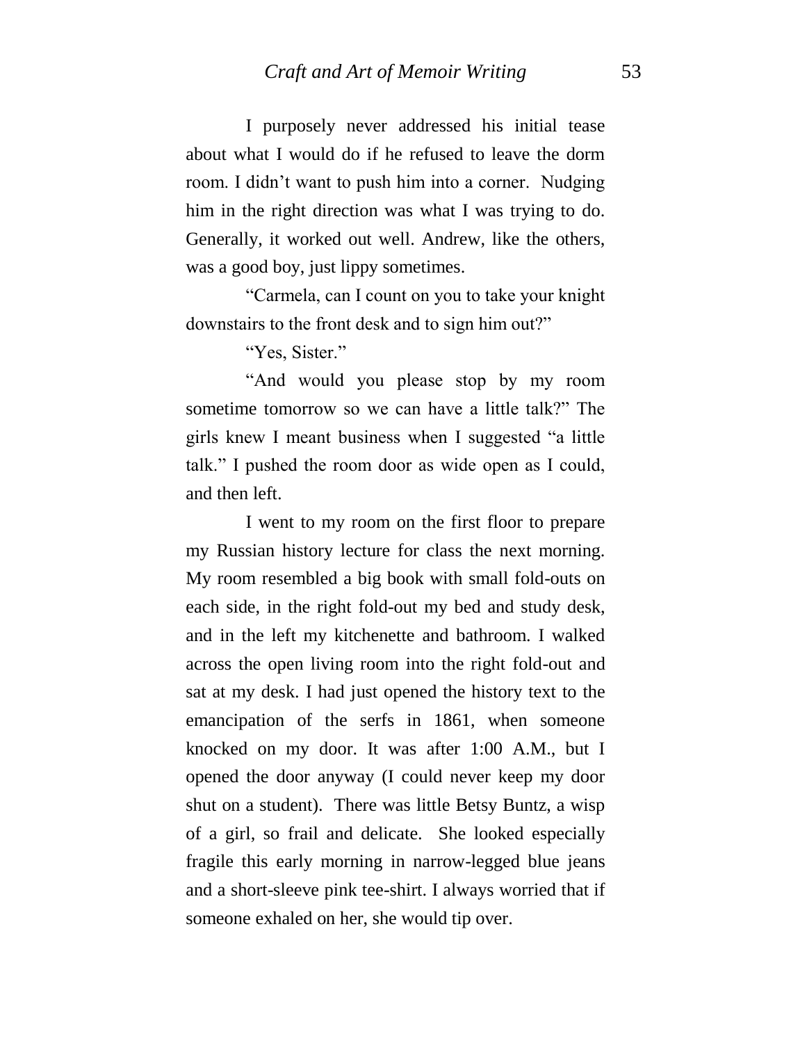I purposely never addressed his initial tease about what I would do if he refused to leave the dorm room. I didn't want to push him into a corner. Nudging him in the right direction was what I was trying to do. Generally, it worked out well. Andrew, like the others, was a good boy, just lippy sometimes.

"Carmela, can I count on you to take your knight downstairs to the front desk and to sign him out?"

"Yes, Sister."

"And would you please stop by my room sometime tomorrow so we can have a little talk?" The girls knew I meant business when I suggested "a little talk." I pushed the room door as wide open as I could, and then left.

I went to my room on the first floor to prepare my Russian history lecture for class the next morning. My room resembled a big book with small fold-outs on each side, in the right fold-out my bed and study desk, and in the left my kitchenette and bathroom. I walked across the open living room into the right fold-out and sat at my desk. I had just opened the history text to the emancipation of the serfs in 1861, when someone knocked on my door. It was after 1:00 A.M., but I opened the door anyway (I could never keep my door shut on a student). There was little Betsy Buntz, a wisp of a girl, so frail and delicate. She looked especially fragile this early morning in narrow-legged blue jeans and a short-sleeve pink tee-shirt. I always worried that if someone exhaled on her, she would tip over.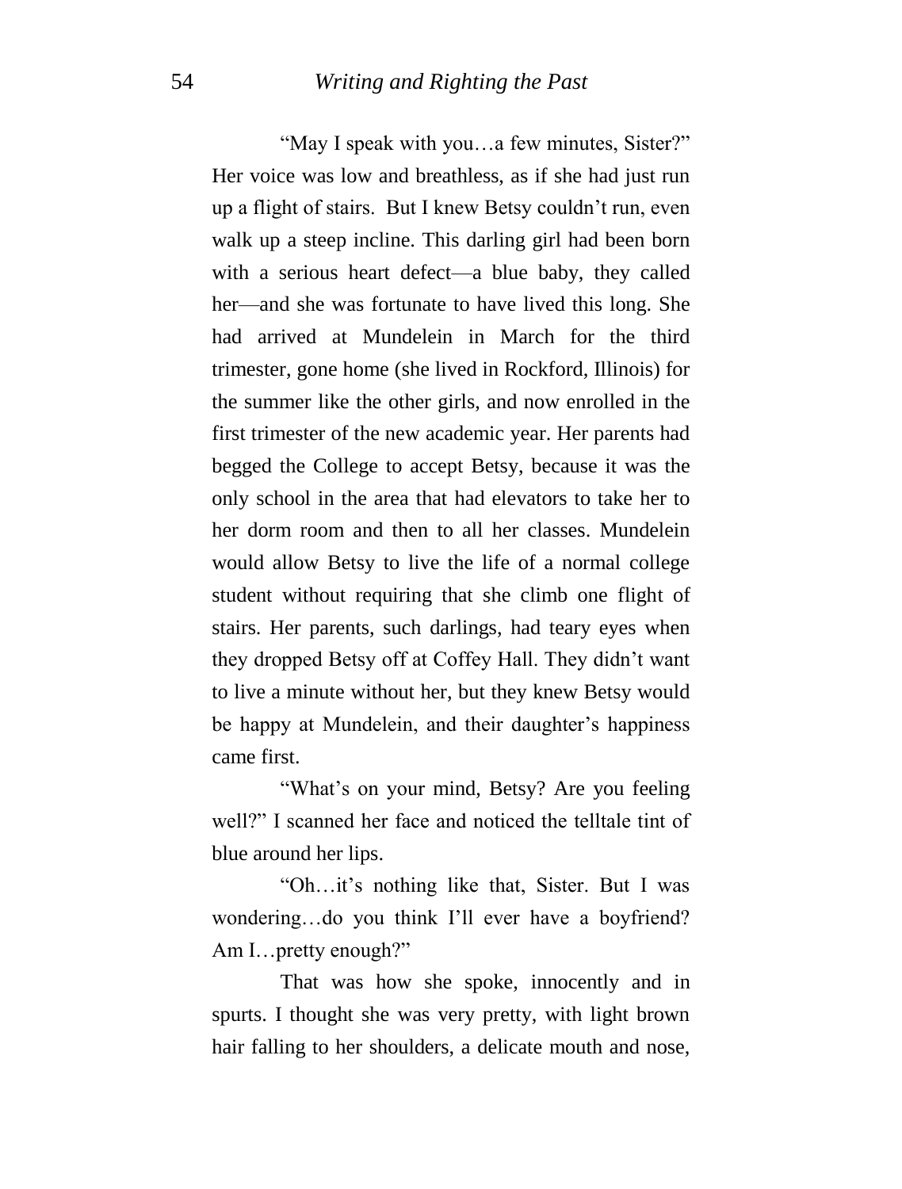"May I speak with you…a few minutes, Sister?" Her voice was low and breathless, as if she had just run up a flight of stairs. But I knew Betsy couldn't run, even walk up a steep incline. This darling girl had been born with a serious heart defect—a blue baby, they called her—and she was fortunate to have lived this long. She had arrived at Mundelein in March for the third trimester, gone home (she lived in Rockford, Illinois) for the summer like the other girls, and now enrolled in the first trimester of the new academic year. Her parents had begged the College to accept Betsy, because it was the only school in the area that had elevators to take her to her dorm room and then to all her classes. Mundelein would allow Betsy to live the life of a normal college student without requiring that she climb one flight of stairs. Her parents, such darlings, had teary eyes when they dropped Betsy off at Coffey Hall. They didn't want to live a minute without her, but they knew Betsy would be happy at Mundelein, and their daughter's happiness came first.

"What's on your mind, Betsy? Are you feeling well?" I scanned her face and noticed the telltale tint of blue around her lips.

"Oh…it's nothing like that, Sister. But I was wondering…do you think I'll ever have a boyfriend? Am I…pretty enough?"

That was how she spoke, innocently and in spurts. I thought she was very pretty, with light brown hair falling to her shoulders, a delicate mouth and nose,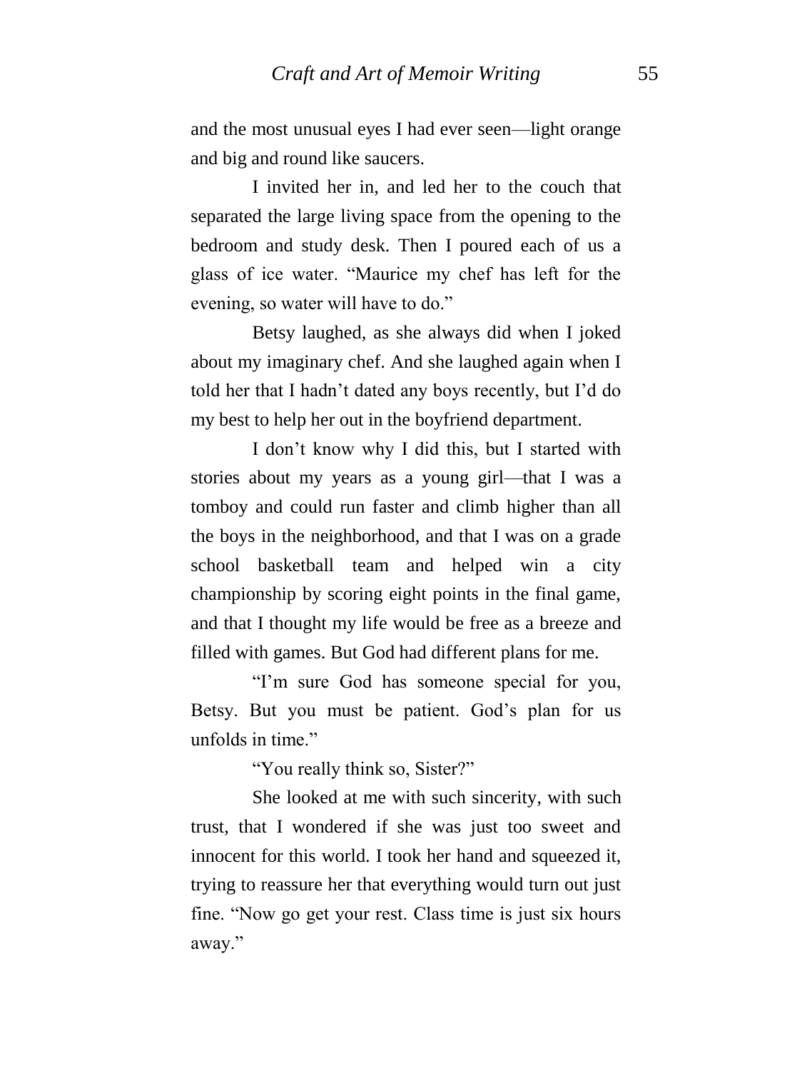and the most unusual eyes I had ever seen—light orange and big and round like saucers.

I invited her in, and led her to the couch that separated the large living space from the opening to the bedroom and study desk. Then I poured each of us a glass of ice water. "Maurice my chef has left for the evening, so water will have to do."

Betsy laughed, as she always did when I joked about my imaginary chef. And she laughed again when I told her that I hadn't dated any boys recently, but I'd do my best to help her out in the boyfriend department.

I don't know why I did this, but I started with stories about my years as a young girl—that I was a tomboy and could run faster and climb higher than all the boys in the neighborhood, and that I was on a grade school basketball team and helped win a city championship by scoring eight points in the final game, and that I thought my life would be free as a breeze and filled with games. But God had different plans for me.

"I'm sure God has someone special for you, Betsy. But you must be patient. God's plan for us unfolds in time."

"You really think so, Sister?"

She looked at me with such sincerity, with such trust, that I wondered if she was just too sweet and innocent for this world. I took her hand and squeezed it, trying to reassure her that everything would turn out just fine. "Now go get your rest. Class time is just six hours away."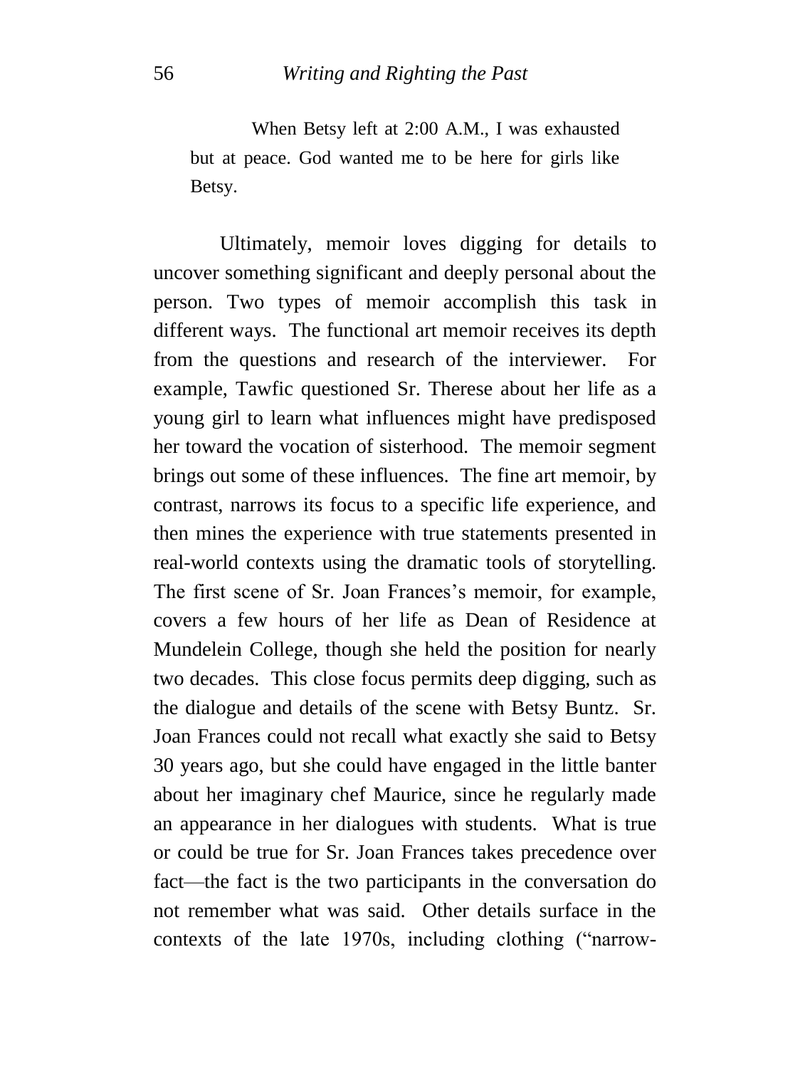> When Betsy left at 2:00 A.M., I was exhausted but at peace. God wanted me to be here for girls like Betsy.

Ultimately, memoir loves digging for details to uncover something significant and deeply personal about the person. Two types of memoir accomplish this task in different ways. The functional art memoir receives its depth from the questions and research of the interviewer. For example, Tawfic questioned Sr. Therese about her life as a young girl to learn what influences might have predisposed her toward the vocation of sisterhood. The memoir segment brings out some of these influences. The fine art memoir, by contrast, narrows its focus to a specific life experience, and then mines the experience with true statements presented in real-world contexts using the dramatic tools of storytelling. The first scene of Sr. Joan Frances's memoir, for example, covers a few hours of her life as Dean of Residence at Mundelein College, though she held the position for nearly two decades. This close focus permits deep digging, such as the dialogue and details of the scene with Betsy Buntz. Sr. Joan Frances could not recall what exactly she said to Betsy 30 years ago, but she could have engaged in the little banter about her imaginary chef Maurice, since he regularly made an appearance in her dialogues with students. What is true or could be true for Sr. Joan Frances takes precedence over fact—the fact is the two participants in the conversation do not remember what was said. Other details surface in the contexts of the late 1970s, including clothing ("narrow-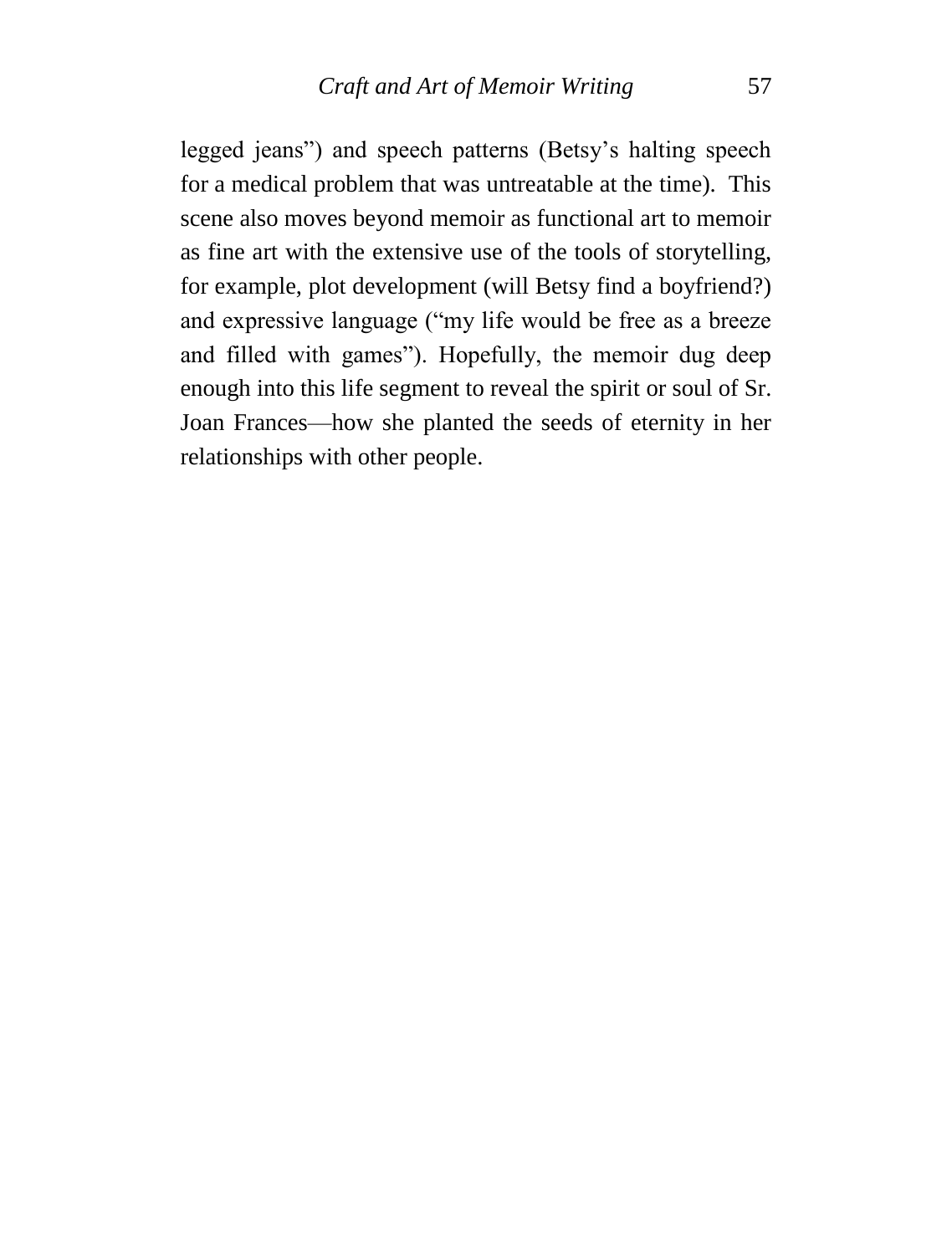legged jeans") and speech patterns (Betsy's halting speech for a medical problem that was untreatable at the time). This scene also moves beyond memoir as functional art to memoir as fine art with the extensive use of the tools of storytelling, for example, plot development (will Betsy find a boyfriend?) and expressive language ("my life would be free as a breeze and filled with games"). Hopefully, the memoir dug deep enough into this life segment to reveal the spirit or soul of Sr. Joan Frances—how she planted the seeds of eternity in her relationships with other people.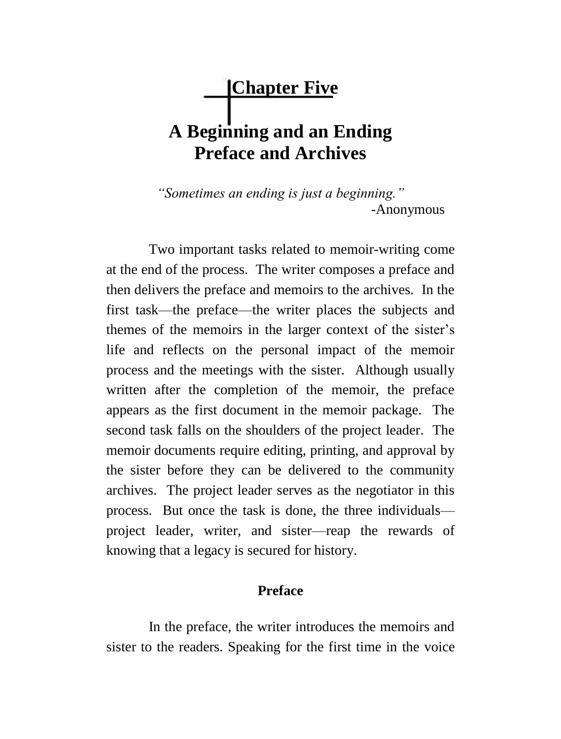# Chapter Five

## A Beginning and an Ending
## Preface and Archives

*"Sometimes an ending is just a beginning."*
-Anonymous

Two important tasks related to memoir-writing come at the end of the process. The writer composes a preface and then delivers the preface and memoirs to the archives. In the first task—the preface—the writer places the subjects and themes of the memoirs in the larger context of the sister's life and reflects on the personal impact of the memoir process and the meetings with the sister. Although usually written after the completion of the memoir, the preface appears as the first document in the memoir package. The second task falls on the shoulders of the project leader. The memoir documents require editing, printing, and approval by the sister before they can be delivered to the community archives. The project leader serves as the negotiator in this process. But once the task is done, the three individuals—project leader, writer, and sister—reap the rewards of knowing that a legacy is secured for history.

### Preface

In the preface, the writer introduces the memoirs and sister to the readers. Speaking for the first time in the voice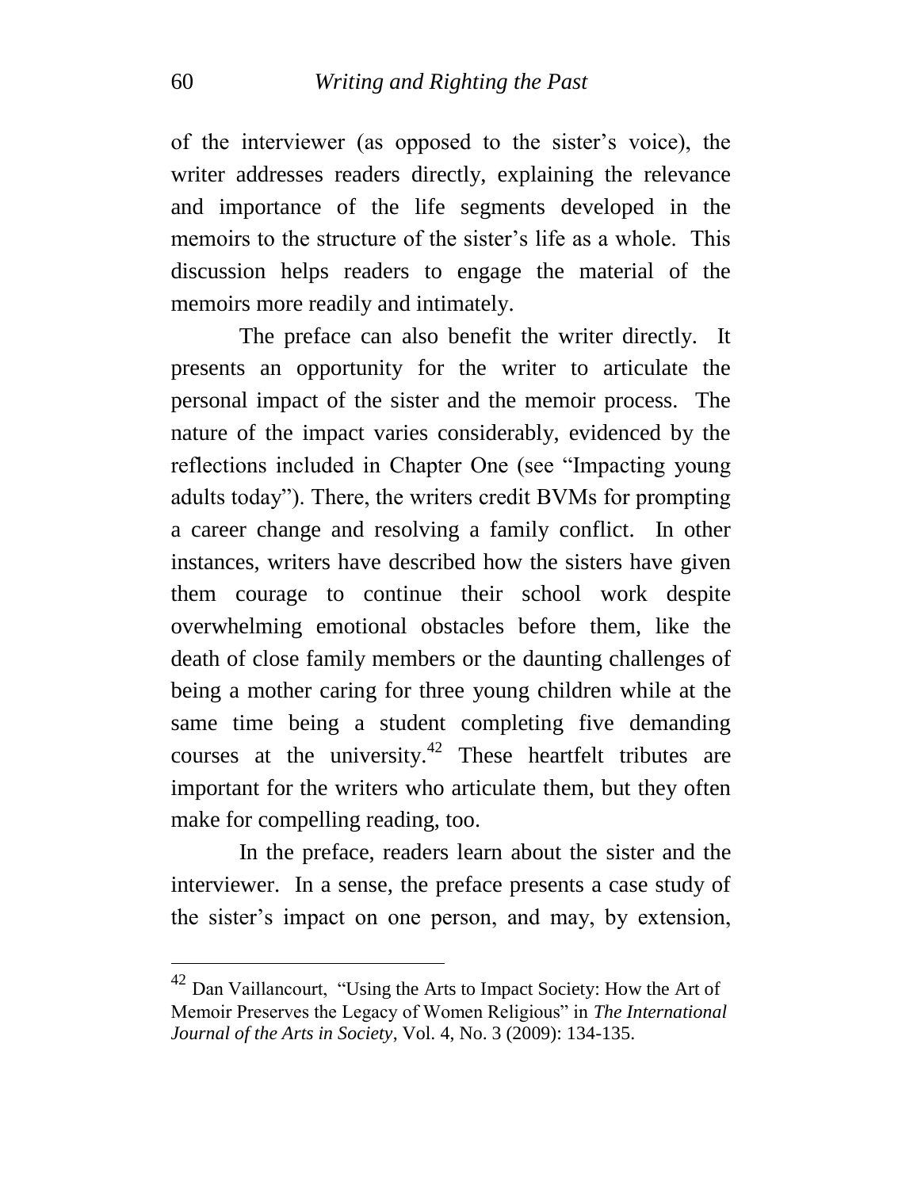of the interviewer (as opposed to the sister's voice), the writer addresses readers directly, explaining the relevance and importance of the life segments developed in the memoirs to the structure of the sister's life as a whole. This discussion helps readers to engage the material of the memoirs more readily and intimately.

The preface can also benefit the writer directly. It presents an opportunity for the writer to articulate the personal impact of the sister and the memoir process. The nature of the impact varies considerably, evidenced by the reflections included in Chapter One (see "Impacting young adults today"). There, the writers credit BVMs for prompting a career change and resolving a family conflict. In other instances, writers have described how the sisters have given them courage to continue their school work despite overwhelming emotional obstacles before them, like the death of close family members or the daunting challenges of being a mother caring for three young children while at the same time being a student completing five demanding courses at the university.[42] These heartfelt tributes are important for the writers who articulate them, but they often make for compelling reading, too.

In the preface, readers learn about the sister and the interviewer. In a sense, the preface presents a case study of the sister's impact on one person, and may, by extension,

---

[42] Dan Vaillancourt, "Using the Arts to Impact Society: How the Art of Memoir Preserves the Legacy of Women Religious" in *The International Journal of the Arts in Society*, Vol. 4, No. 3 (2009): 134-135.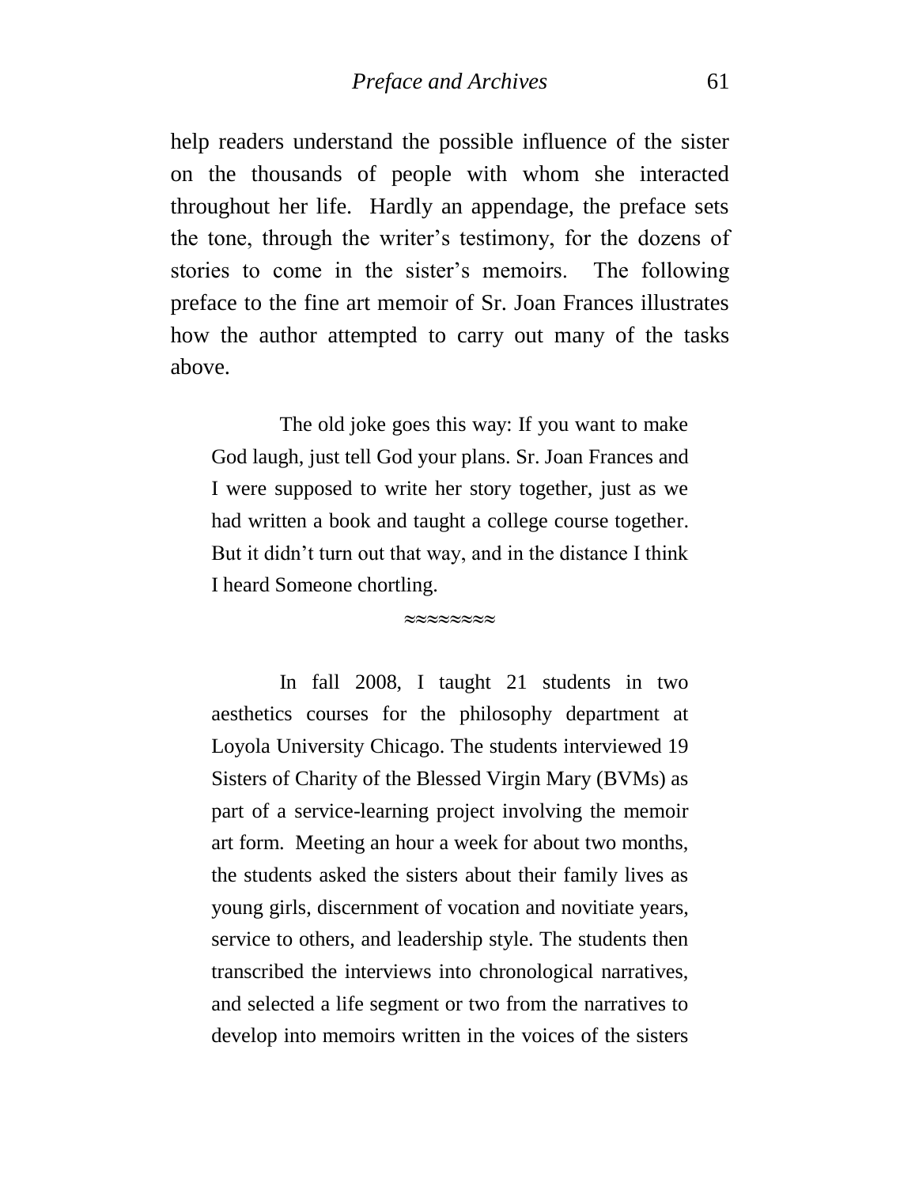help readers understand the possible influence of the sister on the thousands of people with whom she interacted throughout her life. Hardly an appendage, the preface sets the tone, through the writer's testimony, for the dozens of stories to come in the sister's memoirs. The following preface to the fine art memoir of Sr. Joan Frances illustrates how the author attempted to carry out many of the tasks above.

> The old joke goes this way: If you want to make God laugh, just tell God your plans. Sr. Joan Frances and I were supposed to write her story together, just as we had written a book and taught a college course together. But it didn't turn out that way, and in the distance I think I heard Someone chortling.
>
> ≈≈≈≈≈≈≈
>
> In fall 2008, I taught 21 students in two aesthetics courses for the philosophy department at Loyola University Chicago. The students interviewed 19 Sisters of Charity of the Blessed Virgin Mary (BVMs) as part of a service-learning project involving the memoir art form. Meeting an hour a week for about two months, the students asked the sisters about their family lives as young girls, discernment of vocation and novitiate years, service to others, and leadership style. The students then transcribed the interviews into chronological narratives, and selected a life segment or two from the narratives to develop into memoirs written in the voices of the sisters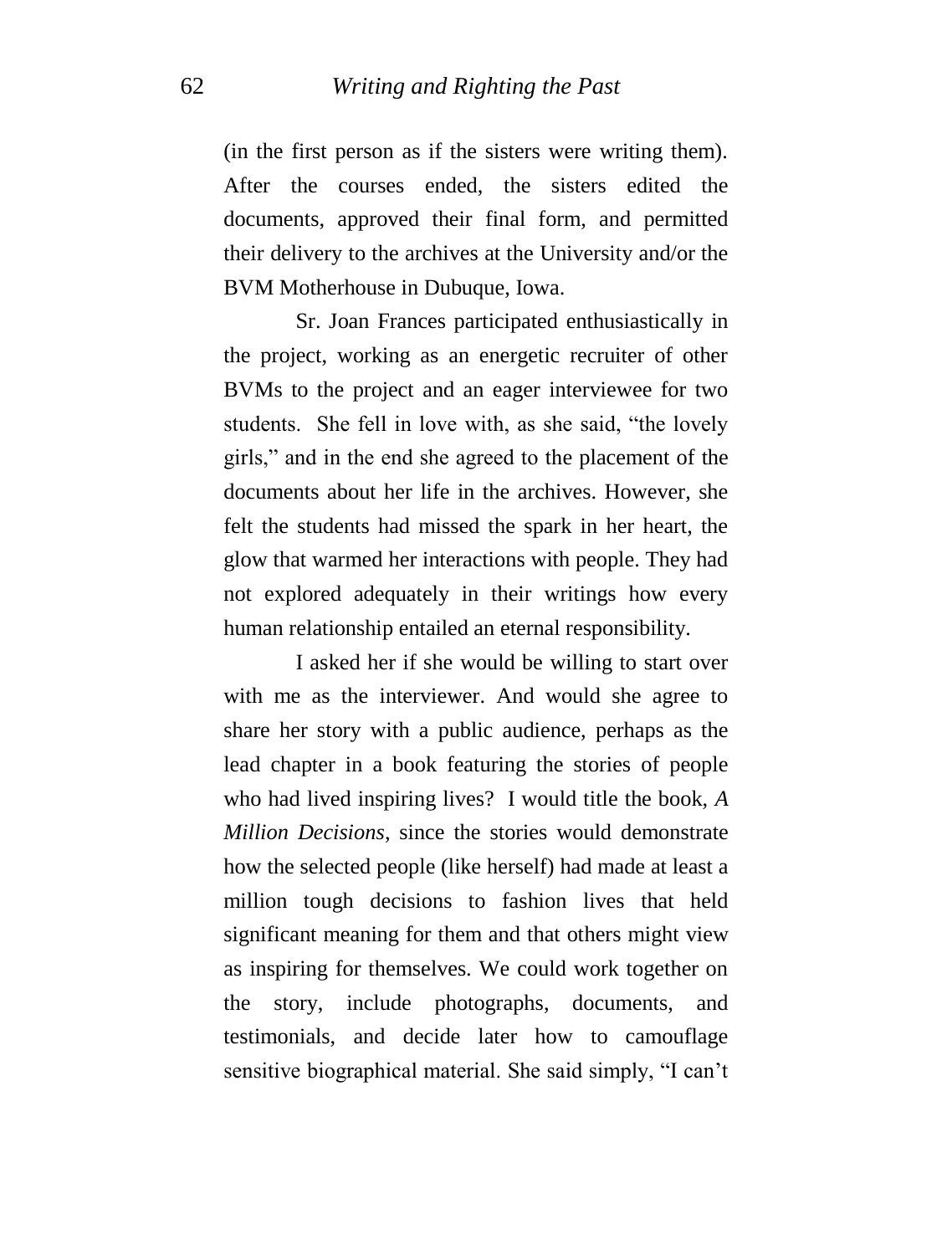(in the first person as if the sisters were writing them). After the courses ended, the sisters edited the documents, approved their final form, and permitted their delivery to the archives at the University and/or the BVM Motherhouse in Dubuque, Iowa.

Sr. Joan Frances participated enthusiastically in the project, working as an energetic recruiter of other BVMs to the project and an eager interviewee for two students. She fell in love with, as she said, "the lovely girls," and in the end she agreed to the placement of the documents about her life in the archives. However, she felt the students had missed the spark in her heart, the glow that warmed her interactions with people. They had not explored adequately in their writings how every human relationship entailed an eternal responsibility.

I asked her if she would be willing to start over with me as the interviewer. And would she agree to share her story with a public audience, perhaps as the lead chapter in a book featuring the stories of people who had lived inspiring lives? I would title the book, *A Million Decisions*, since the stories would demonstrate how the selected people (like herself) had made at least a million tough decisions to fashion lives that held significant meaning for them and that others might view as inspiring for themselves. We could work together on the story, include photographs, documents, and testimonials, and decide later how to camouflage sensitive biographical material. She said simply, "I can't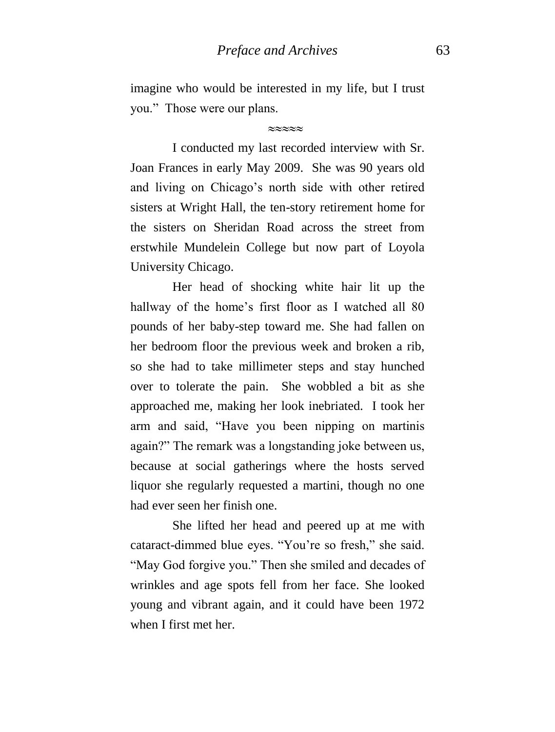imagine who would be interested in my life, but I trust you." Those were our plans.

≈≈≈≈≈

I conducted my last recorded interview with Sr. Joan Frances in early May 2009. She was 90 years old and living on Chicago's north side with other retired sisters at Wright Hall, the ten-story retirement home for the sisters on Sheridan Road across the street from erstwhile Mundelein College but now part of Loyola University Chicago.

Her head of shocking white hair lit up the hallway of the home's first floor as I watched all 80 pounds of her baby-step toward me. She had fallen on her bedroom floor the previous week and broken a rib, so she had to take millimeter steps and stay hunched over to tolerate the pain. She wobbled a bit as she approached me, making her look inebriated. I took her arm and said, "Have you been nipping on martinis again?" The remark was a longstanding joke between us, because at social gatherings where the hosts served liquor she regularly requested a martini, though no one had ever seen her finish one.

She lifted her head and peered up at me with cataract-dimmed blue eyes. "You're so fresh," she said. "May God forgive you." Then she smiled and decades of wrinkles and age spots fell from her face. She looked young and vibrant again, and it could have been 1972 when I first met her.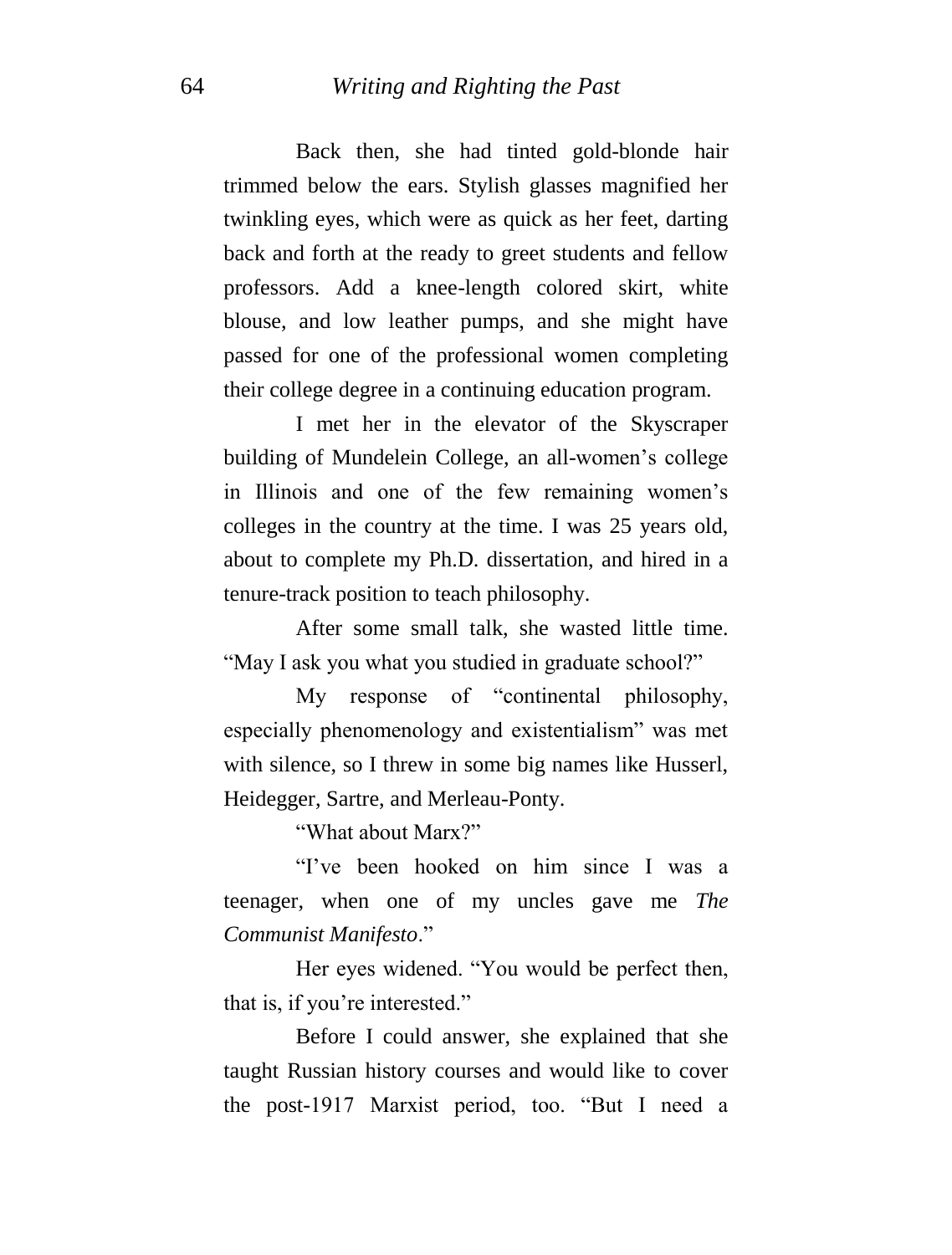Back then, she had tinted gold-blonde hair trimmed below the ears. Stylish glasses magnified her twinkling eyes, which were as quick as her feet, darting back and forth at the ready to greet students and fellow professors. Add a knee-length colored skirt, white blouse, and low leather pumps, and she might have passed for one of the professional women completing their college degree in a continuing education program.

I met her in the elevator of the Skyscraper building of Mundelein College, an all-women's college in Illinois and one of the few remaining women's colleges in the country at the time. I was 25 years old, about to complete my Ph.D. dissertation, and hired in a tenure-track position to teach philosophy.

After some small talk, she wasted little time. "May I ask you what you studied in graduate school?"

My response of "continental philosophy, especially phenomenology and existentialism" was met with silence, so I threw in some big names like Husserl, Heidegger, Sartre, and Merleau-Ponty.

"What about Marx?"

"I've been hooked on him since I was a teenager, when one of my uncles gave me *The Communist Manifesto*."

Her eyes widened. "You would be perfect then, that is, if you're interested."

Before I could answer, she explained that she taught Russian history courses and would like to cover the post-1917 Marxist period, too. "But I need a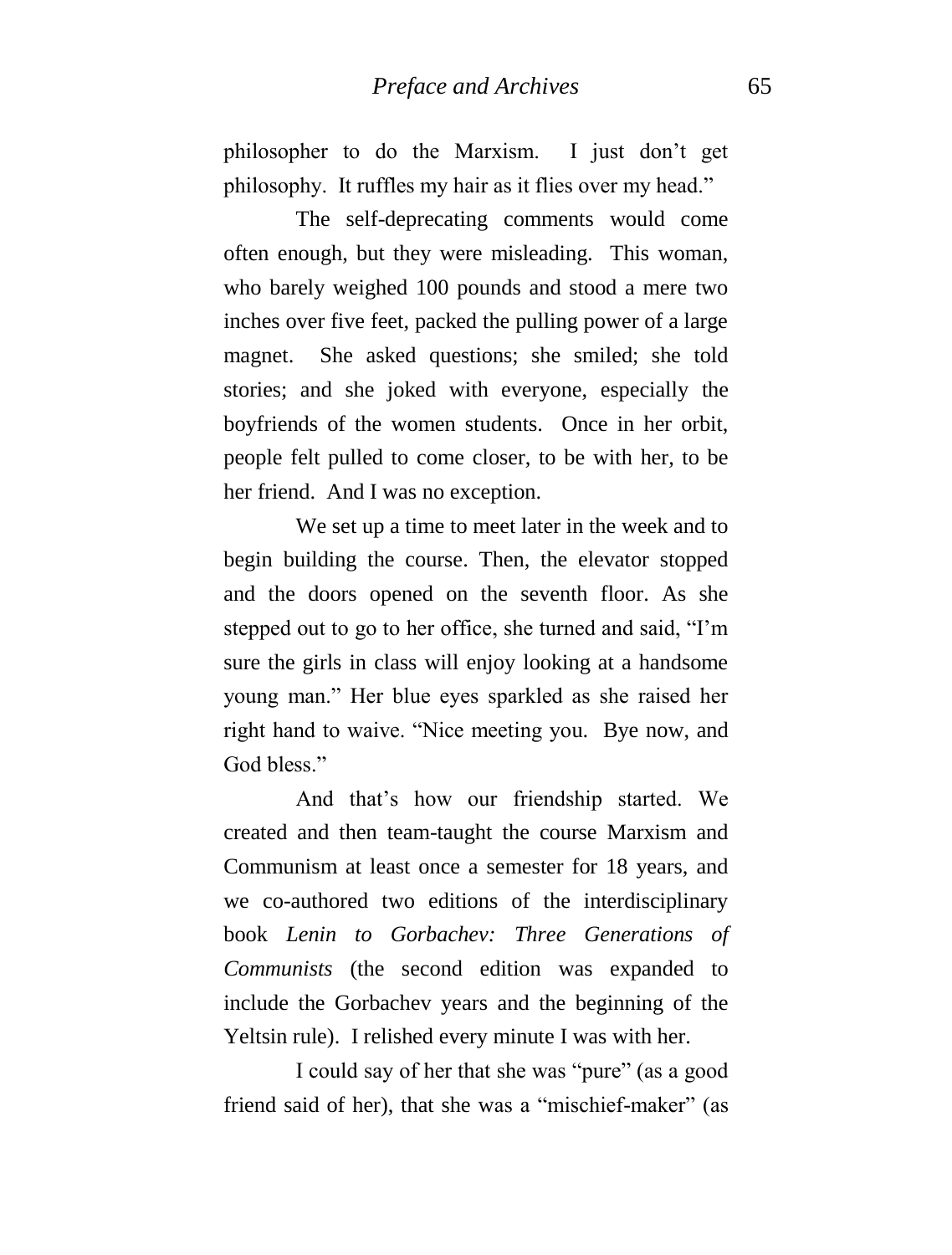philosopher to do the Marxism. I just don't get philosophy. It ruffles my hair as it flies over my head."

The self-deprecating comments would come often enough, but they were misleading. This woman, who barely weighed 100 pounds and stood a mere two inches over five feet, packed the pulling power of a large magnet. She asked questions; she smiled; she told stories; and she joked with everyone, especially the boyfriends of the women students. Once in her orbit, people felt pulled to come closer, to be with her, to be her friend. And I was no exception.

We set up a time to meet later in the week and to begin building the course. Then, the elevator stopped and the doors opened on the seventh floor. As she stepped out to go to her office, she turned and said, "I'm sure the girls in class will enjoy looking at a handsome young man." Her blue eyes sparkled as she raised her right hand to waive. "Nice meeting you. Bye now, and God bless."

And that's how our friendship started. We created and then team-taught the course Marxism and Communism at least once a semester for 18 years, and we co-authored two editions of the interdisciplinary book *Lenin to Gorbachev: Three Generations of Communists* (the second edition was expanded to include the Gorbachev years and the beginning of the Yeltsin rule). I relished every minute I was with her.

I could say of her that she was "pure" (as a good friend said of her), that she was a "mischief-maker" (as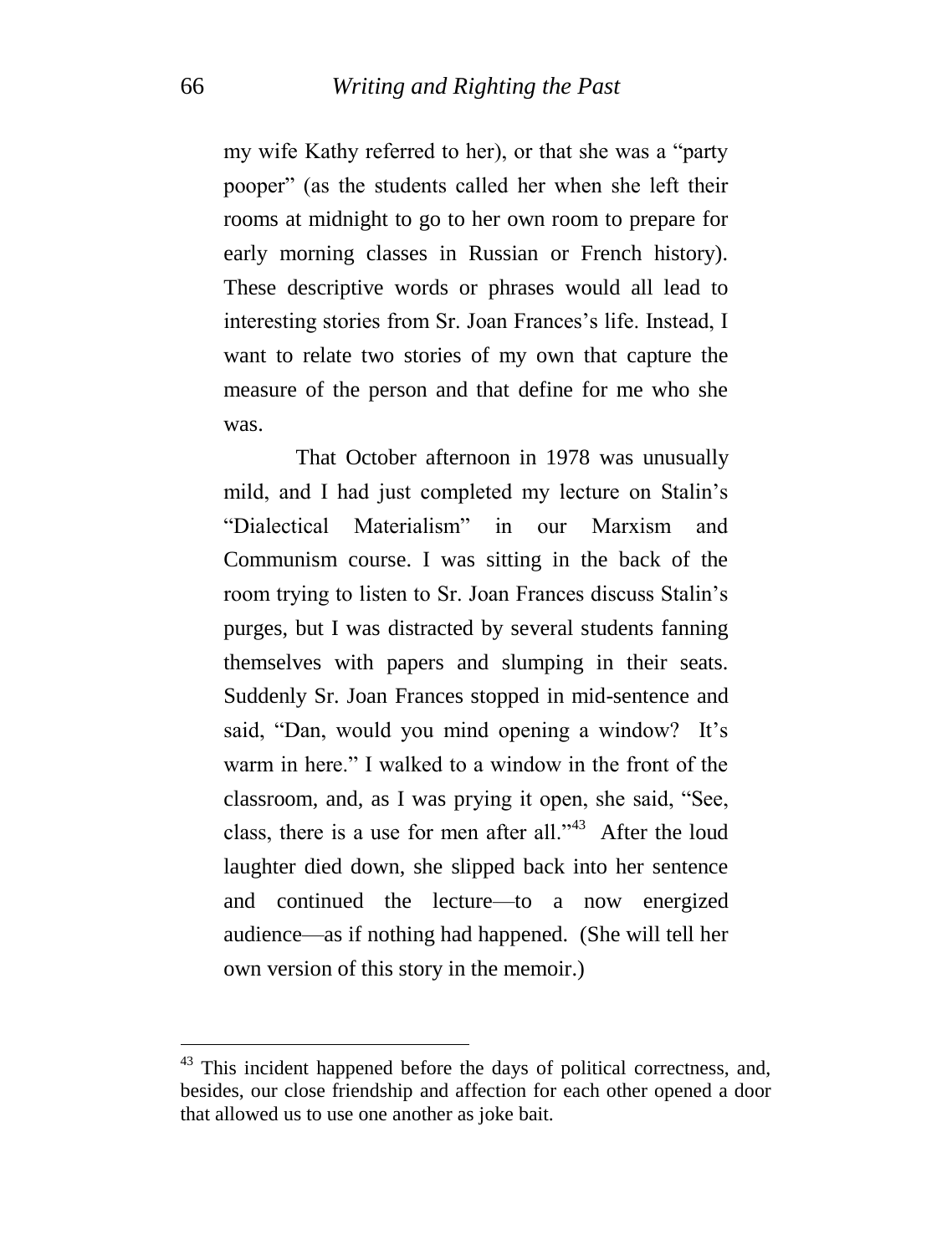my wife Kathy referred to her), or that she was a "party pooper" (as the students called her when she left their rooms at midnight to go to her own room to prepare for early morning classes in Russian or French history). These descriptive words or phrases would all lead to interesting stories from Sr. Joan Frances's life. Instead, I want to relate two stories of my own that capture the measure of the person and that define for me who she was.

That October afternoon in 1978 was unusually mild, and I had just completed my lecture on Stalin's "Dialectical Materialism" in our Marxism and Communism course. I was sitting in the back of the room trying to listen to Sr. Joan Frances discuss Stalin's purges, but I was distracted by several students fanning themselves with papers and slumping in their seats. Suddenly Sr. Joan Frances stopped in mid-sentence and said, "Dan, would you mind opening a window? It's warm in here." I walked to a window in the front of the classroom, and, as I was prying it open, she said, "See, class, there is a use for men after all."[43] After the loud laughter died down, she slipped back into her sentence and continued the lecture—to a now energized audience—as if nothing had happened. (She will tell her own version of this story in the memoir.)

---

[43] This incident happened before the days of political correctness, and, besides, our close friendship and affection for each other opened a door that allowed us to use one another as joke bait.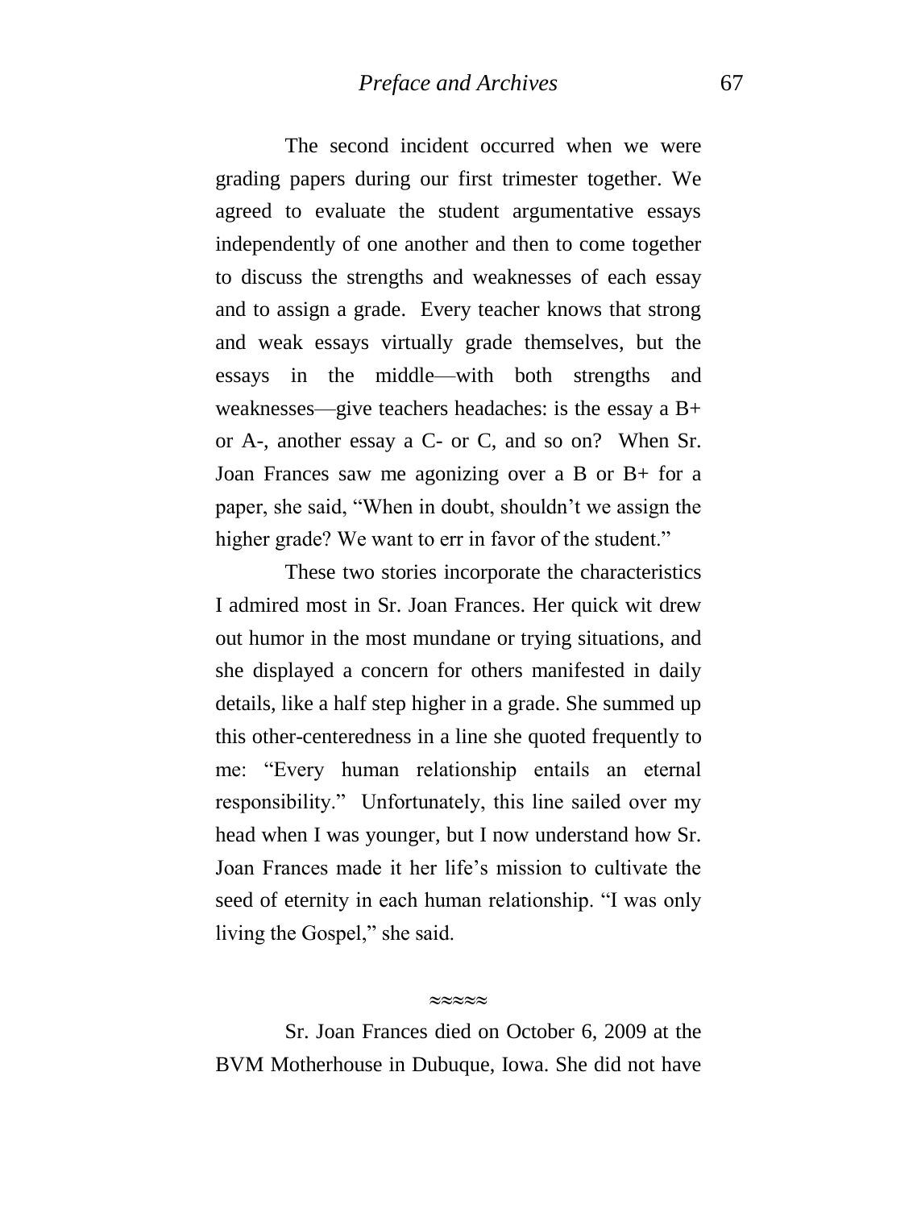The second incident occurred when we were grading papers during our first trimester together. We agreed to evaluate the student argumentative essays independently of one another and then to come together to discuss the strengths and weaknesses of each essay and to assign a grade. Every teacher knows that strong and weak essays virtually grade themselves, but the essays in the middle—with both strengths and weaknesses—give teachers headaches: is the essay a B+ or A-, another essay a C- or C, and so on? When Sr. Joan Frances saw me agonizing over a B or B+ for a paper, she said, "When in doubt, shouldn't we assign the higher grade? We want to err in favor of the student."

These two stories incorporate the characteristics I admired most in Sr. Joan Frances. Her quick wit drew out humor in the most mundane or trying situations, and she displayed a concern for others manifested in daily details, like a half step higher in a grade. She summed up this other-centeredness in a line she quoted frequently to me: "Every human relationship entails an eternal responsibility." Unfortunately, this line sailed over my head when I was younger, but I now understand how Sr. Joan Frances made it her life's mission to cultivate the seed of eternity in each human relationship. "I was only living the Gospel," she said.

≈≈≈≈≈

Sr. Joan Frances died on October 6, 2009 at the BVM Motherhouse in Dubuque, Iowa. She did not have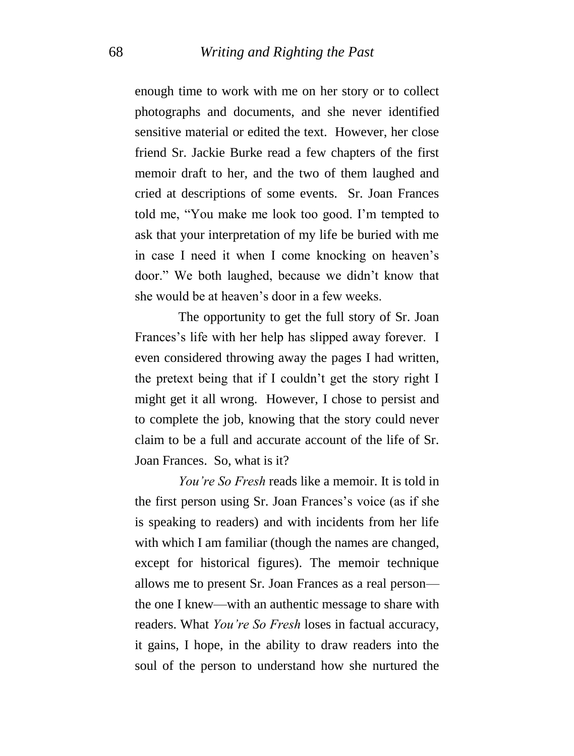enough time to work with me on her story or to collect photographs and documents, and she never identified sensitive material or edited the text. However, her close friend Sr. Jackie Burke read a few chapters of the first memoir draft to her, and the two of them laughed and cried at descriptions of some events. Sr. Joan Frances told me, "You make me look too good. I'm tempted to ask that your interpretation of my life be buried with me in case I need it when I come knocking on heaven's door." We both laughed, because we didn't know that she would be at heaven's door in a few weeks.

The opportunity to get the full story of Sr. Joan Frances's life with her help has slipped away forever. I even considered throwing away the pages I had written, the pretext being that if I couldn't get the story right I might get it all wrong. However, I chose to persist and to complete the job, knowing that the story could never claim to be a full and accurate account of the life of Sr. Joan Frances. So, what is it?

*You're So Fresh* reads like a memoir. It is told in the first person using Sr. Joan Frances's voice (as if she is speaking to readers) and with incidents from her life with which I am familiar (though the names are changed, except for historical figures). The memoir technique allows me to present Sr. Joan Frances as a real person—the one I knew—with an authentic message to share with readers. What *You're So Fresh* loses in factual accuracy, it gains, I hope, in the ability to draw readers into the soul of the person to understand how she nurtured the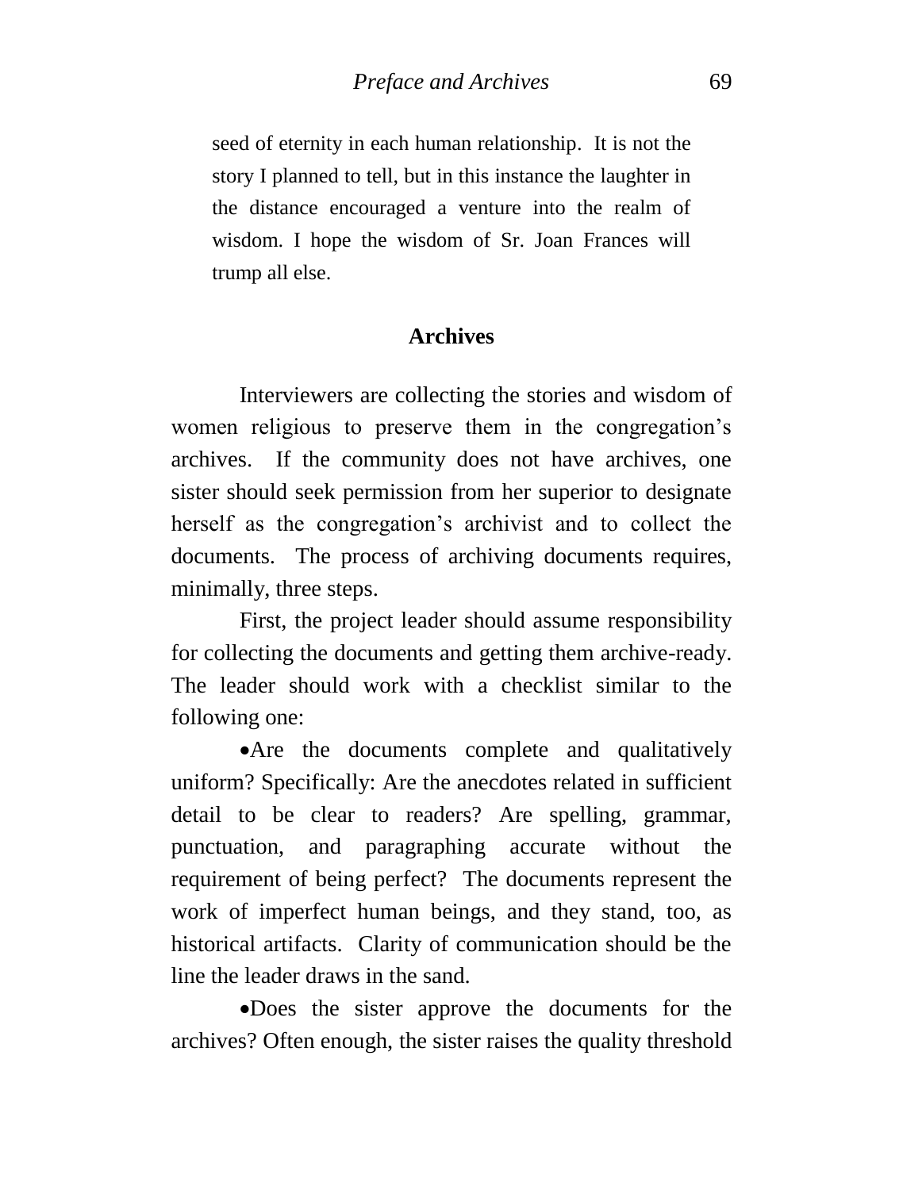seed of eternity in each human relationship. It is not the story I planned to tell, but in this instance the laughter in the distance encouraged a venture into the realm of wisdom. I hope the wisdom of Sr. Joan Frances will trump all else.

## Archives

Interviewers are collecting the stories and wisdom of women religious to preserve them in the congregation's archives. If the community does not have archives, one sister should seek permission from her superior to designate herself as the congregation's archivist and to collect the documents. The process of archiving documents requires, minimally, three steps.

First, the project leader should assume responsibility for collecting the documents and getting them archive-ready. The leader should work with a checklist similar to the following one:

- Are the documents complete and qualitatively uniform? Specifically: Are the anecdotes related in sufficient detail to be clear to readers? Are spelling, grammar, punctuation, and paragraphing accurate without the requirement of being perfect? The documents represent the work of imperfect human beings, and they stand, too, as historical artifacts. Clarity of communication should be the line the leader draws in the sand.

- Does the sister approve the documents for the archives? Often enough, the sister raises the quality threshold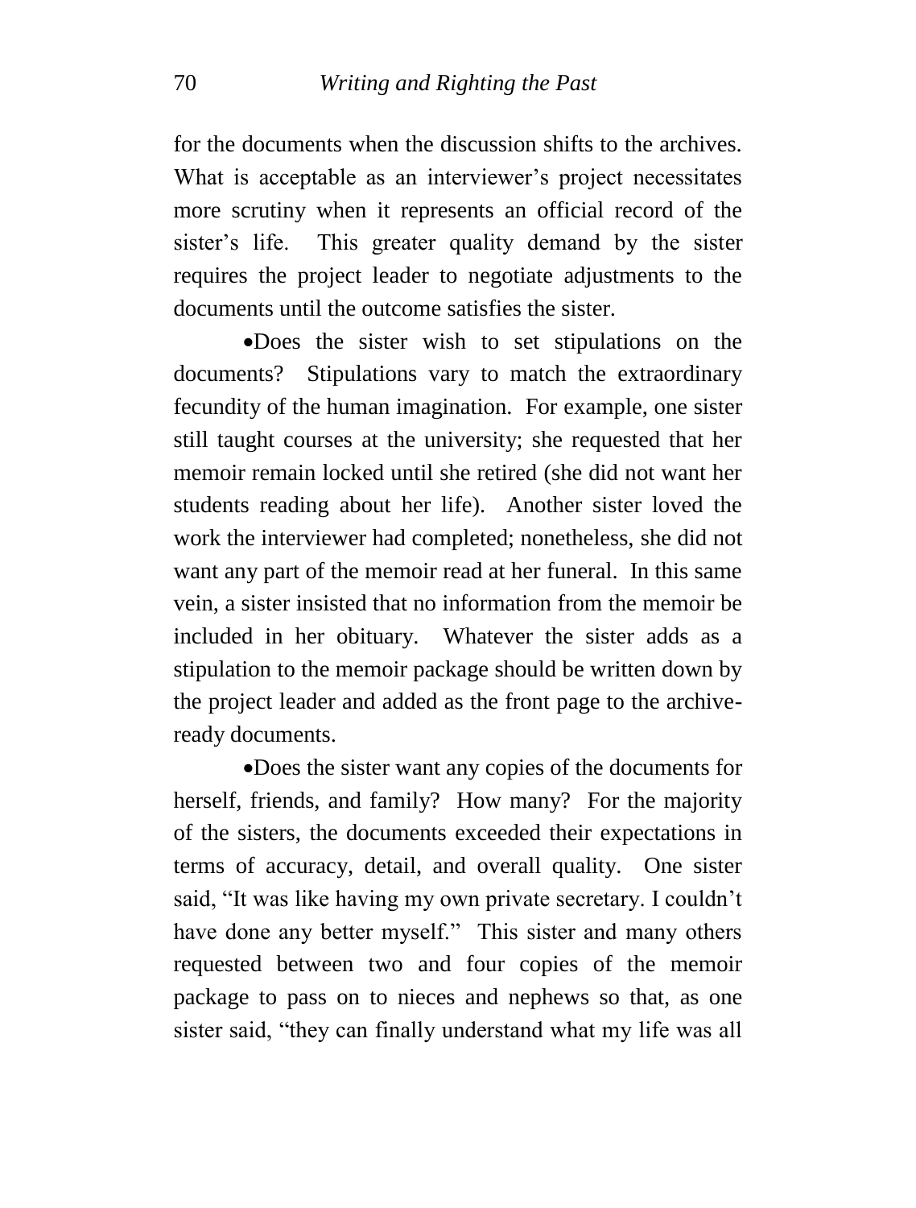for the documents when the discussion shifts to the archives. What is acceptable as an interviewer's project necessitates more scrutiny when it represents an official record of the sister's life. This greater quality demand by the sister requires the project leader to negotiate adjustments to the documents until the outcome satisfies the sister.

- Does the sister wish to set stipulations on the documents? Stipulations vary to match the extraordinary fecundity of the human imagination. For example, one sister still taught courses at the university; she requested that her memoir remain locked until she retired (she did not want her students reading about her life). Another sister loved the work the interviewer had completed; nonetheless, she did not want any part of the memoir read at her funeral. In this same vein, a sister insisted that no information from the memoir be included in her obituary. Whatever the sister adds as a stipulation to the memoir package should be written down by the project leader and added as the front page to the archive-ready documents.

- Does the sister want any copies of the documents for herself, friends, and family? How many? For the majority of the sisters, the documents exceeded their expectations in terms of accuracy, detail, and overall quality. One sister said, "It was like having my own private secretary. I couldn't have done any better myself." This sister and many others requested between two and four copies of the memoir package to pass on to nieces and nephews so that, as one sister said, "they can finally understand what my life was all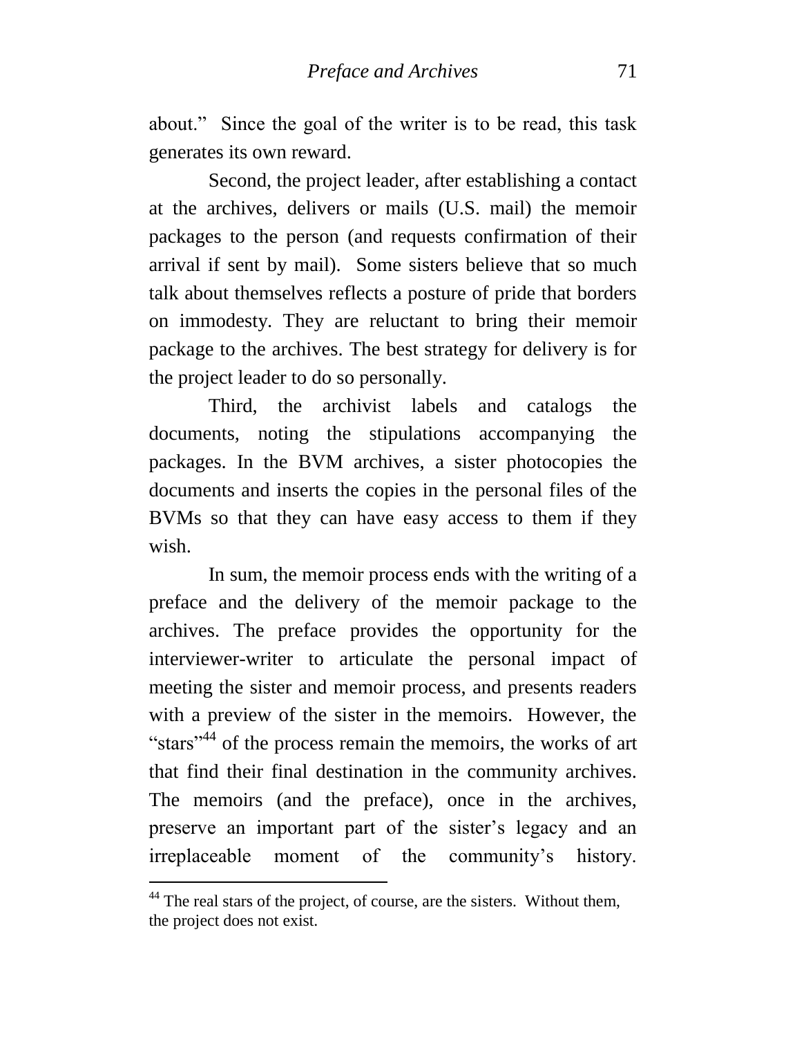about." Since the goal of the writer is to be read, this task generates its own reward.

Second, the project leader, after establishing a contact at the archives, delivers or mails (U.S. mail) the memoir packages to the person (and requests confirmation of their arrival if sent by mail). Some sisters believe that so much talk about themselves reflects a posture of pride that borders on immodesty. They are reluctant to bring their memoir package to the archives. The best strategy for delivery is for the project leader to do so personally.

Third, the archivist labels and catalogs the documents, noting the stipulations accompanying the packages. In the BVM archives, a sister photocopies the documents and inserts the copies in the personal files of the BVMs so that they can have easy access to them if they wish.

In sum, the memoir process ends with the writing of a preface and the delivery of the memoir package to the archives. The preface provides the opportunity for the interviewer-writer to articulate the personal impact of meeting the sister and memoir process, and presents readers with a preview of the sister in the memoirs. However, the "stars"[44] of the process remain the memoirs, the works of art that find their final destination in the community archives. The memoirs (and the preface), once in the archives, preserve an important part of the sister's legacy and an irreplaceable moment of the community's history.

---

[44] The real stars of the project, of course, are the sisters. Without them, the project does not exist.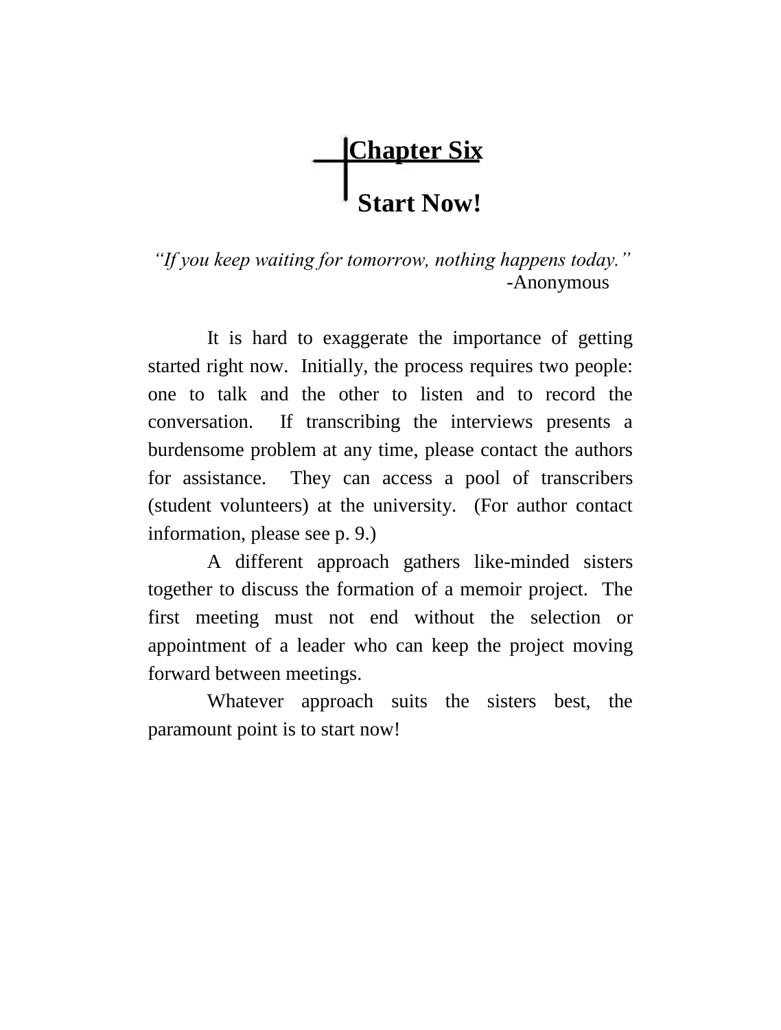# Chapter Six

## Start Now!

*"If you keep waiting for tomorrow, nothing happens today."*
-Anonymous

It is hard to exaggerate the importance of getting started right now. Initially, the process requires two people: one to talk and the other to listen and to record the conversation. If transcribing the interviews presents a burdensome problem at any time, please contact the authors for assistance. They can access a pool of transcribers (student volunteers) at the university. (For author contact information, please see p. 9.)

A different approach gathers like-minded sisters together to discuss the formation of a memoir project. The first meeting must not end without the selection or appointment of a leader who can keep the project moving forward between meetings.

Whatever approach suits the sisters best, the paramount point is to start now!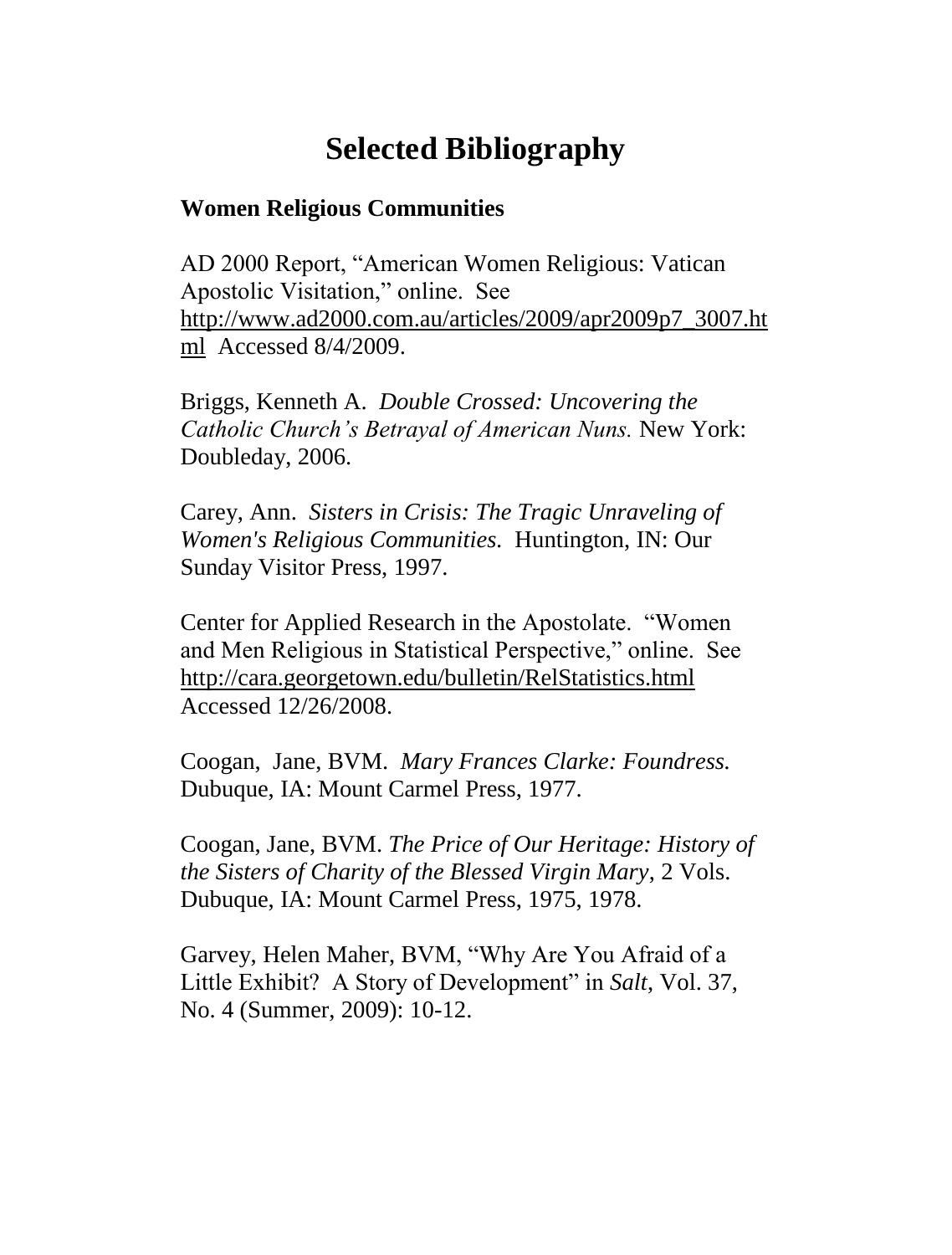# Selected Bibliography

## Women Religious Communities

AD 2000 Report, "American Women Religious: Vatican Apostolic Visitation," online. See http://www.ad2000.com.au/articles/2009/apr2009p7_3007.html Accessed 8/4/2009.

Briggs, Kenneth A. *Double Crossed: Uncovering the Catholic Church's Betrayal of American Nuns.* New York: Doubleday, 2006.

Carey, Ann. *Sisters in Crisis: The Tragic Unraveling of Women's Religious Communities.* Huntington, IN: Our Sunday Visitor Press, 1997.

Center for Applied Research in the Apostolate. "Women and Men Religious in Statistical Perspective," online. See http://cara.georgetown.edu/bulletin/RelStatistics.html Accessed 12/26/2008.

Coogan, Jane, BVM. *Mary Frances Clarke: Foundress.* Dubuque, IA: Mount Carmel Press, 1977.

Coogan, Jane, BVM. *The Price of Our Heritage: History of the Sisters of Charity of the Blessed Virgin Mary*, 2 Vols. Dubuque, IA: Mount Carmel Press, 1975, 1978.

Garvey, Helen Maher, BVM, "Why Are You Afraid of a Little Exhibit? A Story of Development" in *Salt*, Vol. 37, No. 4 (Summer, 2009): 10-12.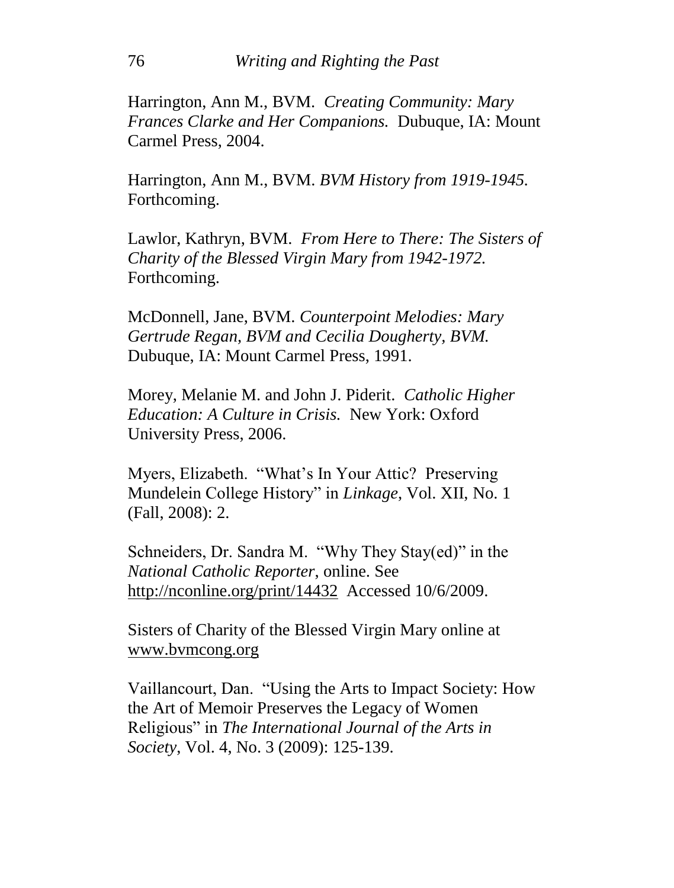Harrington, Ann M., BVM. *Creating Community: Mary Frances Clarke and Her Companions.* Dubuque, IA: Mount Carmel Press, 2004.

Harrington, Ann M., BVM. *BVM History from 1919-1945.* Forthcoming.

Lawlor, Kathryn, BVM. *From Here to There: The Sisters of Charity of the Blessed Virgin Mary from 1942-1972.* Forthcoming.

McDonnell, Jane, BVM. *Counterpoint Melodies: Mary Gertrude Regan, BVM and Cecilia Dougherty, BVM.* Dubuque, IA: Mount Carmel Press, 1991.

Morey, Melanie M. and John J. Piderit. *Catholic Higher Education: A Culture in Crisis.* New York: Oxford University Press, 2006.

Myers, Elizabeth. "What's In Your Attic? Preserving Mundelein College History" in *Linkage*, Vol. XII, No. 1 (Fall, 2008): 2.

Schneiders, Dr. Sandra M. "Why They Stay(ed)" in the *National Catholic Reporter*, online. See http://nconline.org/print/14432 Accessed 10/6/2009.

Sisters of Charity of the Blessed Virgin Mary online at www.bvmcong.org

Vaillancourt, Dan. "Using the Arts to Impact Society: How the Art of Memoir Preserves the Legacy of Women Religious" in *The International Journal of the Arts in Society*, Vol. 4, No. 3 (2009): 125-139.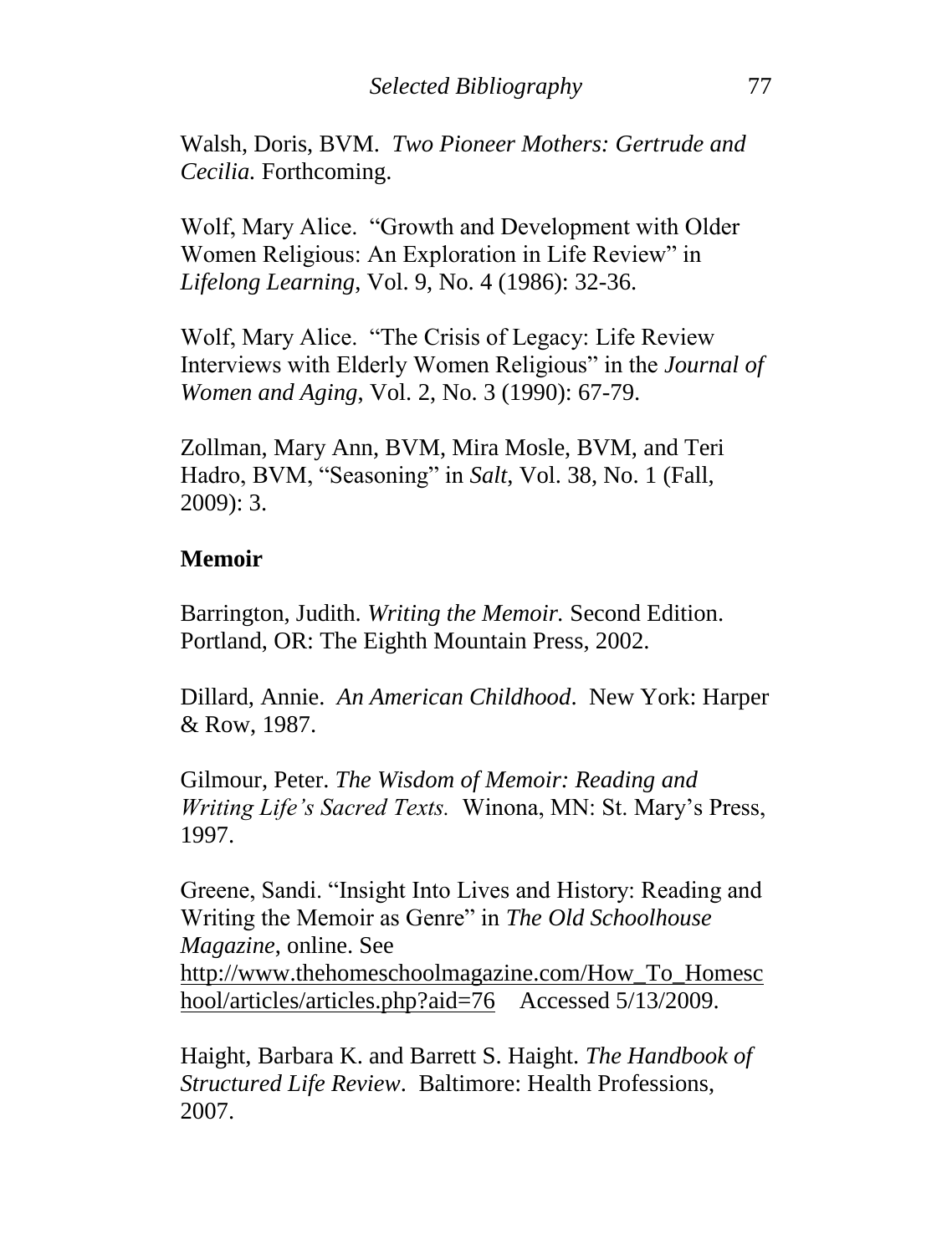Walsh, Doris, BVM. *Two Pioneer Mothers: Gertrude and Cecilia.* Forthcoming.

Wolf, Mary Alice. "Growth and Development with Older Women Religious: An Exploration in Life Review" in *Lifelong Learning*, Vol. 9, No. 4 (1986): 32-36.

Wolf, Mary Alice. "The Crisis of Legacy: Life Review Interviews with Elderly Women Religious" in the *Journal of Women and Aging*, Vol. 2, No. 3 (1990): 67-79.

Zollman, Mary Ann, BVM, Mira Mosle, BVM, and Teri Hadro, BVM, "Seasoning" in *Salt*, Vol. 38, No. 1 (Fall, 2009): 3.

**Memoir**

Barrington, Judith. *Writing the Memoir.* Second Edition. Portland, OR: The Eighth Mountain Press, 2002.

Dillard, Annie. *An American Childhood*. New York: Harper & Row, 1987.

Gilmour, Peter. *The Wisdom of Memoir: Reading and Writing Life's Sacred Texts.* Winona, MN: St. Mary's Press, 1997.

Greene, Sandi. "Insight Into Lives and History: Reading and Writing the Memoir as Genre" in *The Old Schoolhouse Magazine*, online. See http://www.thehomeschoolmagazine.com/How_To_Homeschool/articles/articles.php?aid=76 Accessed 5/13/2009.

Haight, Barbara K. and Barrett S. Haight. *The Handbook of Structured Life Review*. Baltimore: Health Professions, 2007.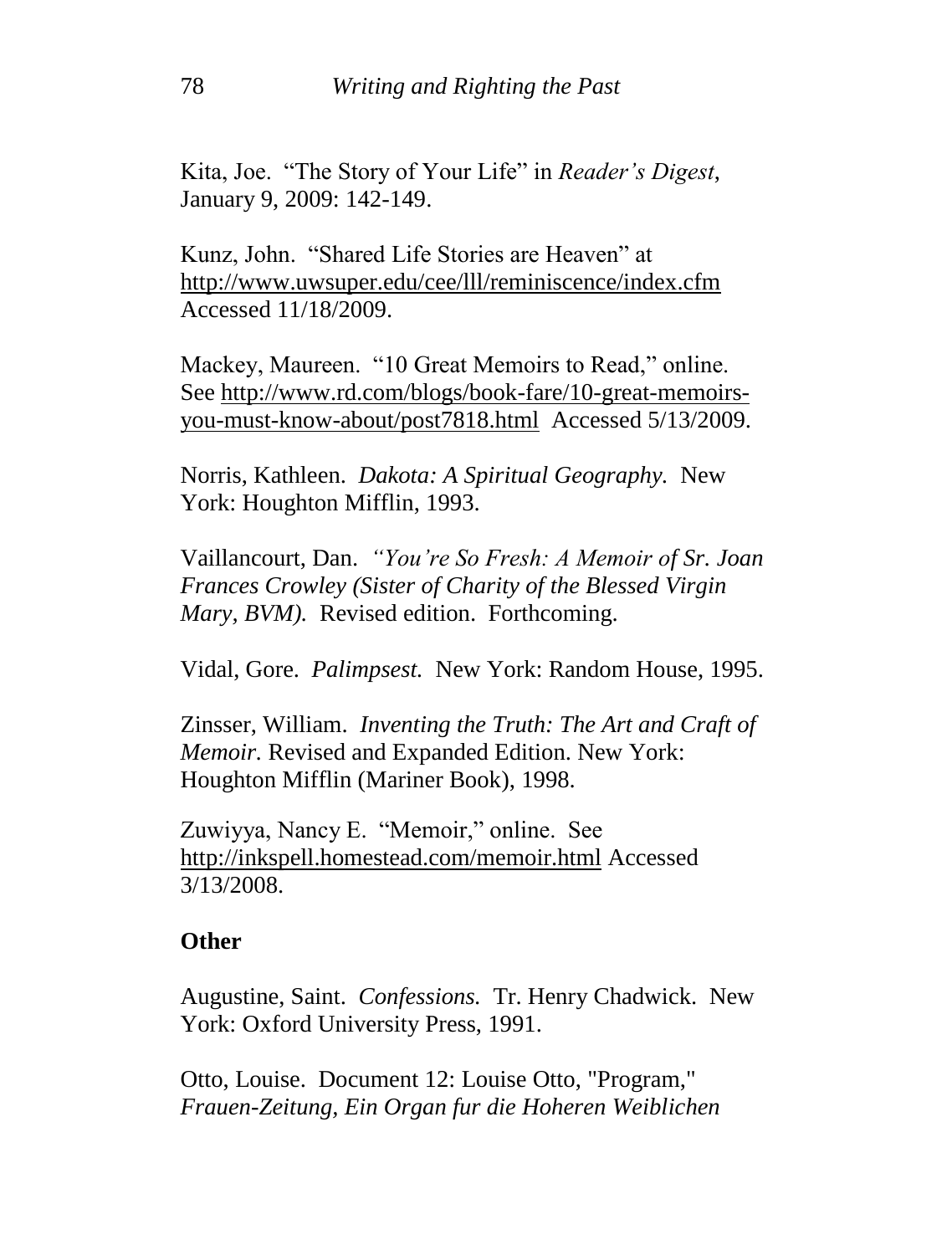Kita, Joe. "The Story of Your Life" in *Reader's Digest*, January 9, 2009: 142-149.

Kunz, John. "Shared Life Stories are Heaven" at http://www.uwsuper.edu/cee/lll/reminiscence/index.cfm Accessed 11/18/2009.

Mackey, Maureen. "10 Great Memoirs to Read," online. See http://www.rd.com/blogs/book-fare/10-great-memoirs-you-must-know-about/post7818.html Accessed 5/13/2009.

Norris, Kathleen. *Dakota: A Spiritual Geography.* New York: Houghton Mifflin, 1993.

Vaillancourt, Dan. *"You're So Fresh: A Memoir of Sr. Joan Frances Crowley (Sister of Charity of the Blessed Virgin Mary, BVM).* Revised edition. Forthcoming.

Vidal, Gore. *Palimpsest.* New York: Random House, 1995.

Zinsser, William. *Inventing the Truth: The Art and Craft of Memoir.* Revised and Expanded Edition. New York: Houghton Mifflin (Mariner Book), 1998.

Zuwiyya, Nancy E. "Memoir," online. See http://inkspell.homestead.com/memoir.html Accessed 3/13/2008.

**Other**

Augustine, Saint. *Confessions.* Tr. Henry Chadwick. New York: Oxford University Press, 1991.

Otto, Louise. Document 12: Louise Otto, "Program," *Frauen-Zeitung, Ein Organ fur die Hoheren Weiblichen*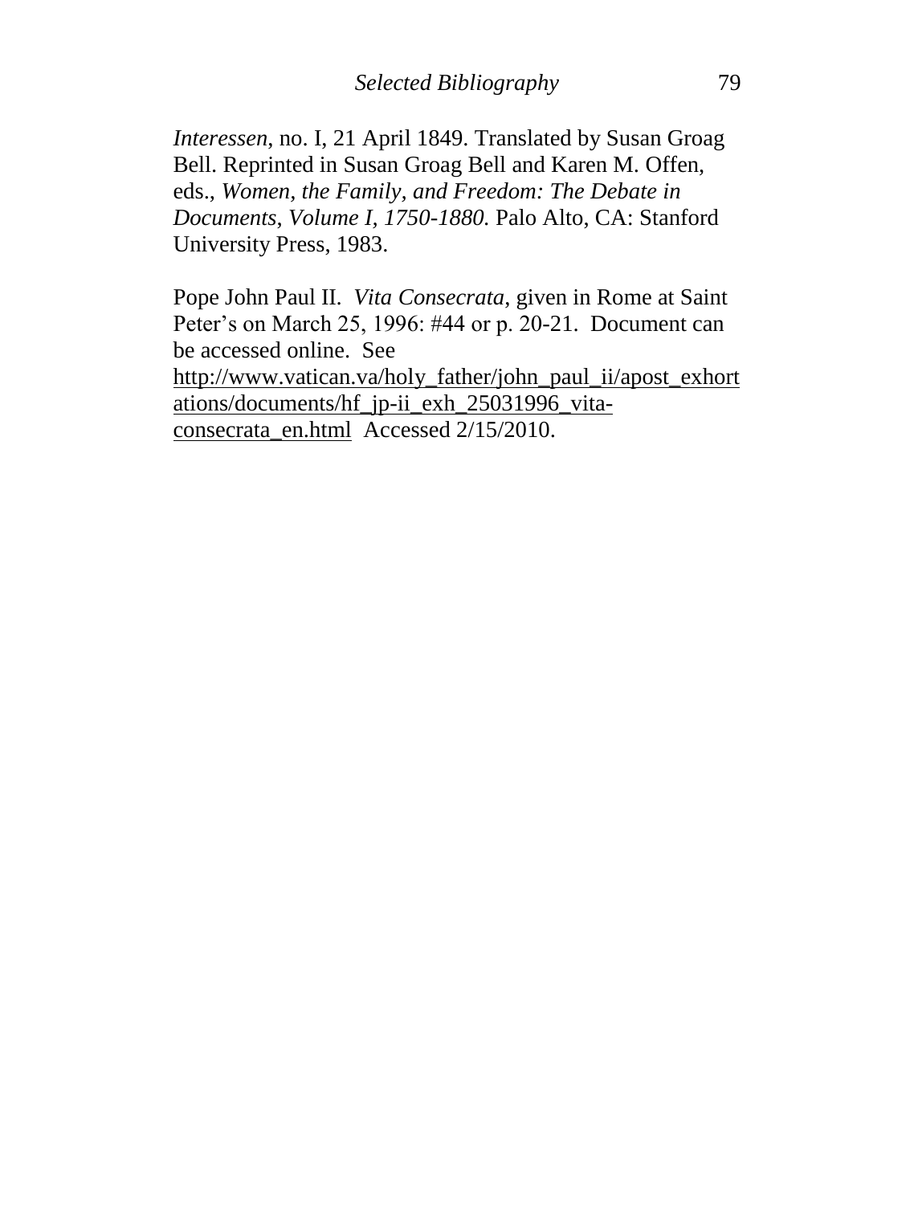*Interessen*, no. I, 21 April 1849. Translated by Susan Groag Bell. Reprinted in Susan Groag Bell and Karen M. Offen, eds., *Women, the Family, and Freedom: The Debate in Documents, Volume I, 1750-1880.* Palo Alto, CA: Stanford University Press, 1983.

Pope John Paul II. *Vita Consecrata*, given in Rome at Saint Peter's on March 25, 1996: #44 or p. 20-21. Document can be accessed online. See http://www.vatican.va/holy_father/john_paul_ii/apost_exhortations/documents/hf_jp-ii_exh_25031996_vita-consecrata_en.html Accessed 2/15/2010.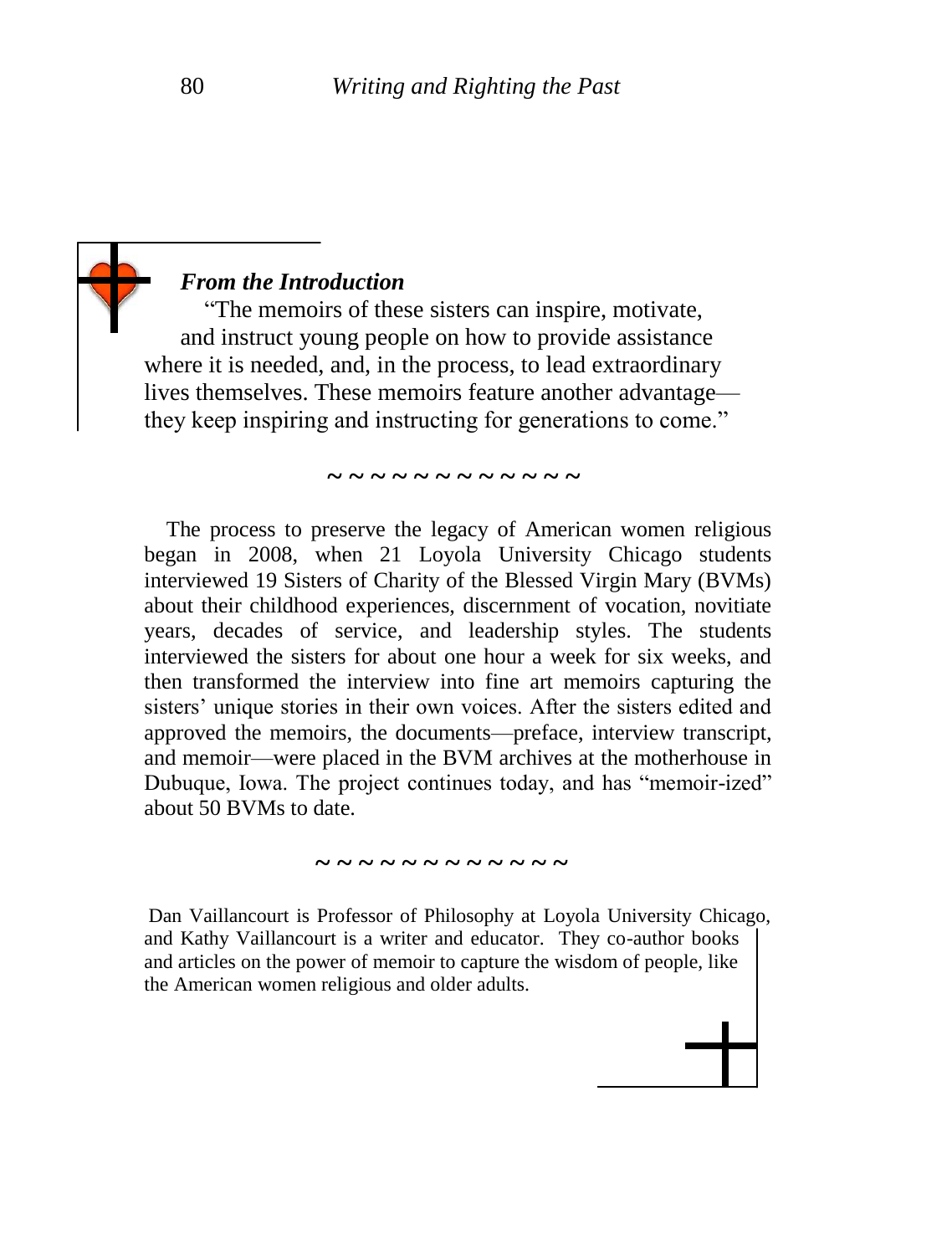### *From the Introduction*

"The memoirs of these sisters can inspire, motivate, and instruct young people on how to provide assistance where it is needed, and, in the process, to lead extraordinary lives themselves. These memoirs feature another advantage—they keep inspiring and instructing for generations to come."

~ ~ ~ ~ ~ ~ ~ ~ ~ ~ ~ ~ ~

The process to preserve the legacy of American women religious began in 2008, when 21 Loyola University Chicago students interviewed 19 Sisters of Charity of the Blessed Virgin Mary (BVMs) about their childhood experiences, discernment of vocation, novitiate years, decades of service, and leadership styles. The students interviewed the sisters for about one hour a week for six weeks, and then transformed the interview into fine art memoirs capturing the sisters' unique stories in their own voices. After the sisters edited and approved the memoirs, the documents—preface, interview transcript, and memoir—were placed in the BVM archives at the motherhouse in Dubuque, Iowa. The project continues today, and has "memoir-ized" about 50 BVMs to date.

~ ~ ~ ~ ~ ~ ~ ~ ~ ~ ~ ~ ~

Dan Vaillancourt is Professor of Philosophy at Loyola University Chicago, and Kathy Vaillancourt is a writer and educator. They co-author books and articles on the power of memoir to capture the wisdom of people, like the American women religious and older adults.